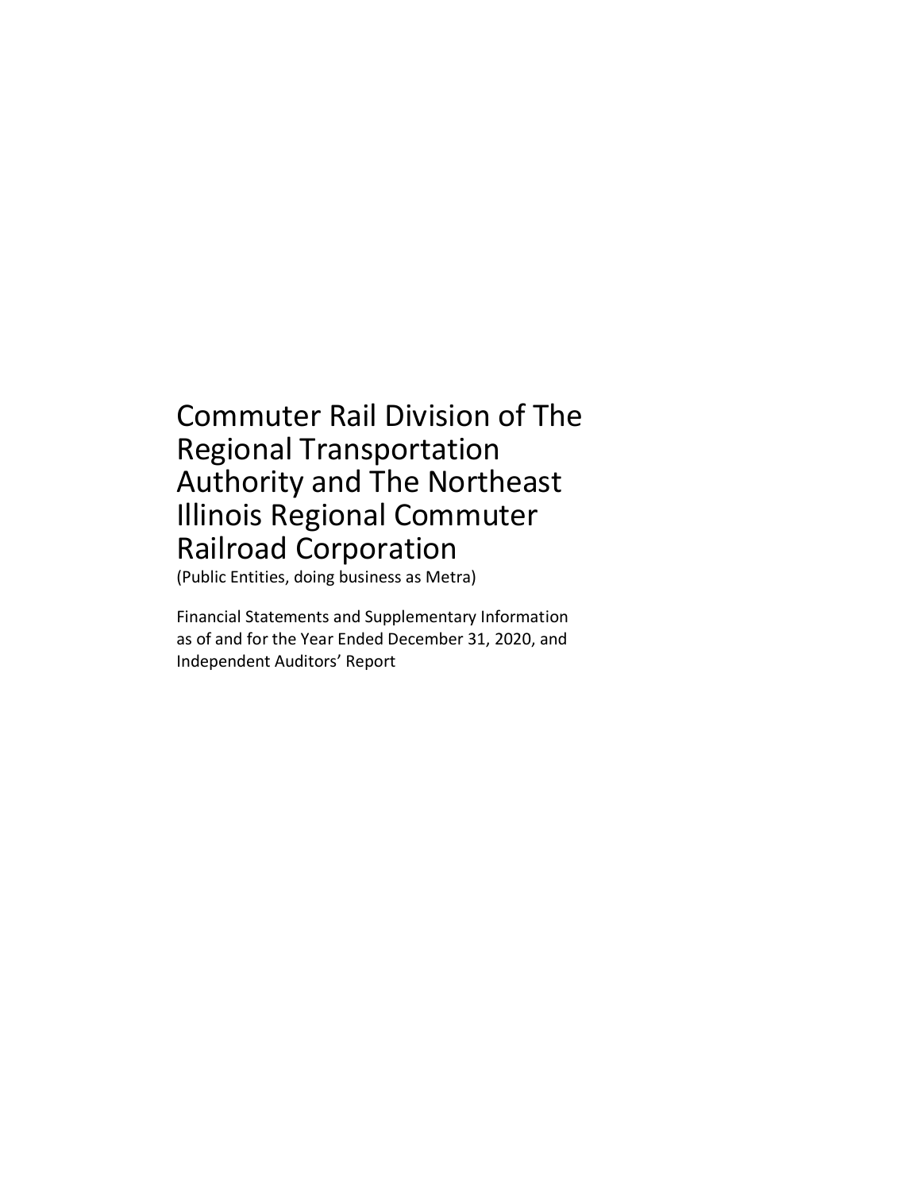# Commuter Rail Division of The Regional Transportation Authority and The Northeast Illinois Regional Commuter Railroad Corporation

(Public Entities, doing business as Metra)

Financial Statements and Supplementary Information as of and for the Year Ended December 31, 2020, and Independent Auditors' Report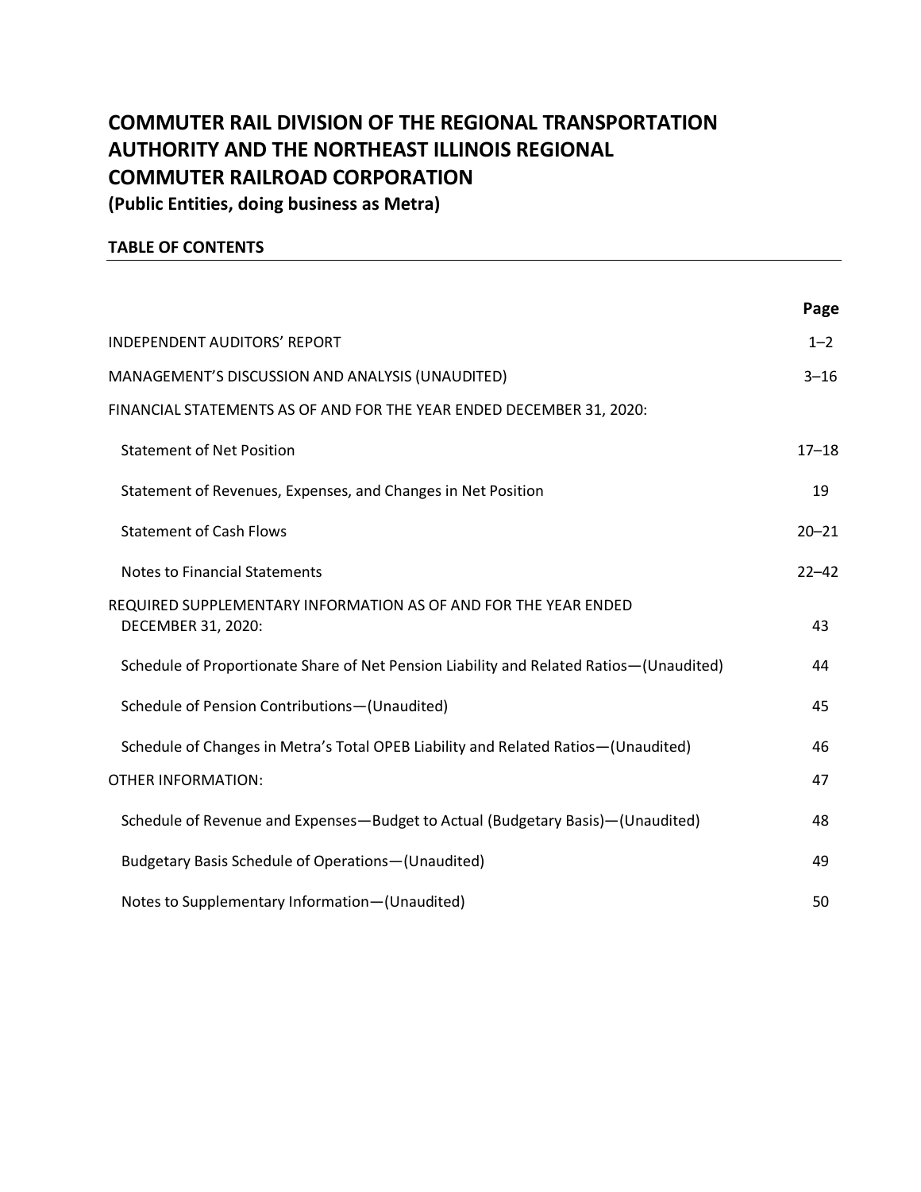# COMMUTER RAIL DIVISION OF THE REGIONAL TRANSPORTATION AUTHORITY AND THE NORTHEAST ILLINOIS REGIONAL COMMUTER RAILROAD CORPORATION

**(Public Entities, doing business as Metra)**

## TABLE OF CONTENTS

| | Page |
|---|---|
| INDEPENDENT AUDITORS' REPORT | 1–2 |
| MANAGEMENT'S DISCUSSION AND ANALYSIS (UNAUDITED) | 3–16 |
| FINANCIAL STATEMENTS AS OF AND FOR THE YEAR ENDED DECEMBER 31, 2020: | |
| Statement of Net Position | 17–18 |
| Statement of Revenues, Expenses, and Changes in Net Position | 19 |
| Statement of Cash Flows | 20–21 |
| Notes to Financial Statements | 22–42 |
| REQUIRED SUPPLEMENTARY INFORMATION AS OF AND FOR THE YEAR ENDED DECEMBER 31, 2020: | 43 |
| Schedule of Proportionate Share of Net Pension Liability and Related Ratios—(Unaudited) | 44 |
| Schedule of Pension Contributions—(Unaudited) | 45 |
| Schedule of Changes in Metra's Total OPEB Liability and Related Ratios—(Unaudited) | 46 |
| OTHER INFORMATION: | 47 |
| Schedule of Revenue and Expenses—Budget to Actual (Budgetary Basis)—(Unaudited) | 48 |
| Budgetary Basis Schedule of Operations—(Unaudited) | 49 |
| Notes to Supplementary Information—(Unaudited) | 50 |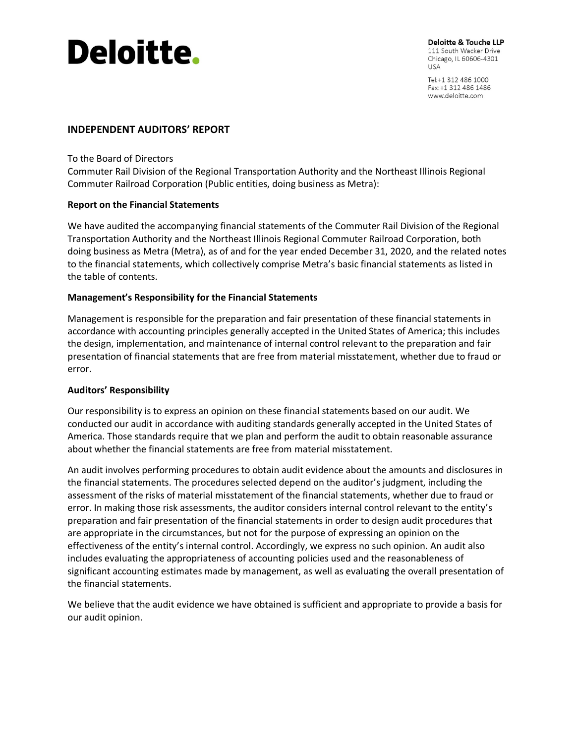**Deloitte.**

**Deloitte & Touche LLP**
111 South Wacker Drive
Chicago, IL 60606-4301
USA

Tel:+1 312 486 1000
Fax:+1 312 486 1486
www.deloitte.com

## INDEPENDENT AUDITORS' REPORT

To the Board of Directors
Commuter Rail Division of the Regional Transportation Authority and the Northeast Illinois Regional Commuter Railroad Corporation (Public entities, doing business as Metra):

### Report on the Financial Statements

We have audited the accompanying financial statements of the Commuter Rail Division of the Regional Transportation Authority and the Northeast Illinois Regional Commuter Railroad Corporation, both doing business as Metra (Metra), as of and for the year ended December 31, 2020, and the related notes to the financial statements, which collectively comprise Metra's basic financial statements as listed in the table of contents.

### Management's Responsibility for the Financial Statements

Management is responsible for the preparation and fair presentation of these financial statements in accordance with accounting principles generally accepted in the United States of America; this includes the design, implementation, and maintenance of internal control relevant to the preparation and fair presentation of financial statements that are free from material misstatement, whether due to fraud or error.

### Auditors' Responsibility

Our responsibility is to express an opinion on these financial statements based on our audit. We conducted our audit in accordance with auditing standards generally accepted in the United States of America. Those standards require that we plan and perform the audit to obtain reasonable assurance about whether the financial statements are free from material misstatement.

An audit involves performing procedures to obtain audit evidence about the amounts and disclosures in the financial statements. The procedures selected depend on the auditor's judgment, including the assessment of the risks of material misstatement of the financial statements, whether due to fraud or error. In making those risk assessments, the auditor considers internal control relevant to the entity's preparation and fair presentation of the financial statements in order to design audit procedures that are appropriate in the circumstances, but not for the purpose of expressing an opinion on the effectiveness of the entity's internal control. Accordingly, we express no such opinion. An audit also includes evaluating the appropriateness of accounting policies used and the reasonableness of significant accounting estimates made by management, as well as evaluating the overall presentation of the financial statements.

We believe that the audit evidence we have obtained is sufficient and appropriate to provide a basis for our audit opinion.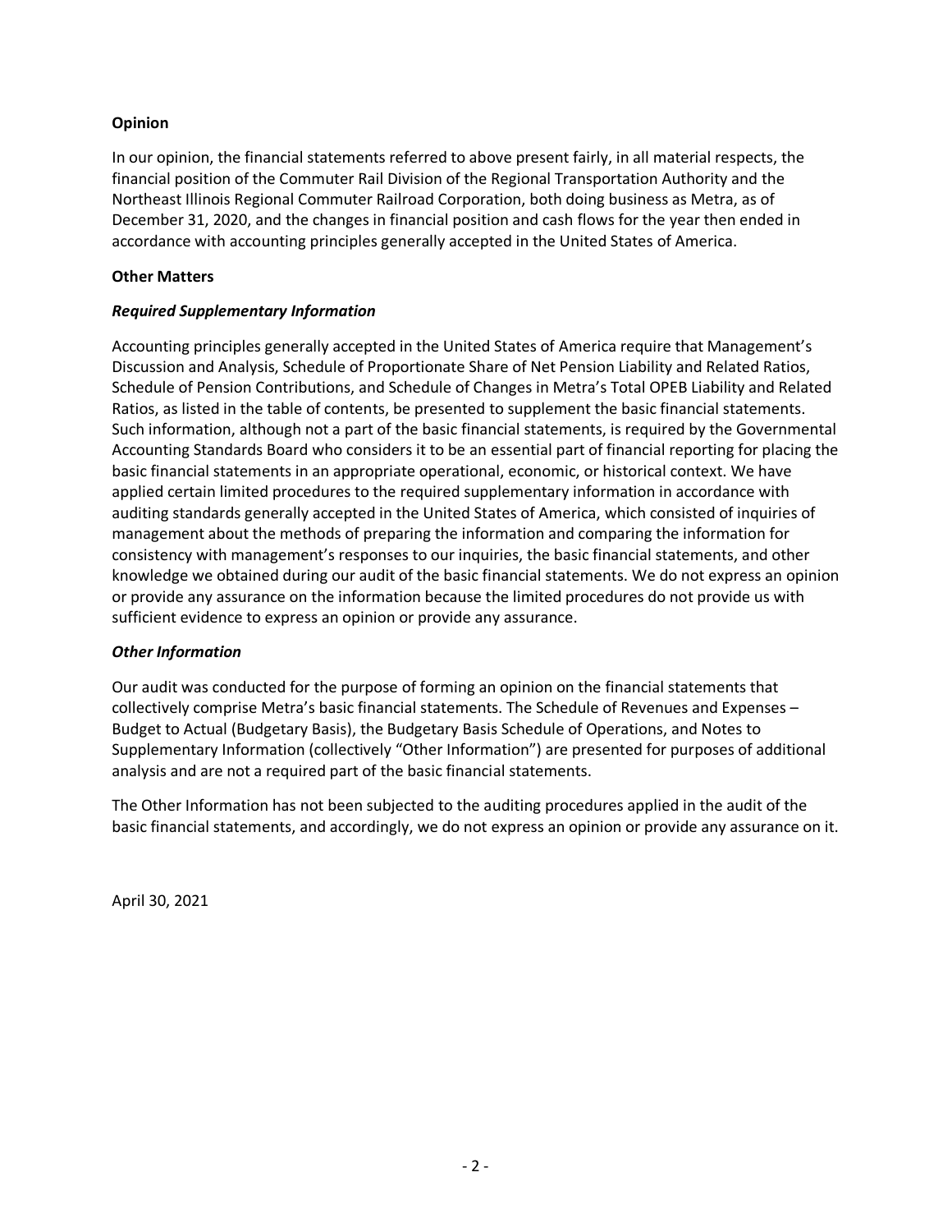**Opinion**

In our opinion, the financial statements referred to above present fairly, in all material respects, the financial position of the Commuter Rail Division of the Regional Transportation Authority and the Northeast Illinois Regional Commuter Railroad Corporation, both doing business as Metra, as of December 31, 2020, and the changes in financial position and cash flows for the year then ended in accordance with accounting principles generally accepted in the United States of America.

**Other Matters**

***Required Supplementary Information***

Accounting principles generally accepted in the United States of America require that Management's Discussion and Analysis, Schedule of Proportionate Share of Net Pension Liability and Related Ratios, Schedule of Pension Contributions, and Schedule of Changes in Metra's Total OPEB Liability and Related Ratios, as listed in the table of contents, be presented to supplement the basic financial statements. Such information, although not a part of the basic financial statements, is required by the Governmental Accounting Standards Board who considers it to be an essential part of financial reporting for placing the basic financial statements in an appropriate operational, economic, or historical context. We have applied certain limited procedures to the required supplementary information in accordance with auditing standards generally accepted in the United States of America, which consisted of inquiries of management about the methods of preparing the information and comparing the information for consistency with management's responses to our inquiries, the basic financial statements, and other knowledge we obtained during our audit of the basic financial statements. We do not express an opinion or provide any assurance on the information because the limited procedures do not provide us with sufficient evidence to express an opinion or provide any assurance.

***Other Information***

Our audit was conducted for the purpose of forming an opinion on the financial statements that collectively comprise Metra's basic financial statements. The Schedule of Revenues and Expenses – Budget to Actual (Budgetary Basis), the Budgetary Basis Schedule of Operations, and Notes to Supplementary Information (collectively "Other Information") are presented for purposes of additional analysis and are not a required part of the basic financial statements.

The Other Information has not been subjected to the auditing procedures applied in the audit of the basic financial statements, and accordingly, we do not express an opinion or provide any assurance on it.

April 30, 2021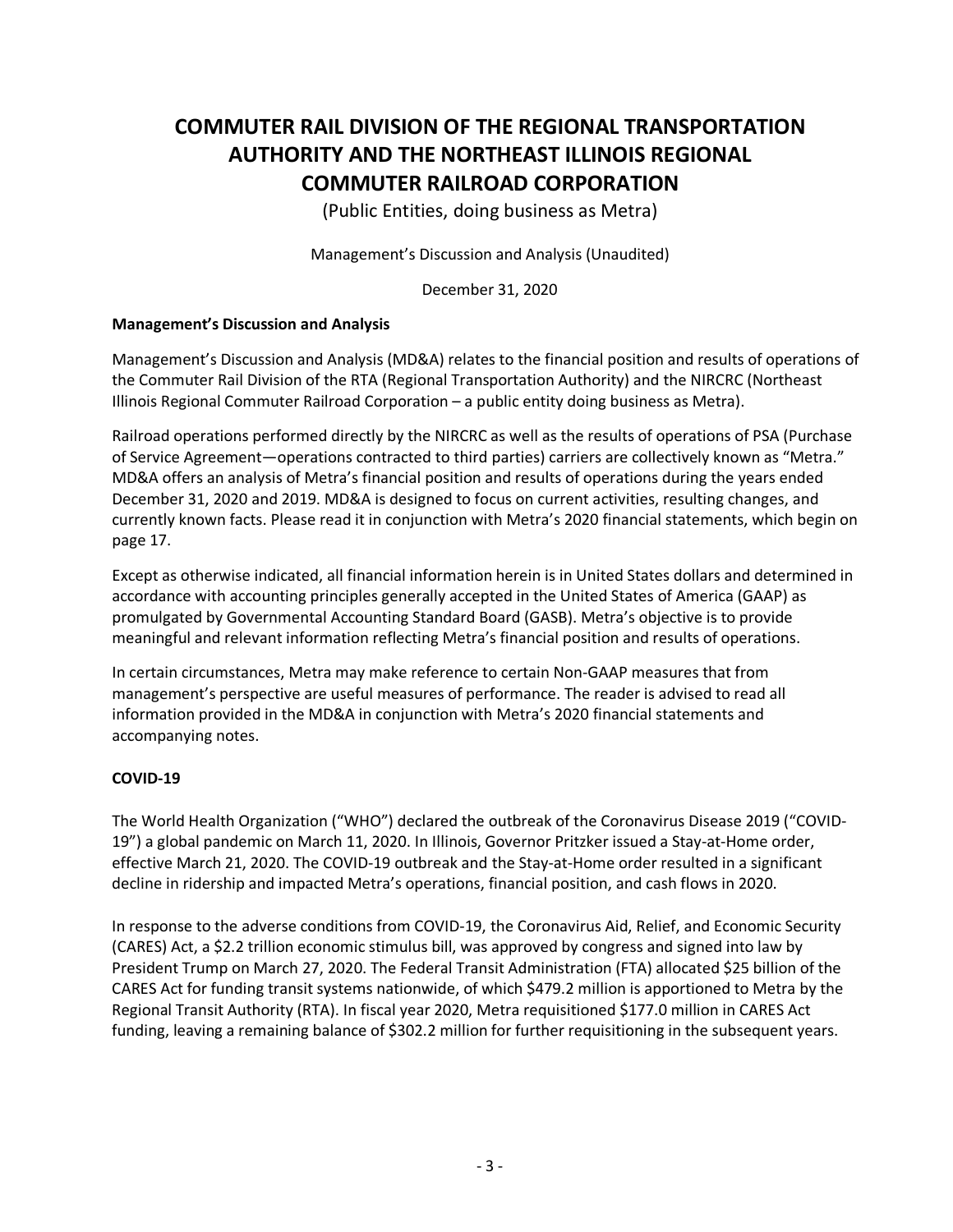# COMMUTER RAIL DIVISION OF THE REGIONAL TRANSPORTATION AUTHORITY AND THE NORTHEAST ILLINOIS REGIONAL COMMUTER RAILROAD CORPORATION

(Public Entities, doing business as Metra)

Management's Discussion and Analysis (Unaudited)

December 31, 2020

**Management's Discussion and Analysis**

Management's Discussion and Analysis (MD&A) relates to the financial position and results of operations of the Commuter Rail Division of the RTA (Regional Transportation Authority) and the NIRCRC (Northeast Illinois Regional Commuter Railroad Corporation – a public entity doing business as Metra).

Railroad operations performed directly by the NIRCRC as well as the results of operations of PSA (Purchase of Service Agreement—operations contracted to third parties) carriers are collectively known as "Metra." MD&A offers an analysis of Metra's financial position and results of operations during the years ended December 31, 2020 and 2019. MD&A is designed to focus on current activities, resulting changes, and currently known facts. Please read it in conjunction with Metra's 2020 financial statements, which begin on page 17.

Except as otherwise indicated, all financial information herein is in United States dollars and determined in accordance with accounting principles generally accepted in the United States of America (GAAP) as promulgated by Governmental Accounting Standard Board (GASB). Metra's objective is to provide meaningful and relevant information reflecting Metra's financial position and results of operations.

In certain circumstances, Metra may make reference to certain Non-GAAP measures that from management's perspective are useful measures of performance. The reader is advised to read all information provided in the MD&A in conjunction with Metra's 2020 financial statements and accompanying notes.

**COVID-19**

The World Health Organization ("WHO") declared the outbreak of the Coronavirus Disease 2019 ("COVID-19") a global pandemic on March 11, 2020. In Illinois, Governor Pritzker issued a Stay-at-Home order, effective March 21, 2020. The COVID-19 outbreak and the Stay-at-Home order resulted in a significant decline in ridership and impacted Metra's operations, financial position, and cash flows in 2020.

In response to the adverse conditions from COVID-19, the Coronavirus Aid, Relief, and Economic Security (CARES) Act, a $2.2 trillion economic stimulus bill, was approved by congress and signed into law by President Trump on March 27, 2020. The Federal Transit Administration (FTA) allocated $25 billion of the CARES Act for funding transit systems nationwide, of which $479.2 million is apportioned to Metra by the Regional Transit Authority (RTA). In fiscal year 2020, Metra requisitioned $177.0 million in CARES Act funding, leaving a remaining balance of $302.2 million for further requisitioning in the subsequent years.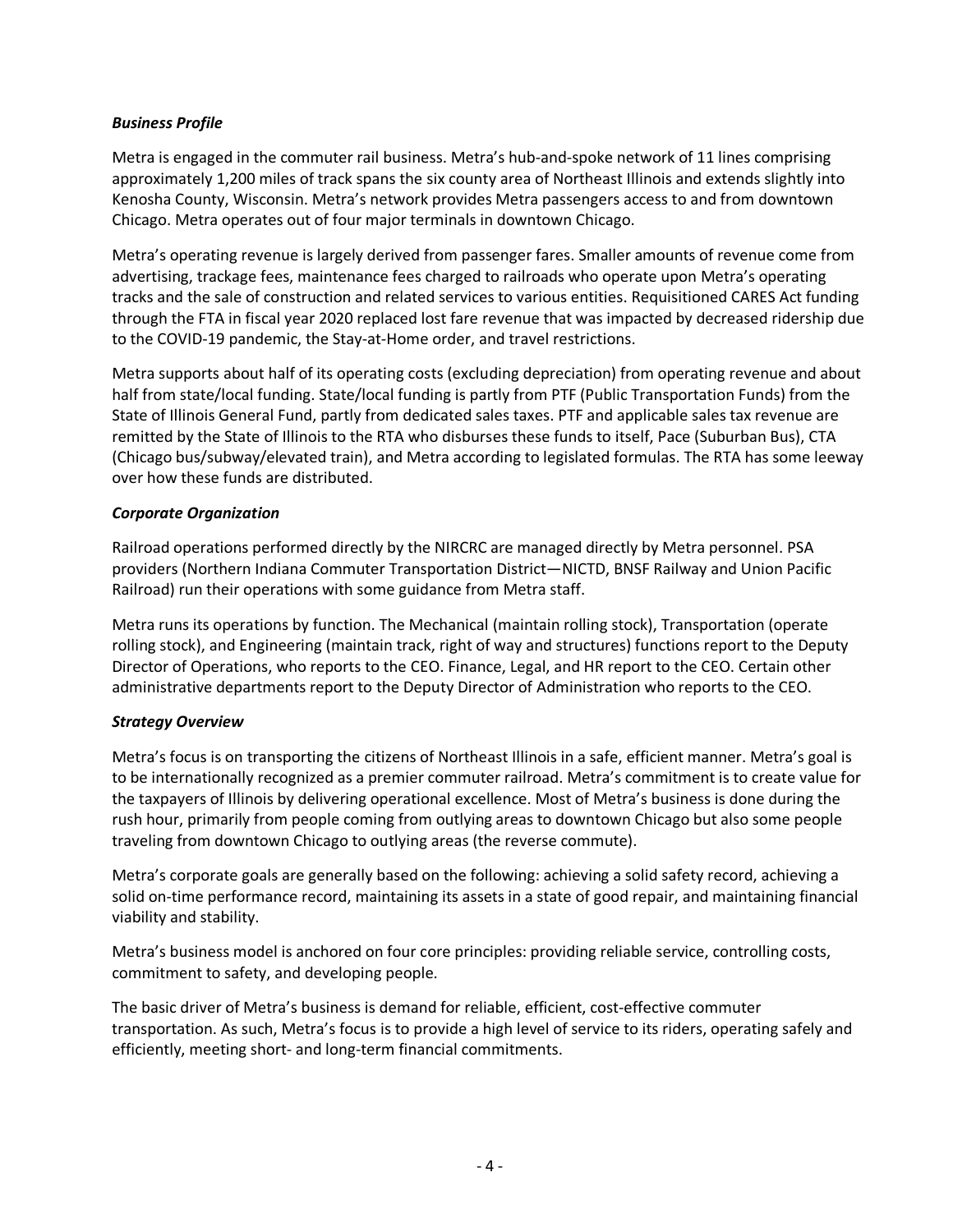### *Business Profile*

Metra is engaged in the commuter rail business. Metra's hub-and-spoke network of 11 lines comprising approximately 1,200 miles of track spans the six county area of Northeast Illinois and extends slightly into Kenosha County, Wisconsin. Metra's network provides Metra passengers access to and from downtown Chicago. Metra operates out of four major terminals in downtown Chicago.

Metra's operating revenue is largely derived from passenger fares. Smaller amounts of revenue come from advertising, trackage fees, maintenance fees charged to railroads who operate upon Metra's operating tracks and the sale of construction and related services to various entities. Requisitioned CARES Act funding through the FTA in fiscal year 2020 replaced lost fare revenue that was impacted by decreased ridership due to the COVID-19 pandemic, the Stay-at-Home order, and travel restrictions.

Metra supports about half of its operating costs (excluding depreciation) from operating revenue and about half from state/local funding. State/local funding is partly from PTF (Public Transportation Funds) from the State of Illinois General Fund, partly from dedicated sales taxes. PTF and applicable sales tax revenue are remitted by the State of Illinois to the RTA who disburses these funds to itself, Pace (Suburban Bus), CTA (Chicago bus/subway/elevated train), and Metra according to legislated formulas. The RTA has some leeway over how these funds are distributed.

### *Corporate Organization*

Railroad operations performed directly by the NIRCRC are managed directly by Metra personnel. PSA providers (Northern Indiana Commuter Transportation District—NICTD, BNSF Railway and Union Pacific Railroad) run their operations with some guidance from Metra staff.

Metra runs its operations by function. The Mechanical (maintain rolling stock), Transportation (operate rolling stock), and Engineering (maintain track, right of way and structures) functions report to the Deputy Director of Operations, who reports to the CEO. Finance, Legal, and HR report to the CEO. Certain other administrative departments report to the Deputy Director of Administration who reports to the CEO.

### *Strategy Overview*

Metra's focus is on transporting the citizens of Northeast Illinois in a safe, efficient manner. Metra's goal is to be internationally recognized as a premier commuter railroad. Metra's commitment is to create value for the taxpayers of Illinois by delivering operational excellence. Most of Metra's business is done during the rush hour, primarily from people coming from outlying areas to downtown Chicago but also some people traveling from downtown Chicago to outlying areas (the reverse commute).

Metra's corporate goals are generally based on the following: achieving a solid safety record, achieving a solid on-time performance record, maintaining its assets in a state of good repair, and maintaining financial viability and stability.

Metra's business model is anchored on four core principles: providing reliable service, controlling costs, commitment to safety, and developing people.

The basic driver of Metra's business is demand for reliable, efficient, cost-effective commuter transportation. As such, Metra's focus is to provide a high level of service to its riders, operating safely and efficiently, meeting short- and long-term financial commitments.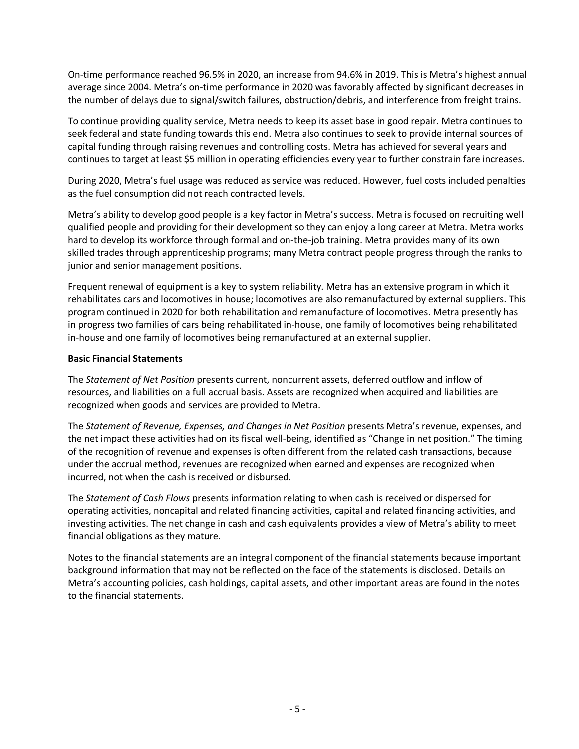On-time performance reached 96.5% in 2020, an increase from 94.6% in 2019. This is Metra's highest annual average since 2004. Metra's on-time performance in 2020 was favorably affected by significant decreases in the number of delays due to signal/switch failures, obstruction/debris, and interference from freight trains.

To continue providing quality service, Metra needs to keep its asset base in good repair. Metra continues to seek federal and state funding towards this end. Metra also continues to seek to provide internal sources of capital funding through raising revenues and controlling costs. Metra has achieved for several years and continues to target at least $5 million in operating efficiencies every year to further constrain fare increases.

During 2020, Metra's fuel usage was reduced as service was reduced. However, fuel costs included penalties as the fuel consumption did not reach contracted levels.

Metra's ability to develop good people is a key factor in Metra's success. Metra is focused on recruiting well qualified people and providing for their development so they can enjoy a long career at Metra. Metra works hard to develop its workforce through formal and on-the-job training. Metra provides many of its own skilled trades through apprenticeship programs; many Metra contract people progress through the ranks to junior and senior management positions.

Frequent renewal of equipment is a key to system reliability. Metra has an extensive program in which it rehabilitates cars and locomotives in house; locomotives are also remanufactured by external suppliers. This program continued in 2020 for both rehabilitation and remanufacture of locomotives. Metra presently has in progress two families of cars being rehabilitated in-house, one family of locomotives being rehabilitated in-house and one family of locomotives being remanufactured at an external supplier.

**Basic Financial Statements**

The *Statement of Net Position* presents current, noncurrent assets, deferred outflow and inflow of resources, and liabilities on a full accrual basis. Assets are recognized when acquired and liabilities are recognized when goods and services are provided to Metra.

The *Statement of Revenue, Expenses, and Changes in Net Position* presents Metra's revenue, expenses, and the net impact these activities had on its fiscal well-being, identified as "Change in net position." The timing of the recognition of revenue and expenses is often different from the related cash transactions, because under the accrual method, revenues are recognized when earned and expenses are recognized when incurred, not when the cash is received or disbursed.

The *Statement of Cash Flows* presents information relating to when cash is received or dispersed for operating activities, noncapital and related financing activities, capital and related financing activities, and investing activities. The net change in cash and cash equivalents provides a view of Metra's ability to meet financial obligations as they mature.

Notes to the financial statements are an integral component of the financial statements because important background information that may not be reflected on the face of the statements is disclosed. Details on Metra's accounting policies, cash holdings, capital assets, and other important areas are found in the notes to the financial statements.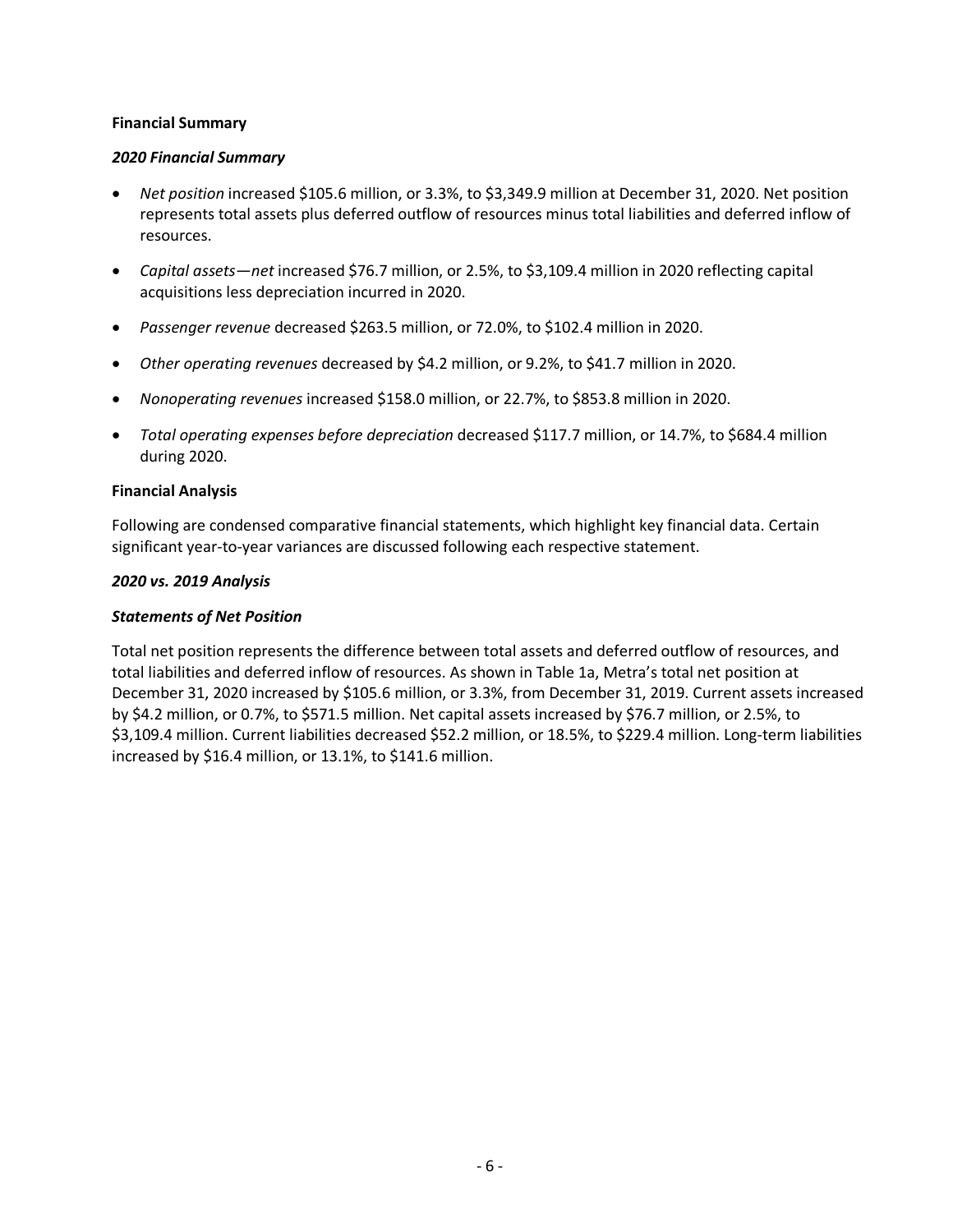**Financial Summary**

***2020 Financial Summary***

- *Net position* increased $105.6 million, or 3.3%, to $3,349.9 million at December 31, 2020. Net position represents total assets plus deferred outflow of resources minus total liabilities and deferred inflow of resources.
- *Capital assets—net* increased $76.7 million, or 2.5%, to $3,109.4 million in 2020 reflecting capital acquisitions less depreciation incurred in 2020.
- *Passenger revenue* decreased $263.5 million, or 72.0%, to $102.4 million in 2020.
- *Other operating revenues* decreased by $4.2 million, or 9.2%, to $41.7 million in 2020.
- *Nonoperating revenues* increased $158.0 million, or 22.7%, to $853.8 million in 2020.
- *Total operating expenses before depreciation* decreased $117.7 million, or 14.7%, to $684.4 million during 2020.

**Financial Analysis**

Following are condensed comparative financial statements, which highlight key financial data. Certain significant year-to-year variances are discussed following each respective statement.

***2020 vs. 2019 Analysis***

***Statements of Net Position***

Total net position represents the difference between total assets and deferred outflow of resources, and total liabilities and deferred inflow of resources. As shown in Table 1a, Metra's total net position at December 31, 2020 increased by $105.6 million, or 3.3%, from December 31, 2019. Current assets increased by $4.2 million, or 0.7%, to $571.5 million. Net capital assets increased by $76.7 million, or 2.5%, to $3,109.4 million. Current liabilities decreased $52.2 million, or 18.5%, to $229.4 million. Long-term liabilities increased by $16.4 million, or 13.1%, to $141.6 million.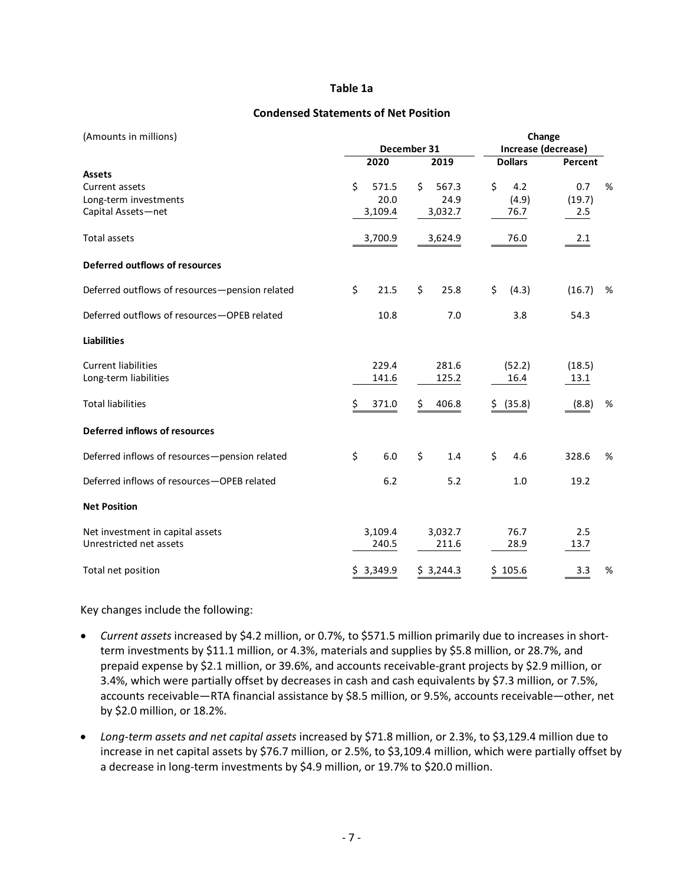**Table 1a**

**Condensed Statements of Net Position**

| (Amounts in millions) | December 31 | | Change Increase (decrease) | |
|---|---|---|---|---|
| | 2020 | 2019 | Dollars | Percent |
| **Assets** | | | | |
| Current assets | $ 571.5 | $ 567.3 | $ 4.2 | 0.7 % |
| Long-term investments | 20.0 | 24.9 | (4.9) | (19.7) |
| Capital Assets—net | 3,109.4 | 3,032.7 | 76.7 | 2.5 |
| Total assets | 3,700.9 | 3,624.9 | 76.0 | 2.1 |
| **Deferred outflows of resources** | | | | |
| Deferred outflows of resources—pension related | $ 21.5 | $ 25.8 | $ (4.3) | (16.7) % |
| Deferred outflows of resources—OPEB related | 10.8 | 7.0 | 3.8 | 54.3 |
| **Liabilities** | | | | |
| Current liabilities | 229.4 | 281.6 | (52.2) | (18.5) |
| Long-term liabilities | 141.6 | 125.2 | 16.4 | 13.1 |
| Total liabilities | $ 371.0 | $ 406.8 | $ (35.8) | (8.8) % |
| **Deferred inflows of resources** | | | | |
| Deferred inflows of resources—pension related | $ 6.0 | $ 1.4 | $ 4.6 | 328.6 % |
| Deferred inflows of resources—OPEB related | 6.2 | 5.2 | 1.0 | 19.2 |
| **Net Position** | | | | |
| Net investment in capital assets | 3,109.4 | 3,032.7 | 76.7 | 2.5 |
| Unrestricted net assets | 240.5 | 211.6 | 28.9 | 13.7 |
| Total net position | $ 3,349.9 | $ 3,244.3 | $ 105.6 | 3.3 % |

Key changes include the following:

- *Current assets* increased by $4.2 million, or 0.7%, to $571.5 million primarily due to increases in short-term investments by $11.1 million, or 4.3%, materials and supplies by $5.8 million, or 28.7%, and prepaid expense by $2.1 million, or 39.6%, and accounts receivable-grant projects by $2.9 million, or 3.4%, which were partially offset by decreases in cash and cash equivalents by $7.3 million, or 7.5%, accounts receivable—RTA financial assistance by $8.5 million, or 9.5%, accounts receivable—other, net by $2.0 million, or 18.2%.

- *Long-term assets and net capital assets* increased by $71.8 million, or 2.3%, to $3,129.4 million due to increase in net capital assets by $76.7 million, or 2.5%, to $3,109.4 million, which were partially offset by a decrease in long-term investments by $4.9 million, or 19.7% to $20.0 million.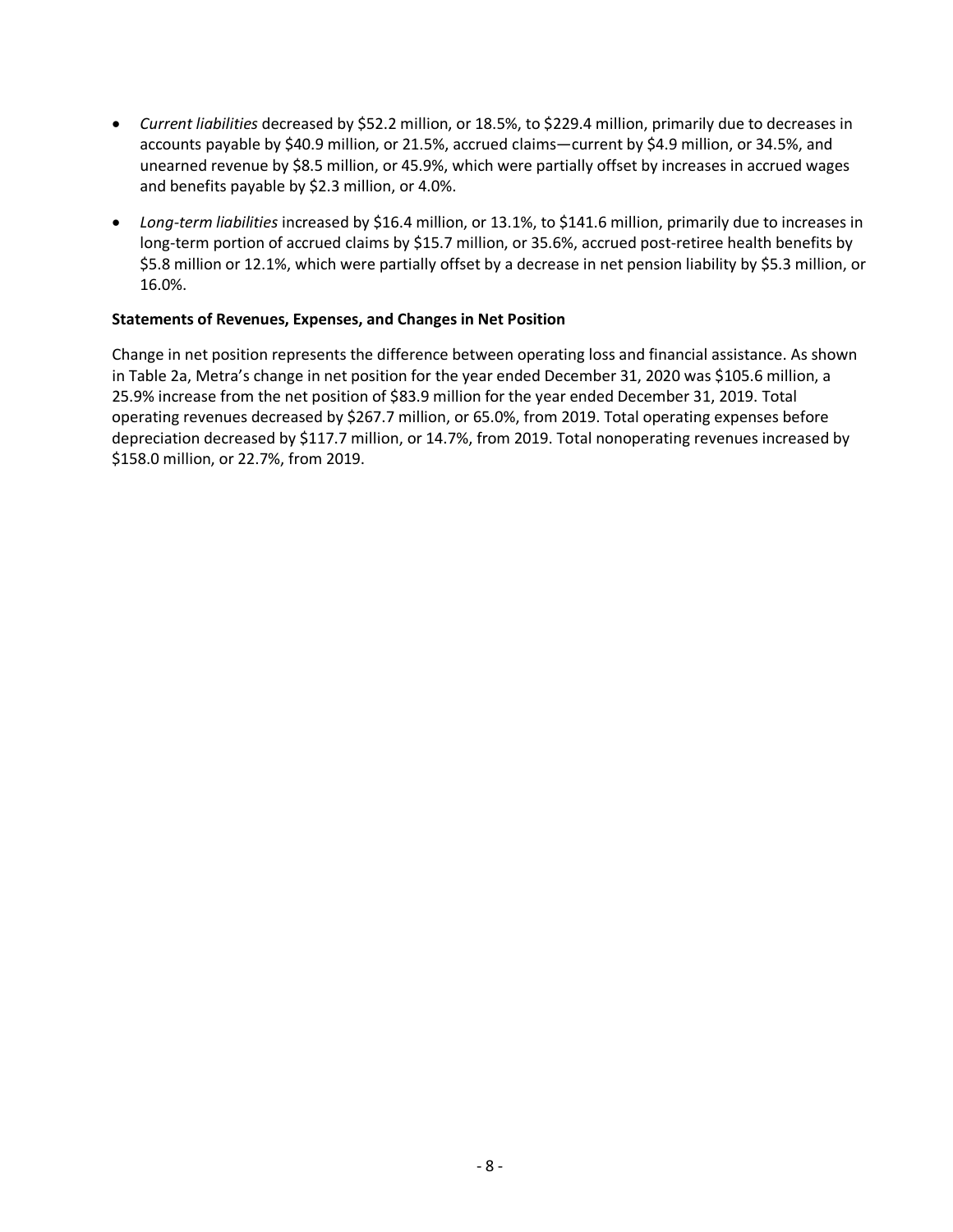- *Current liabilities* decreased by \$52.2 million, or 18.5%, to \$229.4 million, primarily due to decreases in accounts payable by \$40.9 million, or 21.5%, accrued claims—current by \$4.9 million, or 34.5%, and unearned revenue by \$8.5 million, or 45.9%, which were partially offset by increases in accrued wages and benefits payable by \$2.3 million, or 4.0%.

- *Long-term liabilities* increased by \$16.4 million, or 13.1%, to \$141.6 million, primarily due to increases in long-term portion of accrued claims by \$15.7 million, or 35.6%, accrued post-retiree health benefits by \$5.8 million or 12.1%, which were partially offset by a decrease in net pension liability by \$5.3 million, or 16.0%.

**Statements of Revenues, Expenses, and Changes in Net Position**

Change in net position represents the difference between operating loss and financial assistance. As shown in Table 2a, Metra's change in net position for the year ended December 31, 2020 was \$105.6 million, a 25.9% increase from the net position of \$83.9 million for the year ended December 31, 2019. Total operating revenues decreased by \$267.7 million, or 65.0%, from 2019. Total operating expenses before depreciation decreased by \$117.7 million, or 14.7%, from 2019. Total nonoperating revenues increased by \$158.0 million, or 22.7%, from 2019.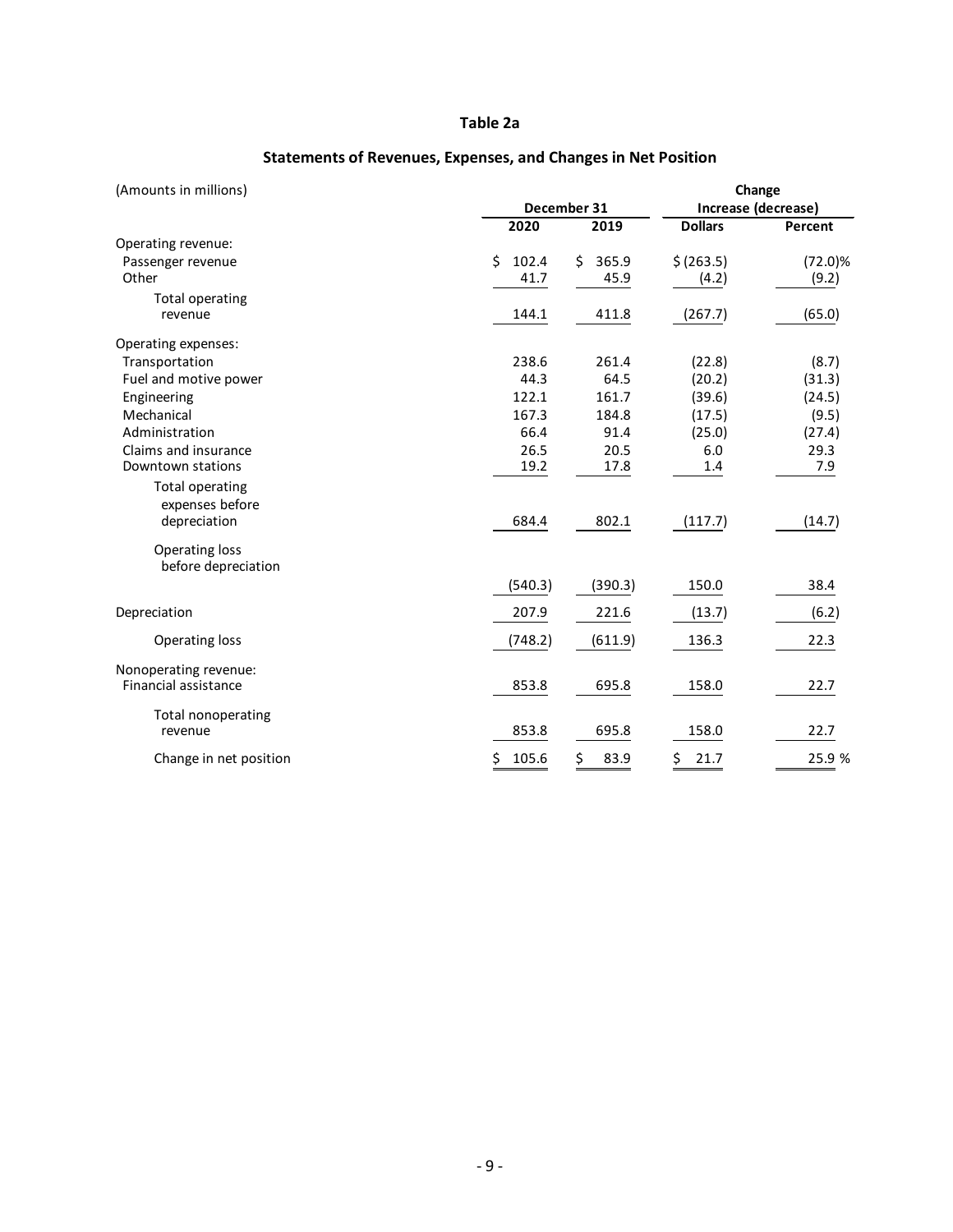**Table 2a**

**Statements of Revenues, Expenses, and Changes in Net Position**

| (Amounts in millions) | December 31 | | Change Increase (decrease) | |
|---|---|---|---|---|
| | 2020 | 2019 | Dollars | Percent |
| Operating revenue: | | | | |
| Passenger revenue | $ 102.4 | $ 365.9 | $ (263.5) | (72.0)% |
| Other | 41.7 | 45.9 | (4.2) | (9.2) |
| Total operating revenue | 144.1 | 411.8 | (267.7) | (65.0) |
| Operating expenses: | | | | |
| Transportation | 238.6 | 261.4 | (22.8) | (8.7) |
| Fuel and motive power | 44.3 | 64.5 | (20.2) | (31.3) |
| Engineering | 122.1 | 161.7 | (39.6) | (24.5) |
| Mechanical | 167.3 | 184.8 | (17.5) | (9.5) |
| Administration | 66.4 | 91.4 | (25.0) | (27.4) |
| Claims and insurance | 26.5 | 20.5 | 6.0 | 29.3 |
| Downtown stations | 19.2 | 17.8 | 1.4 | 7.9 |
| Total operating expenses before depreciation | 684.4 | 802.1 | (117.7) | (14.7) |
| Operating loss before depreciation | (540.3) | (390.3) | 150.0 | 38.4 |
| Depreciation | 207.9 | 221.6 | (13.7) | (6.2) |
| Operating loss | (748.2) | (611.9) | 136.3 | 22.3 |
| Nonoperating revenue: | | | | |
| Financial assistance | 853.8 | 695.8 | 158.0 | 22.7 |
| Total nonoperating revenue | 853.8 | 695.8 | 158.0 | 22.7 |
| Change in net position | $ 105.6 | $ 83.9 | $ 21.7 | 25.9 % |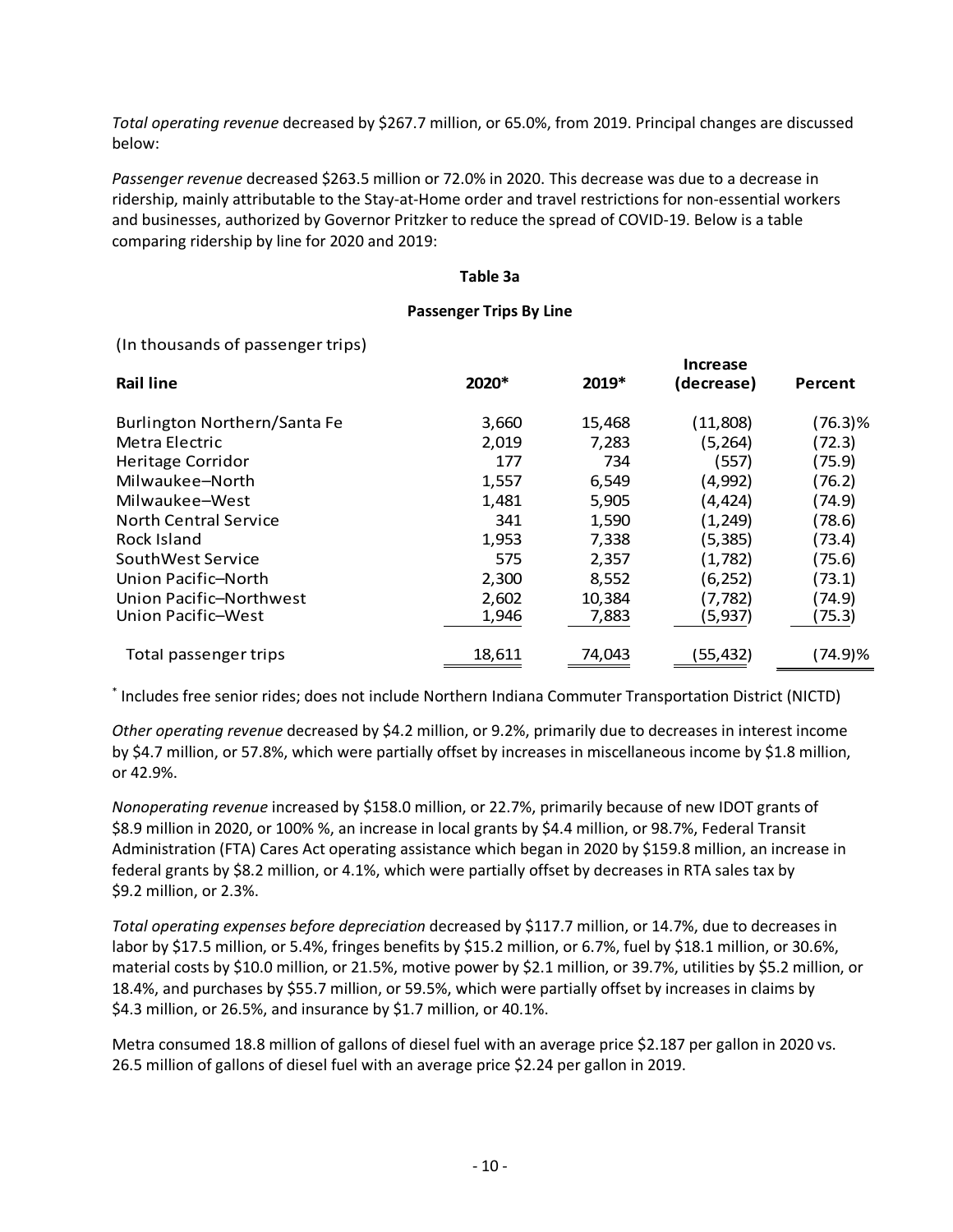*Total operating revenue* decreased by $267.7 million, or 65.0%, from 2019. Principal changes are discussed below:

*Passenger revenue* decreased $263.5 million or 72.0% in 2020. This decrease was due to a decrease in ridership, mainly attributable to the Stay-at-Home order and travel restrictions for non-essential workers and businesses, authorized by Governor Pritzker to reduce the spread of COVID-19. Below is a table comparing ridership by line for 2020 and 2019:

**Table 3a**

**Passenger Trips By Line**

(In thousands of passenger trips)

| Rail line | 2020* | 2019* | Increase (decrease) | Percent |
|---|---|---|---|---|
| Burlington Northern/Santa Fe | 3,660 | 15,468 | (11,808) | (76.3)% |
| Metra Electric | 2,019 | 7,283 | (5,264) | (72.3) |
| Heritage Corridor | 177 | 734 | (557) | (75.9) |
| Milwaukee–North | 1,557 | 6,549 | (4,992) | (76.2) |
| Milwaukee–West | 1,481 | 5,905 | (4,424) | (74.9) |
| North Central Service | 341 | 1,590 | (1,249) | (78.6) |
| Rock Island | 1,953 | 7,338 | (5,385) | (73.4) |
| SouthWest Service | 575 | 2,357 | (1,782) | (75.6) |
| Union Pacific–North | 2,300 | 8,552 | (6,252) | (73.1) |
| Union Pacific–Northwest | 2,602 | 10,384 | (7,782) | (74.9) |
| Union Pacific–West | 1,946 | 7,883 | (5,937) | (75.3) |
| Total passenger trips | 18,611 | 74,043 | (55,432) | (74.9)% |

* Includes free senior rides; does not include Northern Indiana Commuter Transportation District (NICTD)

*Other operating revenue* decreased by $4.2 million, or 9.2%, primarily due to decreases in interest income by $4.7 million, or 57.8%, which were partially offset by increases in miscellaneous income by $1.8 million, or 42.9%.

*Nonoperating revenue* increased by $158.0 million, or 22.7%, primarily because of new IDOT grants of $8.9 million in 2020, or 100% %, an increase in local grants by $4.4 million, or 98.7%, Federal Transit Administration (FTA) Cares Act operating assistance which began in 2020 by $159.8 million, an increase in federal grants by $8.2 million, or 4.1%, which were partially offset by decreases in RTA sales tax by $9.2 million, or 2.3%.

*Total operating expenses before depreciation* decreased by $117.7 million, or 14.7%, due to decreases in labor by $17.5 million, or 5.4%, fringes benefits by $15.2 million, or 6.7%, fuel by $18.1 million, or 30.6%, material costs by $10.0 million, or 21.5%, motive power by $2.1 million, or 39.7%, utilities by $5.2 million, or 18.4%, and purchases by $55.7 million, or 59.5%, which were partially offset by increases in claims by $4.3 million, or 26.5%, and insurance by $1.7 million, or 40.1%.

Metra consumed 18.8 million of gallons of diesel fuel with an average price $2.187 per gallon in 2020 vs. 26.5 million of gallons of diesel fuel with an average price $2.24 per gallon in 2019.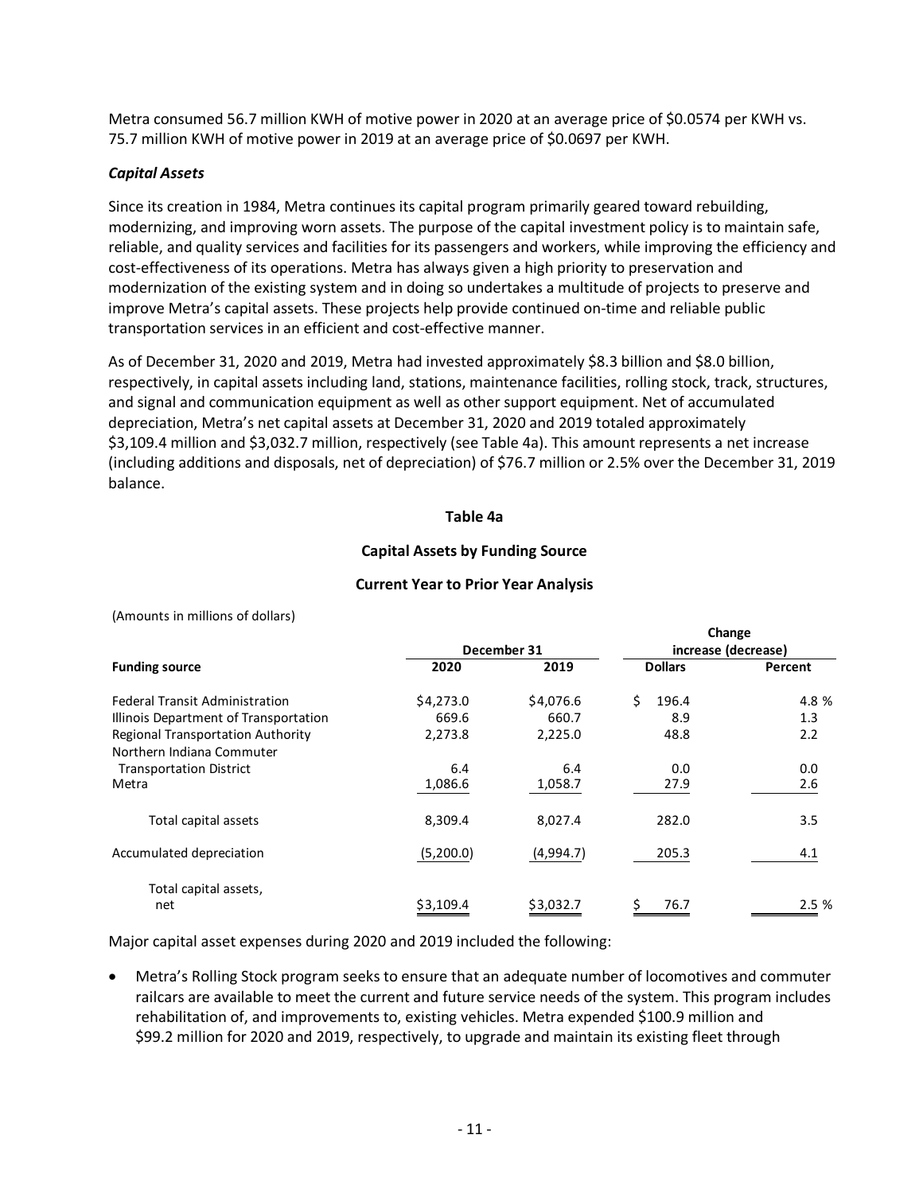Metra consumed 56.7 million KWH of motive power in 2020 at an average price of $0.0574 per KWH vs. 75.7 million KWH of motive power in 2019 at an average price of $0.0697 per KWH.

### *Capital Assets*

Since its creation in 1984, Metra continues its capital program primarily geared toward rebuilding, modernizing, and improving worn assets. The purpose of the capital investment policy is to maintain safe, reliable, and quality services and facilities for its passengers and workers, while improving the efficiency and cost-effectiveness of its operations. Metra has always given a high priority to preservation and modernization of the existing system and in doing so undertakes a multitude of projects to preserve and improve Metra's capital assets. These projects help provide continued on-time and reliable public transportation services in an efficient and cost-effective manner.

As of December 31, 2020 and 2019, Metra had invested approximately $8.3 billion and $8.0 billion, respectively, in capital assets including land, stations, maintenance facilities, rolling stock, track, structures, and signal and communication equipment as well as other support equipment. Net of accumulated depreciation, Metra's net capital assets at December 31, 2020 and 2019 totaled approximately $3,109.4 million and $3,032.7 million, respectively (see Table 4a). This amount represents a net increase (including additions and disposals, net of depreciation) of $76.7 million or 2.5% over the December 31, 2019 balance.

**Table 4a**

**Capital Assets by Funding Source**

**Current Year to Prior Year Analysis**

(Amounts in millions of dollars)

| | December 31 | | Change increase (decrease) | |
|---|---|---|---|---|
| **Funding source** | **2020** | **2019** | **Dollars** | **Percent** |
| Federal Transit Administration | $4,273.0 | $4,076.6 | $ 196.4 | 4.8 % |
| Illinois Department of Transportation | 669.6 | 660.7 | 8.9 | 1.3 |
| Regional Transportation Authority | 2,273.8 | 2,225.0 | 48.8 | 2.2 |
| Northern Indiana Commuter Transportation District | 6.4 | 6.4 | 0.0 | 0.0 |
| Metra | 1,086.6 | 1,058.7 | 27.9 | 2.6 |
| Total capital assets | 8,309.4 | 8,027.4 | 282.0 | 3.5 |
| Accumulated depreciation | (5,200.0) | (4,994.7) | 205.3 | 4.1 |
| Total capital assets, net | $3,109.4 | $3,032.7 | $ 76.7 | 2.5 % |

Major capital asset expenses during 2020 and 2019 included the following:

- Metra's Rolling Stock program seeks to ensure that an adequate number of locomotives and commuter railcars are available to meet the current and future service needs of the system. This program includes rehabilitation of, and improvements to, existing vehicles. Metra expended $100.9 million and $99.2 million for 2020 and 2019, respectively, to upgrade and maintain its existing fleet through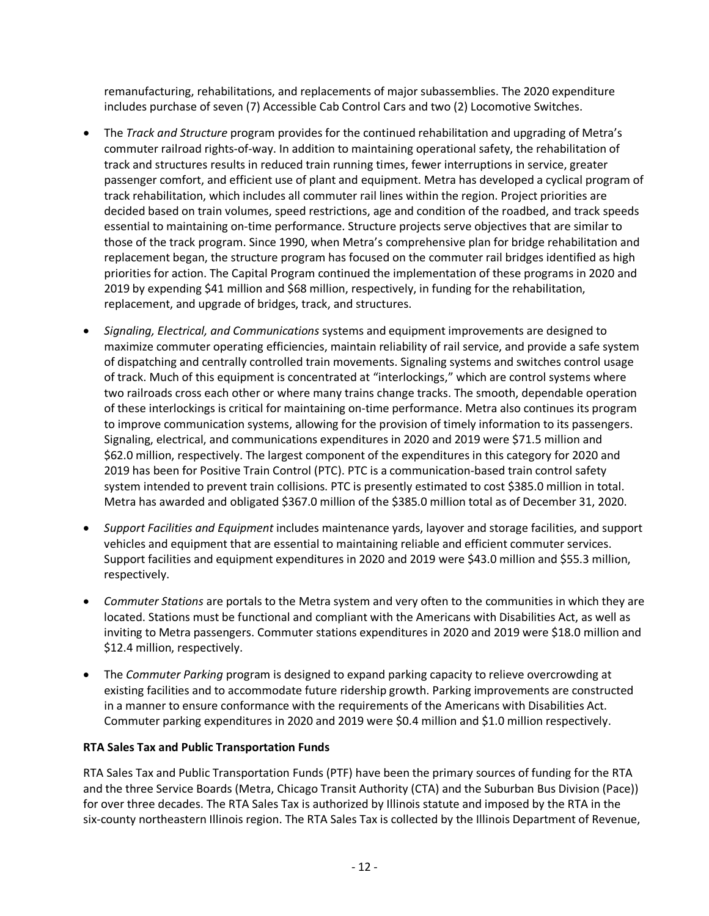remanufacturing, rehabilitations, and replacements of major subassemblies. The 2020 expenditure includes purchase of seven (7) Accessible Cab Control Cars and two (2) Locomotive Switches.

- The *Track and Structure* program provides for the continued rehabilitation and upgrading of Metra's commuter railroad rights-of-way. In addition to maintaining operational safety, the rehabilitation of track and structures results in reduced train running times, fewer interruptions in service, greater passenger comfort, and efficient use of plant and equipment. Metra has developed a cyclical program of track rehabilitation, which includes all commuter rail lines within the region. Project priorities are decided based on train volumes, speed restrictions, age and condition of the roadbed, and track speeds essential to maintaining on-time performance. Structure projects serve objectives that are similar to those of the track program. Since 1990, when Metra's comprehensive plan for bridge rehabilitation and replacement began, the structure program has focused on the commuter rail bridges identified as high priorities for action. The Capital Program continued the implementation of these programs in 2020 and 2019 by expending $41 million and $68 million, respectively, in funding for the rehabilitation, replacement, and upgrade of bridges, track, and structures.

- *Signaling, Electrical, and Communications* systems and equipment improvements are designed to maximize commuter operating efficiencies, maintain reliability of rail service, and provide a safe system of dispatching and centrally controlled train movements. Signaling systems and switches control usage of track. Much of this equipment is concentrated at "interlockings," which are control systems where two railroads cross each other or where many trains change tracks. The smooth, dependable operation of these interlockings is critical for maintaining on-time performance. Metra also continues its program to improve communication systems, allowing for the provision of timely information to its passengers. Signaling, electrical, and communications expenditures in 2020 and 2019 were $71.5 million and $62.0 million, respectively. The largest component of the expenditures in this category for 2020 and 2019 has been for Positive Train Control (PTC). PTC is a communication-based train control safety system intended to prevent train collisions. PTC is presently estimated to cost $385.0 million in total. Metra has awarded and obligated $367.0 million of the $385.0 million total as of December 31, 2020.

- *Support Facilities and Equipment* includes maintenance yards, layover and storage facilities, and support vehicles and equipment that are essential to maintaining reliable and efficient commuter services. Support facilities and equipment expenditures in 2020 and 2019 were $43.0 million and $55.3 million, respectively.

- *Commuter Stations* are portals to the Metra system and very often to the communities in which they are located. Stations must be functional and compliant with the Americans with Disabilities Act, as well as inviting to Metra passengers. Commuter stations expenditures in 2020 and 2019 were $18.0 million and $12.4 million, respectively.

- The *Commuter Parking* program is designed to expand parking capacity to relieve overcrowding at existing facilities and to accommodate future ridership growth. Parking improvements are constructed in a manner to ensure conformance with the requirements of the Americans with Disabilities Act. Commuter parking expenditures in 2020 and 2019 were $0.4 million and $1.0 million respectively.

**RTA Sales Tax and Public Transportation Funds**

RTA Sales Tax and Public Transportation Funds (PTF) have been the primary sources of funding for the RTA and the three Service Boards (Metra, Chicago Transit Authority (CTA) and the Suburban Bus Division (Pace)) for over three decades. The RTA Sales Tax is authorized by Illinois statute and imposed by the RTA in the six-county northeastern Illinois region. The RTA Sales Tax is collected by the Illinois Department of Revenue,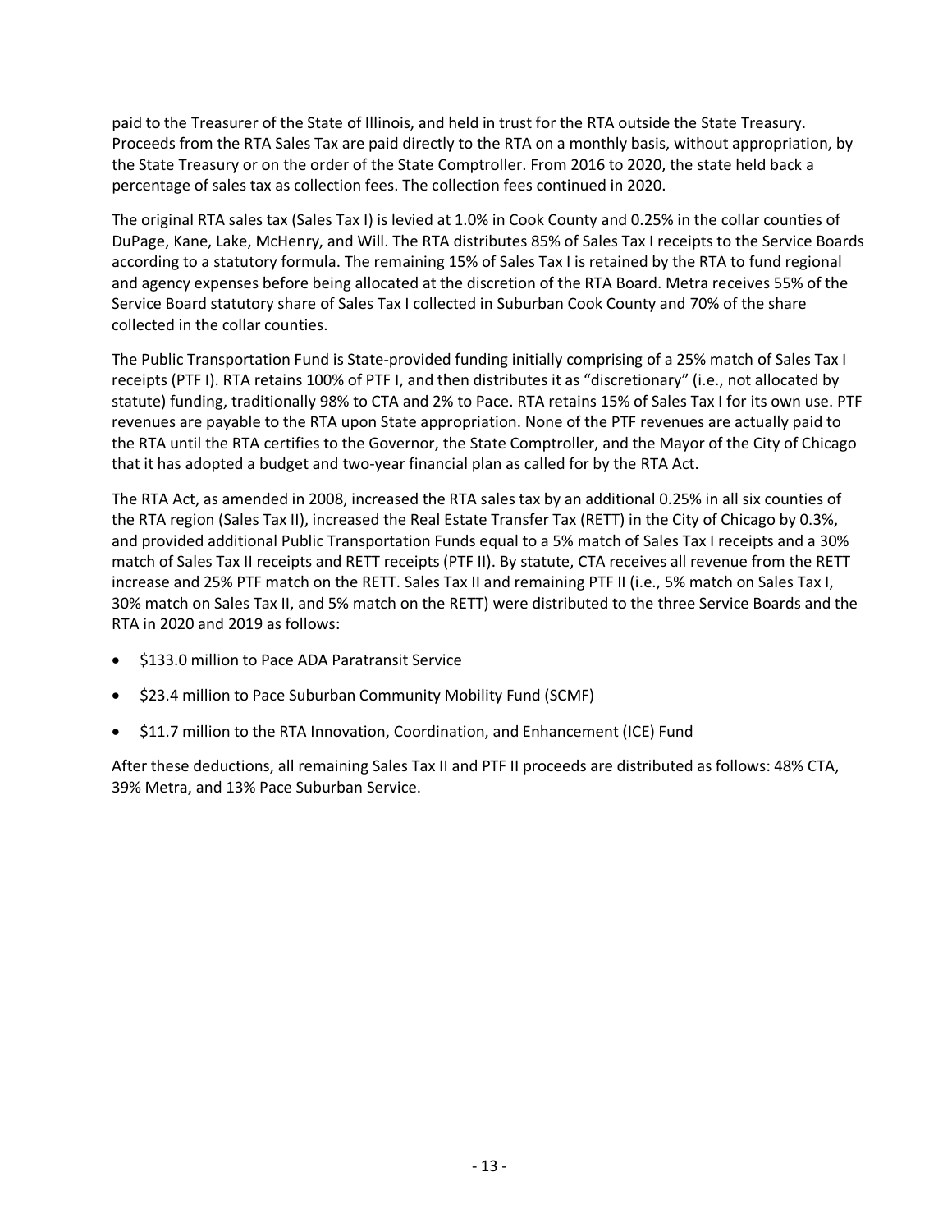paid to the Treasurer of the State of Illinois, and held in trust for the RTA outside the State Treasury. Proceeds from the RTA Sales Tax are paid directly to the RTA on a monthly basis, without appropriation, by the State Treasury or on the order of the State Comptroller. From 2016 to 2020, the state held back a percentage of sales tax as collection fees. The collection fees continued in 2020.

The original RTA sales tax (Sales Tax I) is levied at 1.0% in Cook County and 0.25% in the collar counties of DuPage, Kane, Lake, McHenry, and Will. The RTA distributes 85% of Sales Tax I receipts to the Service Boards according to a statutory formula. The remaining 15% of Sales Tax I is retained by the RTA to fund regional and agency expenses before being allocated at the discretion of the RTA Board. Metra receives 55% of the Service Board statutory share of Sales Tax I collected in Suburban Cook County and 70% of the share collected in the collar counties.

The Public Transportation Fund is State-provided funding initially comprising of a 25% match of Sales Tax I receipts (PTF I). RTA retains 100% of PTF I, and then distributes it as "discretionary" (i.e., not allocated by statute) funding, traditionally 98% to CTA and 2% to Pace. RTA retains 15% of Sales Tax I for its own use. PTF revenues are payable to the RTA upon State appropriation. None of the PTF revenues are actually paid to the RTA until the RTA certifies to the Governor, the State Comptroller, and the Mayor of the City of Chicago that it has adopted a budget and two-year financial plan as called for by the RTA Act.

The RTA Act, as amended in 2008, increased the RTA sales tax by an additional 0.25% in all six counties of the RTA region (Sales Tax II), increased the Real Estate Transfer Tax (RETT) in the City of Chicago by 0.3%, and provided additional Public Transportation Funds equal to a 5% match of Sales Tax I receipts and a 30% match of Sales Tax II receipts and RETT receipts (PTF II). By statute, CTA receives all revenue from the RETT increase and 25% PTF match on the RETT. Sales Tax II and remaining PTF II (i.e., 5% match on Sales Tax I, 30% match on Sales Tax II, and 5% match on the RETT) were distributed to the three Service Boards and the RTA in 2020 and 2019 as follows:

- $133.0 million to Pace ADA Paratransit Service
- $23.4 million to Pace Suburban Community Mobility Fund (SCMF)
- $11.7 million to the RTA Innovation, Coordination, and Enhancement (ICE) Fund

After these deductions, all remaining Sales Tax II and PTF II proceeds are distributed as follows: 48% CTA, 39% Metra, and 13% Pace Suburban Service.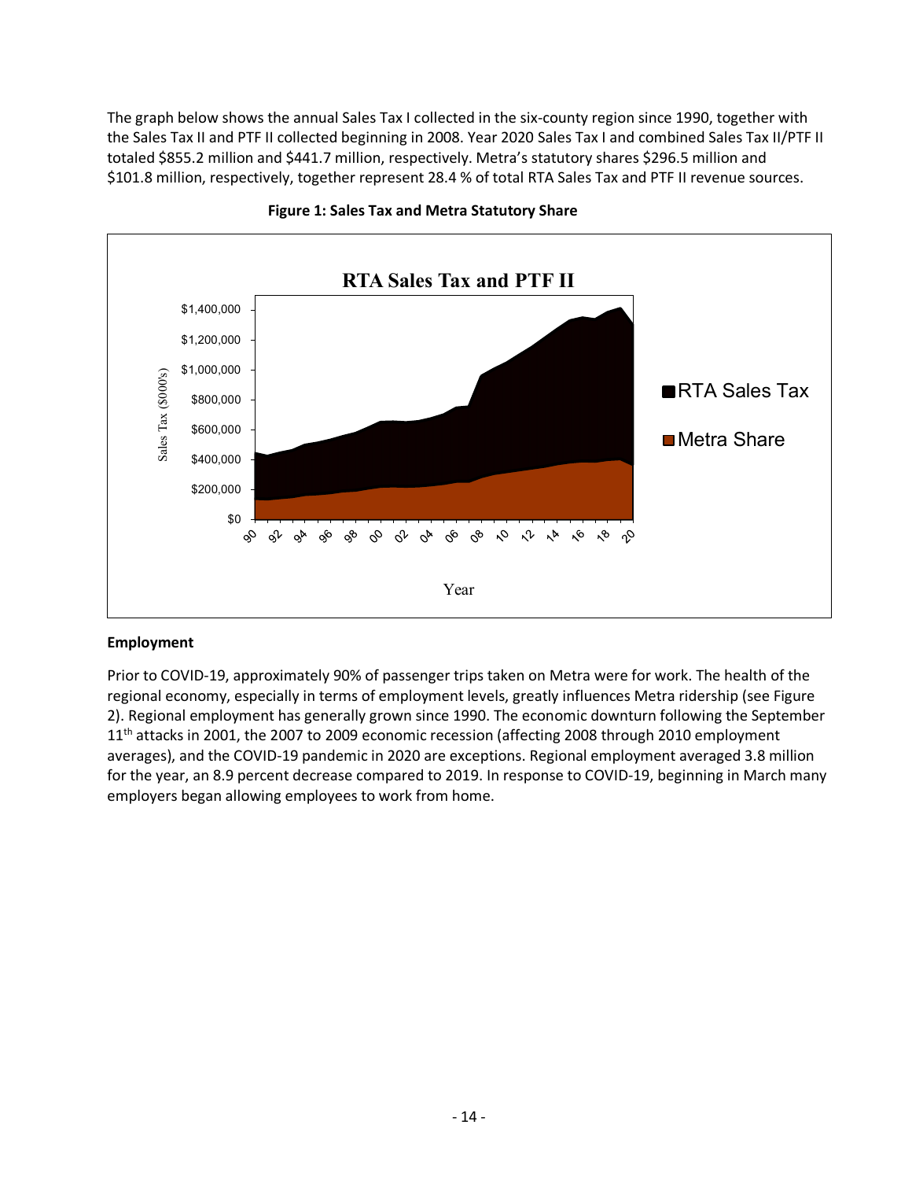The graph below shows the annual Sales Tax I collected in the six-county region since 1990, together with the Sales Tax II and PTF II collected beginning in 2008. Year 2020 Sales Tax I and combined Sales Tax II/PTF II totaled $855.2 million and $441.7 million, respectively. Metra's statutory shares $296.5 million and $101.8 million, respectively, together represent 28.4 % of total RTA Sales Tax and PTF II revenue sources.

**Figure 1: Sales Tax and Metra Statutory Share**

**Employment**

Prior to COVID-19, approximately 90% of passenger trips taken on Metra were for work. The health of the regional economy, especially in terms of employment levels, greatly influences Metra ridership (see Figure 2). Regional employment has generally grown since 1990. The economic downturn following the September 11th attacks in 2001, the 2007 to 2009 economic recession (affecting 2008 through 2010 employment averages), and the COVID-19 pandemic in 2020 are exceptions. Regional employment averaged 3.8 million for the year, an 8.9 percent decrease compared to 2019. In response to COVID-19, beginning in March many employers began allowing employees to work from home.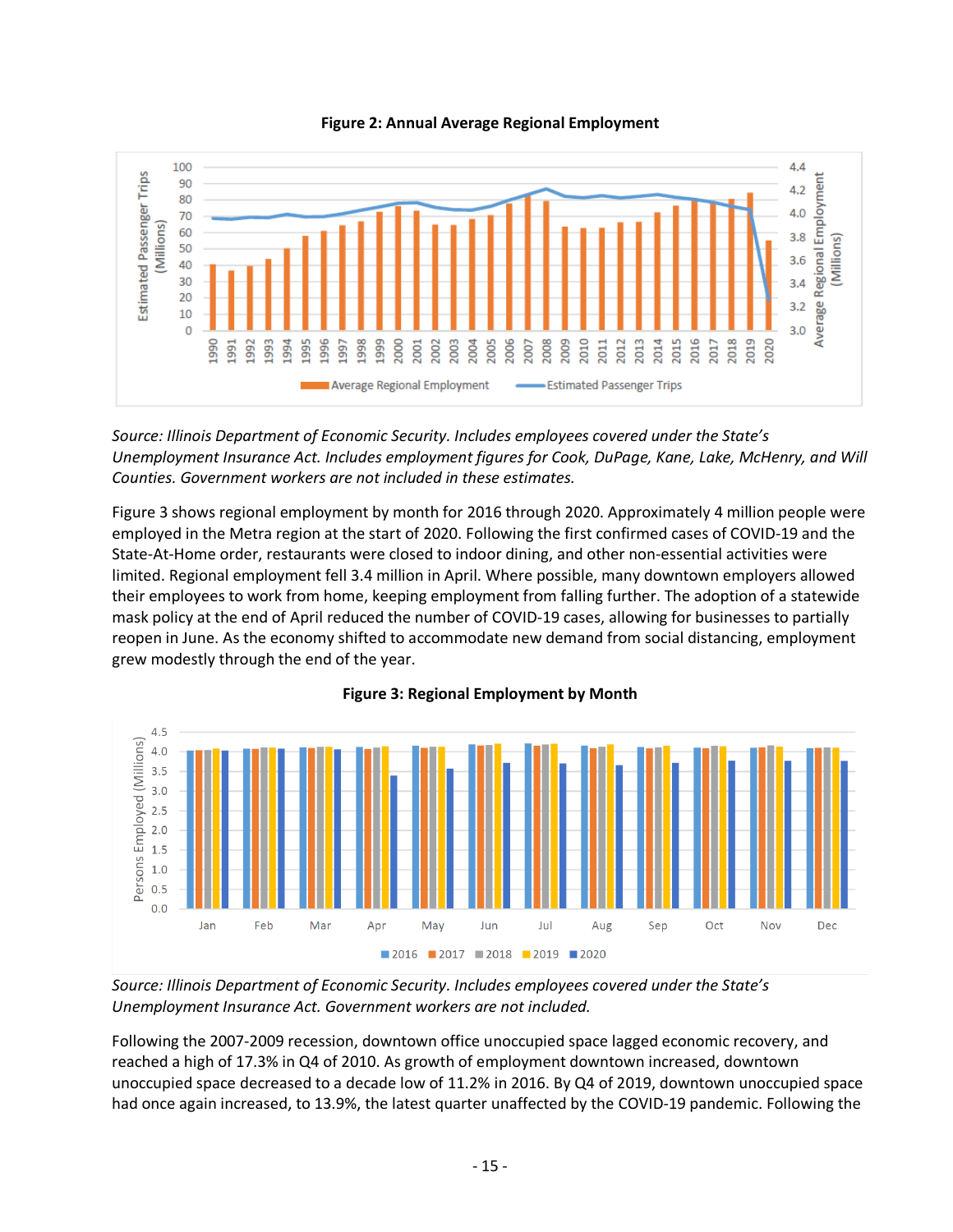**Figure 2: Annual Average Regional Employment**

*Source: Illinois Department of Economic Security. Includes employees covered under the State's Unemployment Insurance Act. Includes employment figures for Cook, DuPage, Kane, Lake, McHenry, and Will Counties. Government workers are not included in these estimates.*

Figure 3 shows regional employment by month for 2016 through 2020. Approximately 4 million people were employed in the Metra region at the start of 2020. Following the first confirmed cases of COVID-19 and the State-At-Home order, restaurants were closed to indoor dining, and other non-essential activities were limited. Regional employment fell 3.4 million in April. Where possible, many downtown employers allowed their employees to work from home, keeping employment from falling further. The adoption of a statewide mask policy at the end of April reduced the number of COVID-19 cases, allowing for businesses to partially reopen in June. As the economy shifted to accommodate new demand from social distancing, employment grew modestly through the end of the year.

**Figure 3: Regional Employment by Month**

*Source: Illinois Department of Economic Security. Includes employees covered under the State's Unemployment Insurance Act. Government workers are not included.*

Following the 2007-2009 recession, downtown office unoccupied space lagged economic recovery, and reached a high of 17.3% in Q4 of 2010. As growth of employment downtown increased, downtown unoccupied space decreased to a decade low of 11.2% in 2016. By Q4 of 2019, downtown unoccupied space had once again increased, to 13.9%, the latest quarter unaffected by the COVID-19 pandemic. Following the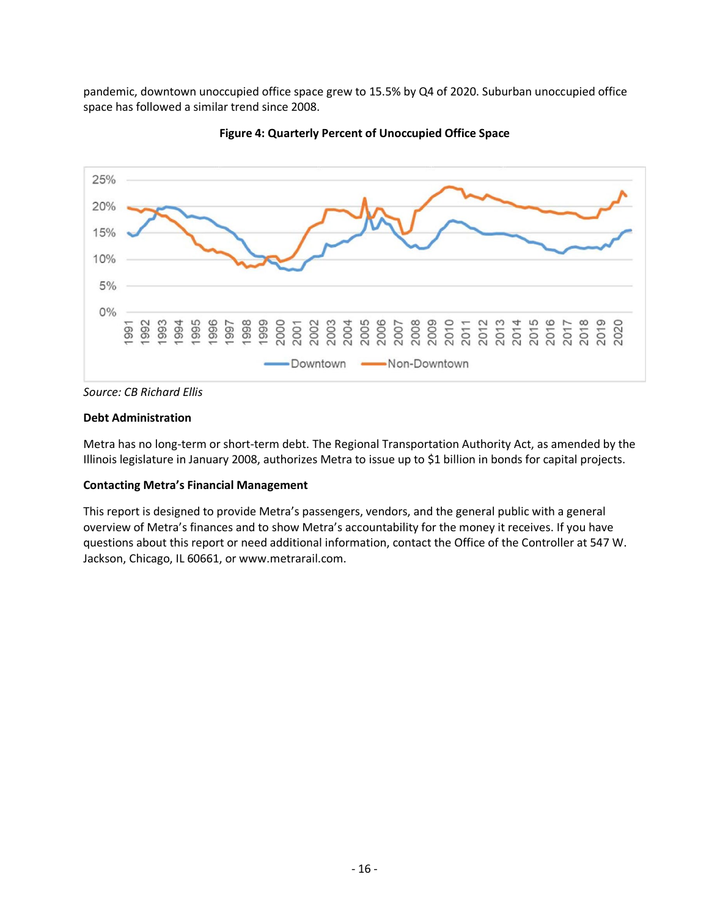pandemic, downtown unoccupied office space grew to 15.5% by Q4 of 2020. Suburban unoccupied office space has followed a similar trend since 2008.

**Figure 4: Quarterly Percent of Unoccupied Office Space**

*Source: CB Richard Ellis*

**Debt Administration**

Metra has no long-term or short-term debt. The Regional Transportation Authority Act, as amended by the Illinois legislature in January 2008, authorizes Metra to issue up to $1 billion in bonds for capital projects.

**Contacting Metra's Financial Management**

This report is designed to provide Metra's passengers, vendors, and the general public with a general overview of Metra's finances and to show Metra's accountability for the money it receives. If you have questions about this report or need additional information, contact the Office of the Controller at 547 W. Jackson, Chicago, IL 60661, or www.metrarail.com.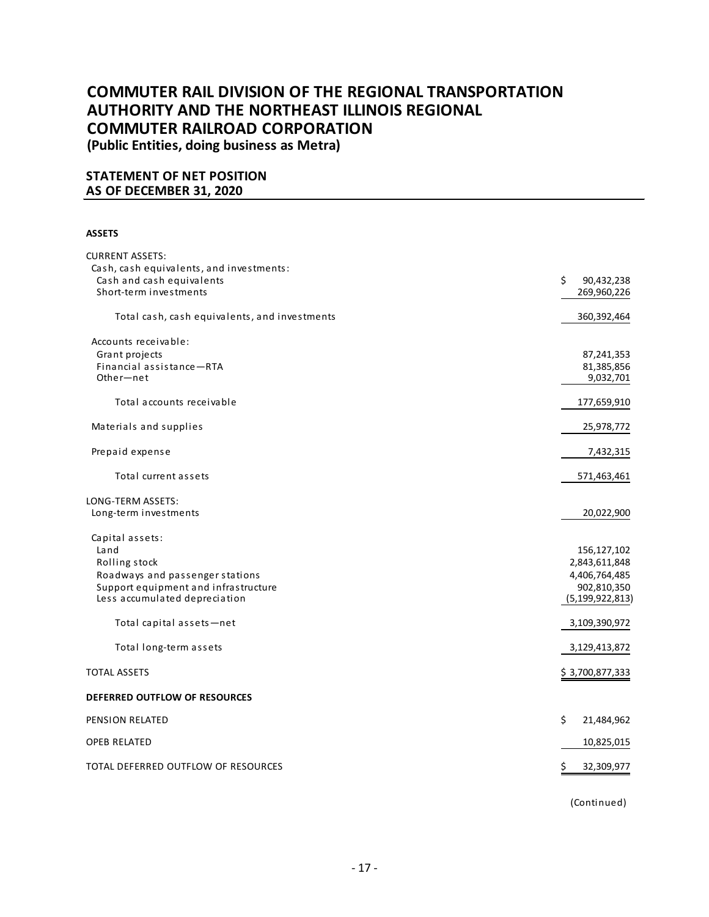# COMMUTER RAIL DIVISION OF THE REGIONAL TRANSPORTATION AUTHORITY AND THE NORTHEAST ILLINOIS REGIONAL COMMUTER RAILROAD CORPORATION

**(Public Entities, doing business as Metra)**

## STATEMENT OF NET POSITION AS OF DECEMBER 31, 2020

**ASSETS**

| | |
|---|---|
| CURRENT ASSETS: | |
| Cash, cash equivalents, and investments: | |
| Cash and cash equivalents | $ 90,432,238 |
| Short-term investments | 269,960,226 |
| Total cash, cash equivalents, and investments | 360,392,464 |
| Accounts receivable: | |
| Grant projects | 87,241,353 |
| Financial assistance—RTA | 81,385,856 |
| Other—net | 9,032,701 |
| Total accounts receivable | 177,659,910 |
| Materials and supplies | 25,978,772 |
| Prepaid expense | 7,432,315 |
| Total current assets | 571,463,461 |
| LONG-TERM ASSETS: | |
| Long-term investments | 20,022,900 |
| Capital assets: | |
| Land | 156,127,102 |
| Rolling stock | 2,843,611,848 |
| Roadways and passenger stations | 4,406,764,485 |
| Support equipment and infrastructure | 902,810,350 |
| Less accumulated depreciation | (5,199,922,813) |
| Total capital assets—net | 3,109,390,972 |
| Total long-term assets | 3,129,413,872 |
| TOTAL ASSETS | $ 3,700,877,333 |
| **DEFERRED OUTFLOW OF RESOURCES** | |
| PENSION RELATED | $ 21,484,962 |
| OPEB RELATED | 10,825,015 |
| TOTAL DEFERRED OUTFLOW OF RESOURCES | $ 32,309,977 |

(Continued)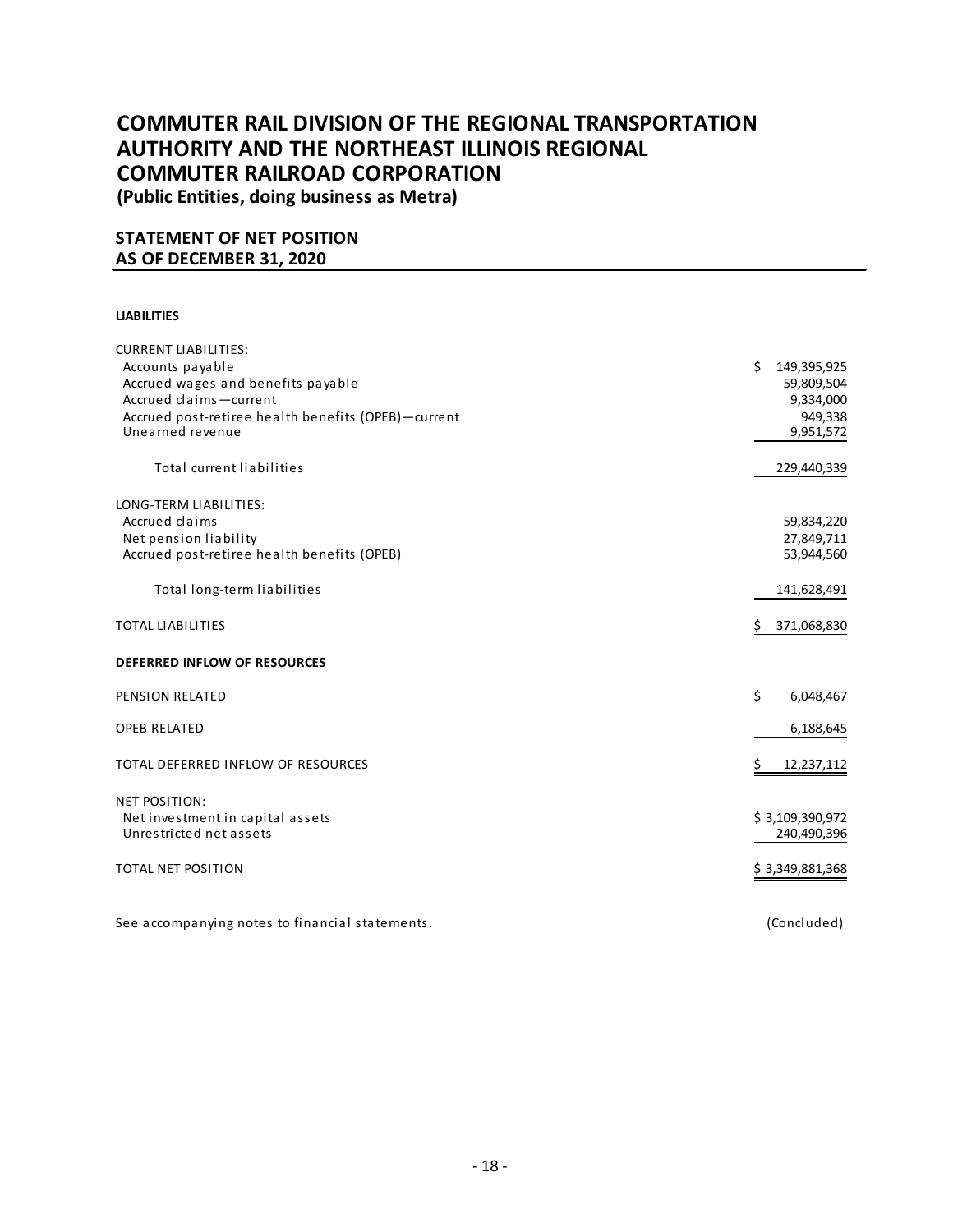# COMMUTER RAIL DIVISION OF THE REGIONAL TRANSPORTATION AUTHORITY AND THE NORTHEAST ILLINOIS REGIONAL COMMUTER RAILROAD CORPORATION

**(Public Entities, doing business as Metra)**

## STATEMENT OF NET POSITION
## AS OF DECEMBER 31, 2020

| **LIABILITIES** | |
|---|---|
| CURRENT LIABILITIES: | |
| Accounts payable | $ 149,395,925 |
| Accrued wages and benefits payable | 59,809,504 |
| Accrued claims—current | 9,334,000 |
| Accrued post-retiree health benefits (OPEB)—current | 949,338 |
| Unearned revenue | 9,951,572 |
| Total current liabilities | 229,440,339 |
| LONG-TERM LIABILITIES: | |
| Accrued claims | 59,834,220 |
| Net pension liability | 27,849,711 |
| Accrued post-retiree health benefits (OPEB) | 53,944,560 |
| Total long-term liabilities | 141,628,491 |
| TOTAL LIABILITIES | $ 371,068,830 |
| **DEFERRED INFLOW OF RESOURCES** | |
| PENSION RELATED | $ 6,048,467 |
| OPEB RELATED | 6,188,645 |
| TOTAL DEFERRED INFLOW OF RESOURCES | $ 12,237,112 |
| NET POSITION: | |
| Net investment in capital assets | $ 3,109,390,972 |
| Unrestricted net assets | 240,490,396 |
| TOTAL NET POSITION | $ 3,349,881,368 |

See accompanying notes to financial statements. (Concluded)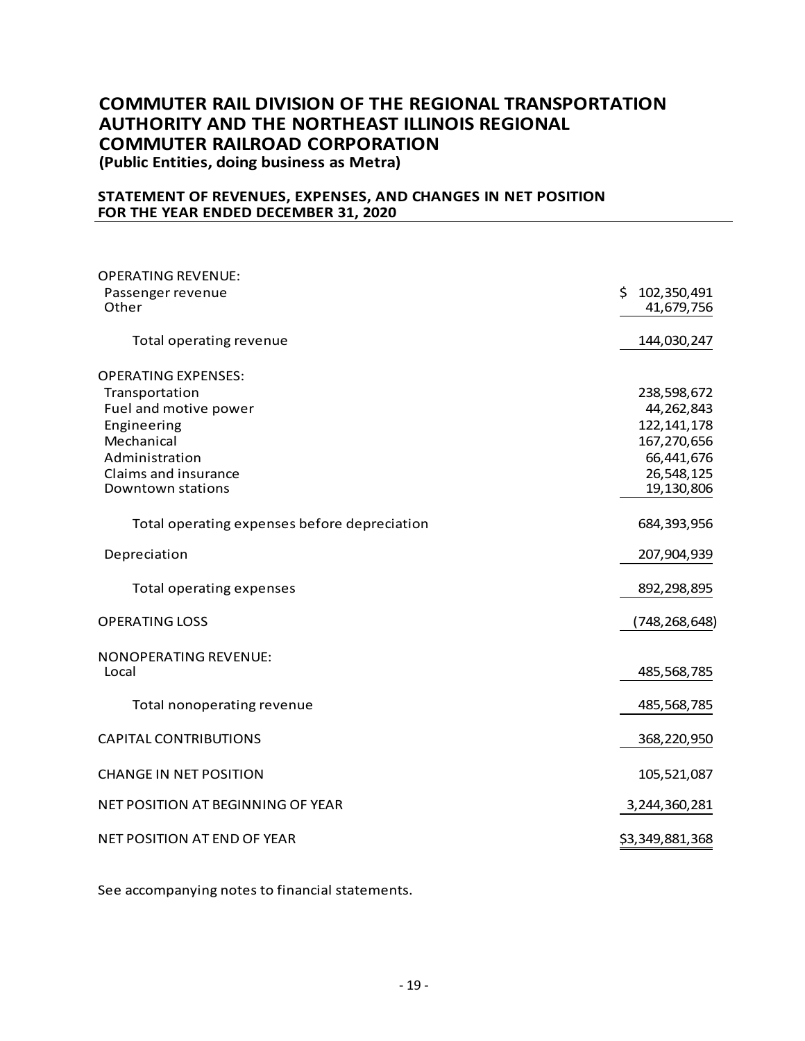# COMMUTER RAIL DIVISION OF THE REGIONAL TRANSPORTATION AUTHORITY AND THE NORTHEAST ILLINOIS REGIONAL COMMUTER RAILROAD CORPORATION

**(Public Entities, doing business as Metra)**

## STATEMENT OF REVENUES, EXPENSES, AND CHANGES IN NET POSITION FOR THE YEAR ENDED DECEMBER 31, 2020

| | |
|---|---|
| OPERATING REVENUE: | |
| Passenger revenue | $ 102,350,491 |
| Other | 41,679,756 |
| Total operating revenue | 144,030,247 |
| OPERATING EXPENSES: | |
| Transportation | 238,598,672 |
| Fuel and motive power | 44,262,843 |
| Engineering | 122,141,178 |
| Mechanical | 167,270,656 |
| Administration | 66,441,676 |
| Claims and insurance | 26,548,125 |
| Downtown stations | 19,130,806 |
| Total operating expenses before depreciation | 684,393,956 |
| Depreciation | 207,904,939 |
| Total operating expenses | 892,298,895 |
| OPERATING LOSS | (748,268,648) |
| NONOPERATING REVENUE: | |
| Local | 485,568,785 |
| Total nonoperating revenue | 485,568,785 |
| CAPITAL CONTRIBUTIONS | 368,220,950 |
| CHANGE IN NET POSITION | 105,521,087 |
| NET POSITION AT BEGINNING OF YEAR | 3,244,360,281 |
| NET POSITION AT END OF YEAR | $3,349,881,368 |

See accompanying notes to financial statements.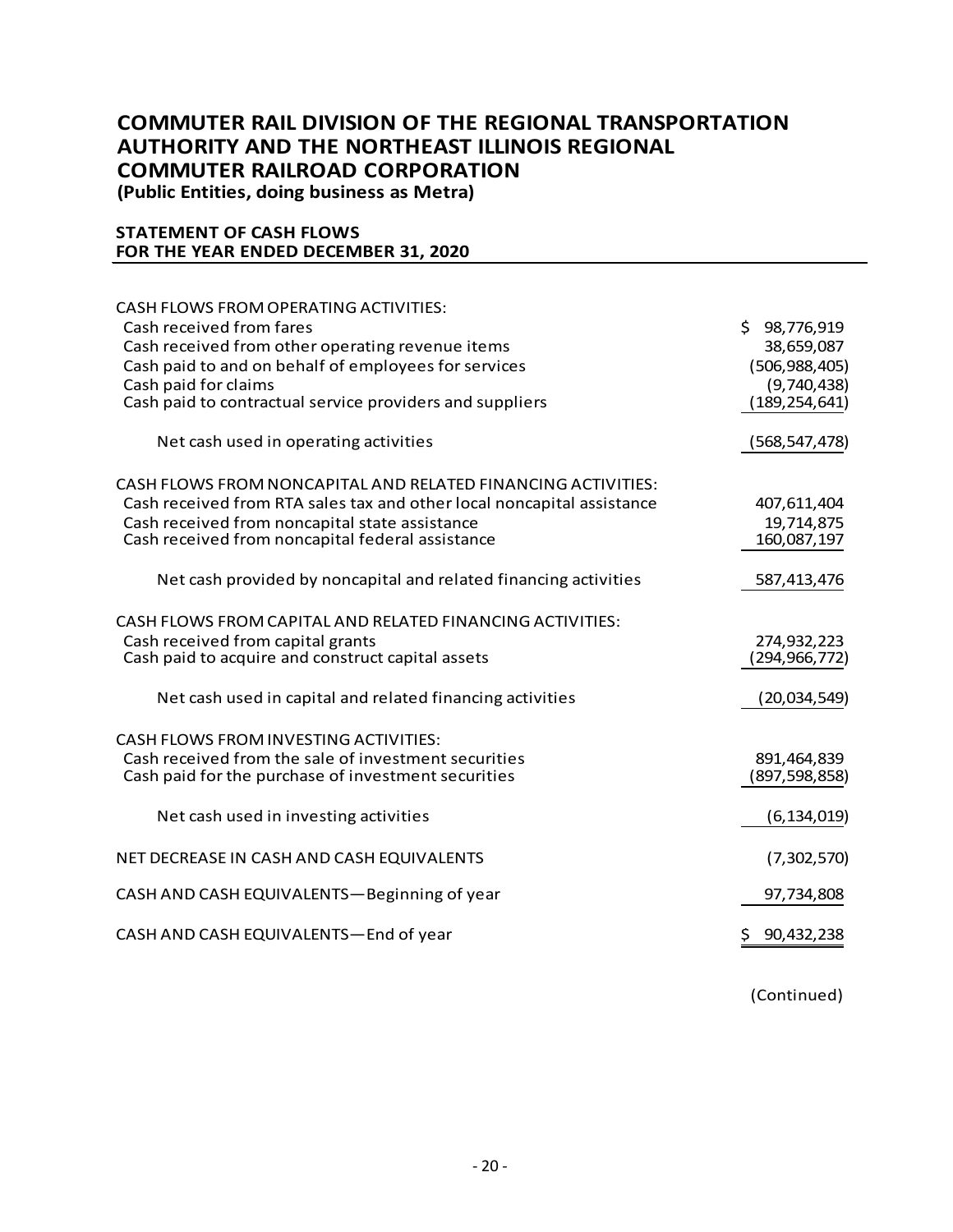# COMMUTER RAIL DIVISION OF THE REGIONAL TRANSPORTATION AUTHORITY AND THE NORTHEAST ILLINOIS REGIONAL COMMUTER RAILROAD CORPORATION

**(Public Entities, doing business as Metra)**

## STATEMENT OF CASH FLOWS
## FOR THE YEAR ENDED DECEMBER 31, 2020

| | |
|---|---|
| CASH FLOWS FROM OPERATING ACTIVITIES: | |
| Cash received from fares | $ 98,776,919 |
| Cash received from other operating revenue items | 38,659,087 |
| Cash paid to and on behalf of employees for services | (506,988,405) |
| Cash paid for claims | (9,740,438) |
| Cash paid to contractual service providers and suppliers | (189,254,641) |
| Net cash used in operating activities | (568,547,478) |
| CASH FLOWS FROM NONCAPITAL AND RELATED FINANCING ACTIVITIES: | |
| Cash received from RTA sales tax and other local noncapital assistance | 407,611,404 |
| Cash received from noncapital state assistance | 19,714,875 |
| Cash received from noncapital federal assistance | 160,087,197 |
| Net cash provided by noncapital and related financing activities | 587,413,476 |
| CASH FLOWS FROM CAPITAL AND RELATED FINANCING ACTIVITIES: | |
| Cash received from capital grants | 274,932,223 |
| Cash paid to acquire and construct capital assets | (294,966,772) |
| Net cash used in capital and related financing activities | (20,034,549) |
| CASH FLOWS FROM INVESTING ACTIVITIES: | |
| Cash received from the sale of investment securities | 891,464,839 |
| Cash paid for the purchase of investment securities | (897,598,858) |
| Net cash used in investing activities | (6,134,019) |
| NET DECREASE IN CASH AND CASH EQUIVALENTS | (7,302,570) |
| CASH AND CASH EQUIVALENTS—Beginning of year | 97,734,808 |
| CASH AND CASH EQUIVALENTS—End of year | $ 90,432,238 |

(Continued)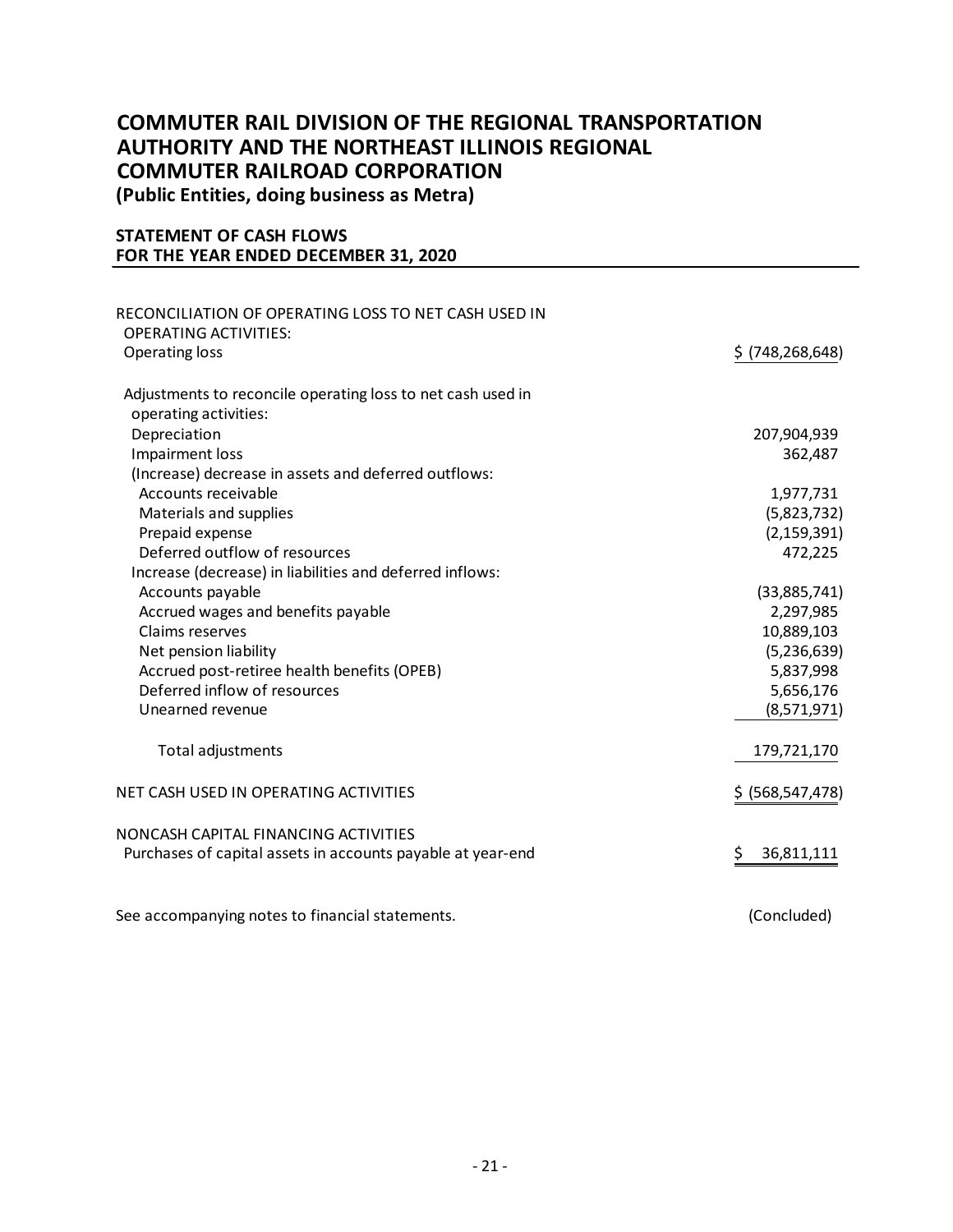# COMMUTER RAIL DIVISION OF THE REGIONAL TRANSPORTATION AUTHORITY AND THE NORTHEAST ILLINOIS REGIONAL COMMUTER RAILROAD CORPORATION

**(Public Entities, doing business as Metra)**

## STATEMENT OF CASH FLOWS
## FOR THE YEAR ENDED DECEMBER 31, 2020

| | |
|---|---|
| RECONCILIATION OF OPERATING LOSS TO NET CASH USED IN OPERATING ACTIVITIES: | |
| Operating loss | $ (748,268,648) |
| Adjustments to reconcile operating loss to net cash used in operating activities: | |
| Depreciation | 207,904,939 |
| Impairment loss | 362,487 |
| (Increase) decrease in assets and deferred outflows: | |
| Accounts receivable | 1,977,731 |
| Materials and supplies | (5,823,732) |
| Prepaid expense | (2,159,391) |
| Deferred outflow of resources | 472,225 |
| Increase (decrease) in liabilities and deferred inflows: | |
| Accounts payable | (33,885,741) |
| Accrued wages and benefits payable | 2,297,985 |
| Claims reserves | 10,889,103 |
| Net pension liability | (5,236,639) |
| Accrued post-retiree health benefits (OPEB) | 5,837,998 |
| Deferred inflow of resources | 5,656,176 |
| Unearned revenue | (8,571,971) |
| Total adjustments | 179,721,170 |
| NET CASH USED IN OPERATING ACTIVITIES | $ (568,547,478) |
| NONCASH CAPITAL FINANCING ACTIVITIES | |
| Purchases of capital assets in accounts payable at year-end | $ 36,811,111 |

See accompanying notes to financial statements. (Concluded)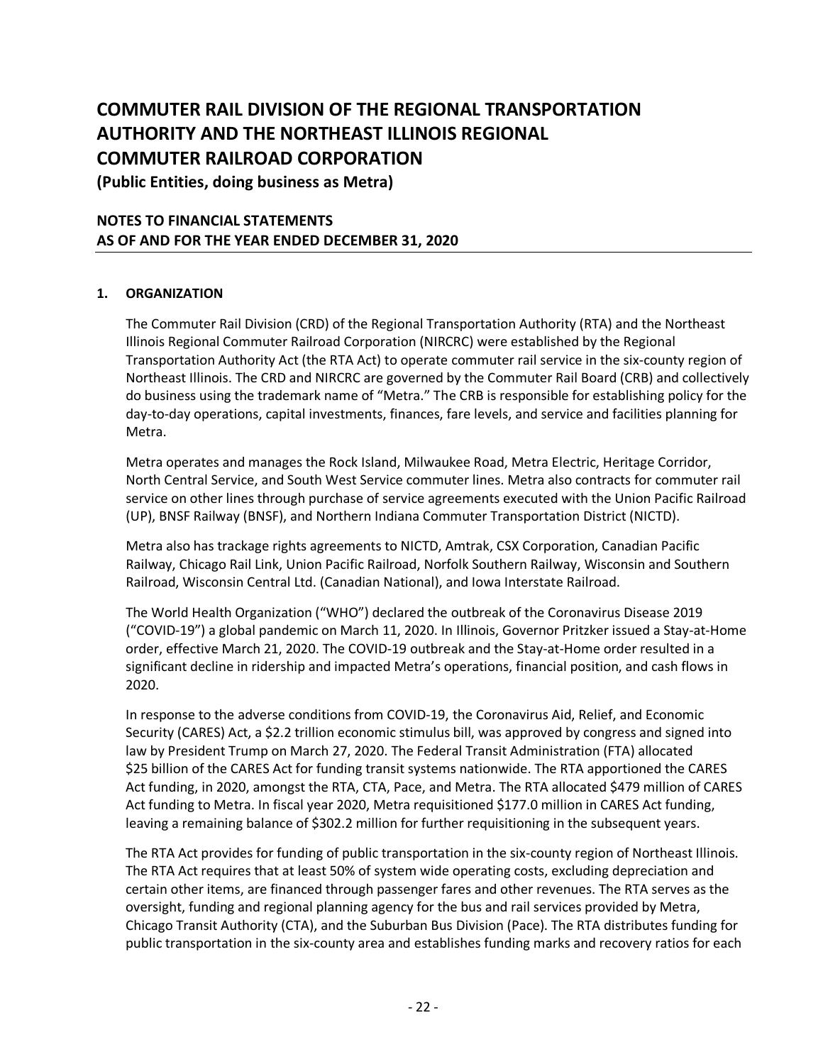# COMMUTER RAIL DIVISION OF THE REGIONAL TRANSPORTATION AUTHORITY AND THE NORTHEAST ILLINOIS REGIONAL COMMUTER RAILROAD CORPORATION

**(Public Entities, doing business as Metra)**

## NOTES TO FINANCIAL STATEMENTS AS OF AND FOR THE YEAR ENDED DECEMBER 31, 2020

### 1. ORGANIZATION

The Commuter Rail Division (CRD) of the Regional Transportation Authority (RTA) and the Northeast Illinois Regional Commuter Railroad Corporation (NIRCRC) were established by the Regional Transportation Authority Act (the RTA Act) to operate commuter rail service in the six-county region of Northeast Illinois. The CRD and NIRCRC are governed by the Commuter Rail Board (CRB) and collectively do business using the trademark name of "Metra." The CRB is responsible for establishing policy for the day-to-day operations, capital investments, finances, fare levels, and service and facilities planning for Metra.

Metra operates and manages the Rock Island, Milwaukee Road, Metra Electric, Heritage Corridor, North Central Service, and South West Service commuter lines. Metra also contracts for commuter rail service on other lines through purchase of service agreements executed with the Union Pacific Railroad (UP), BNSF Railway (BNSF), and Northern Indiana Commuter Transportation District (NICTD).

Metra also has trackage rights agreements to NICTD, Amtrak, CSX Corporation, Canadian Pacific Railway, Chicago Rail Link, Union Pacific Railroad, Norfolk Southern Railway, Wisconsin and Southern Railroad, Wisconsin Central Ltd. (Canadian National), and Iowa Interstate Railroad.

The World Health Organization ("WHO") declared the outbreak of the Coronavirus Disease 2019 ("COVID-19") a global pandemic on March 11, 2020. In Illinois, Governor Pritzker issued a Stay-at-Home order, effective March 21, 2020. The COVID-19 outbreak and the Stay-at-Home order resulted in a significant decline in ridership and impacted Metra's operations, financial position, and cash flows in 2020.

In response to the adverse conditions from COVID-19, the Coronavirus Aid, Relief, and Economic Security (CARES) Act, a $2.2 trillion economic stimulus bill, was approved by congress and signed into law by President Trump on March 27, 2020. The Federal Transit Administration (FTA) allocated $25 billion of the CARES Act for funding transit systems nationwide. The RTA apportioned the CARES Act funding, in 2020, amongst the RTA, CTA, Pace, and Metra. The RTA allocated $479 million of CARES Act funding to Metra. In fiscal year 2020, Metra requisitioned $177.0 million in CARES Act funding, leaving a remaining balance of $302.2 million for further requisitioning in the subsequent years.

The RTA Act provides for funding of public transportation in the six-county region of Northeast Illinois. The RTA Act requires that at least 50% of system wide operating costs, excluding depreciation and certain other items, are financed through passenger fares and other revenues. The RTA serves as the oversight, funding and regional planning agency for the bus and rail services provided by Metra, Chicago Transit Authority (CTA), and the Suburban Bus Division (Pace). The RTA distributes funding for public transportation in the six-county area and establishes funding marks and recovery ratios for each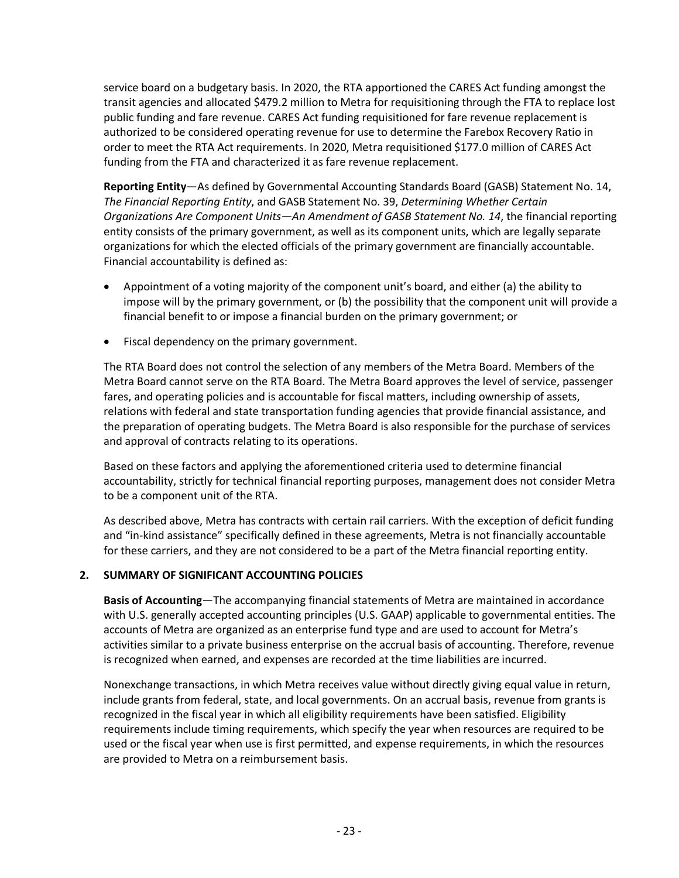service board on a budgetary basis. In 2020, the RTA apportioned the CARES Act funding amongst the transit agencies and allocated $479.2 million to Metra for requisitioning through the FTA to replace lost public funding and fare revenue. CARES Act funding requisitioned for fare revenue replacement is authorized to be considered operating revenue for use to determine the Farebox Recovery Ratio in order to meet the RTA Act requirements. In 2020, Metra requisitioned $177.0 million of CARES Act funding from the FTA and characterized it as fare revenue replacement.

**Reporting Entity**—As defined by Governmental Accounting Standards Board (GASB) Statement No. 14, *The Financial Reporting Entity*, and GASB Statement No. 39, *Determining Whether Certain Organizations Are Component Units—An Amendment of GASB Statement No. 14*, the financial reporting entity consists of the primary government, as well as its component units, which are legally separate organizations for which the elected officials of the primary government are financially accountable. Financial accountability is defined as:

- Appointment of a voting majority of the component unit's board, and either (a) the ability to impose will by the primary government, or (b) the possibility that the component unit will provide a financial benefit to or impose a financial burden on the primary government; or
- Fiscal dependency on the primary government.

The RTA Board does not control the selection of any members of the Metra Board. Members of the Metra Board cannot serve on the RTA Board. The Metra Board approves the level of service, passenger fares, and operating policies and is accountable for fiscal matters, including ownership of assets, relations with federal and state transportation funding agencies that provide financial assistance, and the preparation of operating budgets. The Metra Board is also responsible for the purchase of services and approval of contracts relating to its operations.

Based on these factors and applying the aforementioned criteria used to determine financial accountability, strictly for technical financial reporting purposes, management does not consider Metra to be a component unit of the RTA.

As described above, Metra has contracts with certain rail carriers. With the exception of deficit funding and "in-kind assistance" specifically defined in these agreements, Metra is not financially accountable for these carriers, and they are not considered to be a part of the Metra financial reporting entity.

## 2. SUMMARY OF SIGNIFICANT ACCOUNTING POLICIES

**Basis of Accounting**—The accompanying financial statements of Metra are maintained in accordance with U.S. generally accepted accounting principles (U.S. GAAP) applicable to governmental entities. The accounts of Metra are organized as an enterprise fund type and are used to account for Metra's activities similar to a private business enterprise on the accrual basis of accounting. Therefore, revenue is recognized when earned, and expenses are recorded at the time liabilities are incurred.

Nonexchange transactions, in which Metra receives value without directly giving equal value in return, include grants from federal, state, and local governments. On an accrual basis, revenue from grants is recognized in the fiscal year in which all eligibility requirements have been satisfied. Eligibility requirements include timing requirements, which specify the year when resources are required to be used or the fiscal year when use is first permitted, and expense requirements, in which the resources are provided to Metra on a reimbursement basis.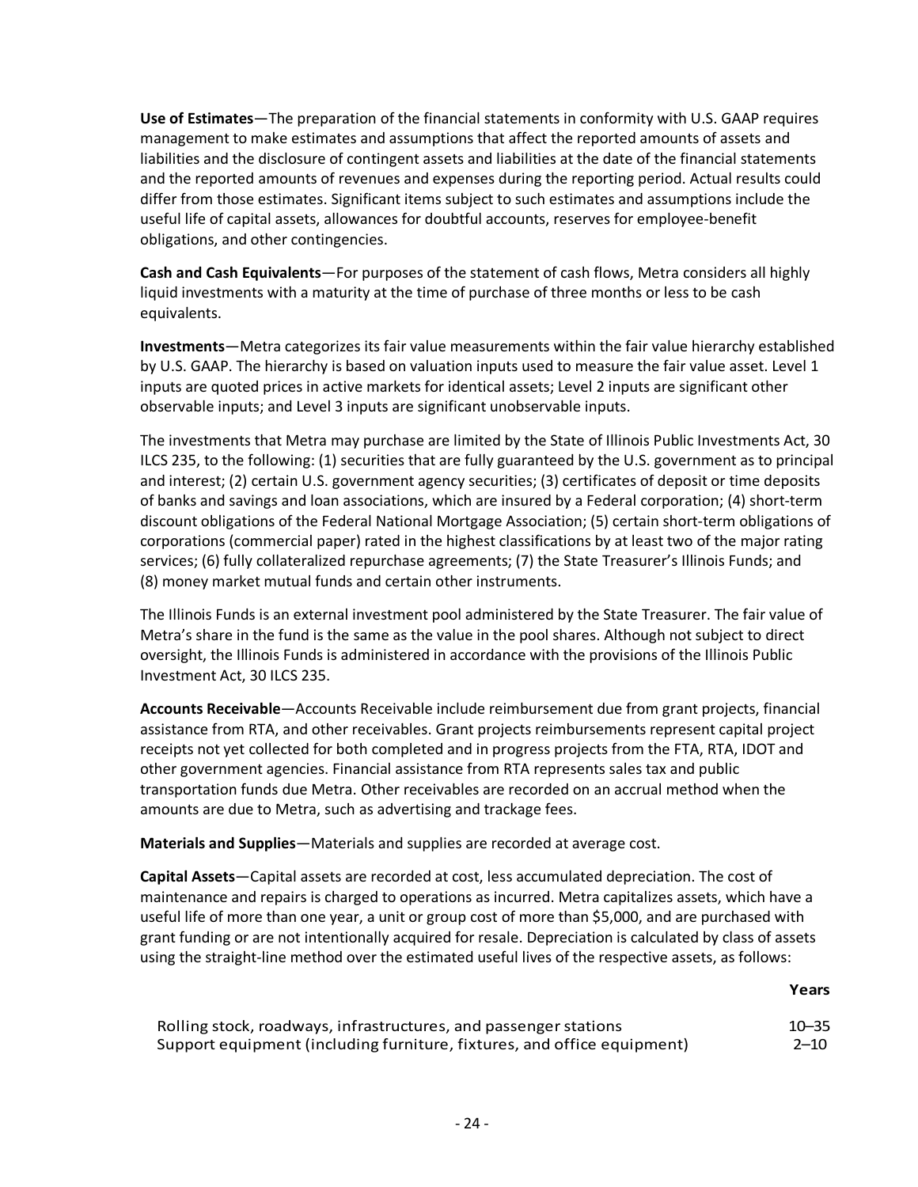**Use of Estimates**—The preparation of the financial statements in conformity with U.S. GAAP requires management to make estimates and assumptions that affect the reported amounts of assets and liabilities and the disclosure of contingent assets and liabilities at the date of the financial statements and the reported amounts of revenues and expenses during the reporting period. Actual results could differ from those estimates. Significant items subject to such estimates and assumptions include the useful life of capital assets, allowances for doubtful accounts, reserves for employee-benefit obligations, and other contingencies.

**Cash and Cash Equivalents**—For purposes of the statement of cash flows, Metra considers all highly liquid investments with a maturity at the time of purchase of three months or less to be cash equivalents.

**Investments**—Metra categorizes its fair value measurements within the fair value hierarchy established by U.S. GAAP. The hierarchy is based on valuation inputs used to measure the fair value asset. Level 1 inputs are quoted prices in active markets for identical assets; Level 2 inputs are significant other observable inputs; and Level 3 inputs are significant unobservable inputs.

The investments that Metra may purchase are limited by the State of Illinois Public Investments Act, 30 ILCS 235, to the following: (1) securities that are fully guaranteed by the U.S. government as to principal and interest; (2) certain U.S. government agency securities; (3) certificates of deposit or time deposits of banks and savings and loan associations, which are insured by a Federal corporation; (4) short-term discount obligations of the Federal National Mortgage Association; (5) certain short-term obligations of corporations (commercial paper) rated in the highest classifications by at least two of the major rating services; (6) fully collateralized repurchase agreements; (7) the State Treasurer's Illinois Funds; and (8) money market mutual funds and certain other instruments.

The Illinois Funds is an external investment pool administered by the State Treasurer. The fair value of Metra's share in the fund is the same as the value in the pool shares. Although not subject to direct oversight, the Illinois Funds is administered in accordance with the provisions of the Illinois Public Investment Act, 30 ILCS 235.

**Accounts Receivable**—Accounts Receivable include reimbursement due from grant projects, financial assistance from RTA, and other receivables. Grant projects reimbursements represent capital project receipts not yet collected for both completed and in progress projects from the FTA, RTA, IDOT and other government agencies. Financial assistance from RTA represents sales tax and public transportation funds due Metra. Other receivables are recorded on an accrual method when the amounts are due to Metra, such as advertising and trackage fees.

**Materials and Supplies**—Materials and supplies are recorded at average cost.

**Capital Assets**—Capital assets are recorded at cost, less accumulated depreciation. The cost of maintenance and repairs is charged to operations as incurred. Metra capitalizes assets, which have a useful life of more than one year, a unit or group cost of more than $5,000, and are purchased with grant funding or are not intentionally acquired for resale. Depreciation is calculated by class of assets using the straight-line method over the estimated useful lives of the respective assets, as follows:

| | **Years** |
|---|---|
| Rolling stock, roadways, infrastructures, and passenger stations | 10–35 |
| Support equipment (including furniture, fixtures, and office equipment) | 2–10 |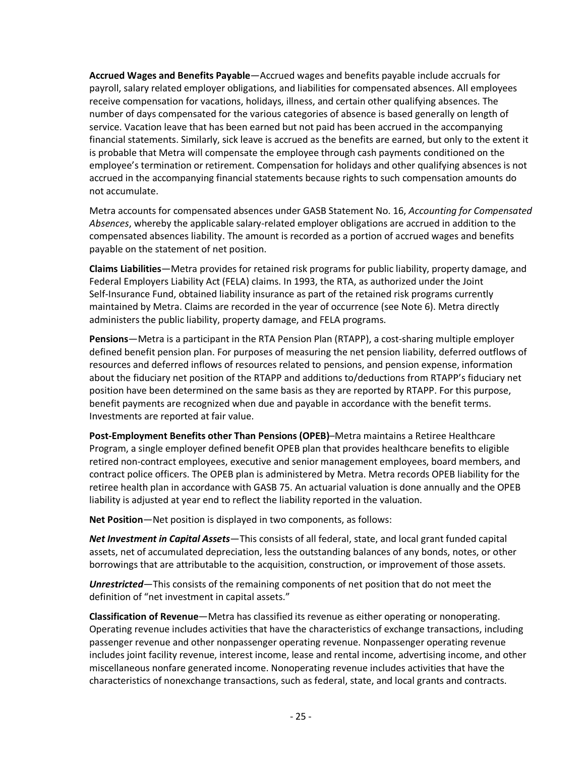**Accrued Wages and Benefits Payable**—Accrued wages and benefits payable include accruals for payroll, salary related employer obligations, and liabilities for compensated absences. All employees receive compensation for vacations, holidays, illness, and certain other qualifying absences. The number of days compensated for the various categories of absence is based generally on length of service. Vacation leave that has been earned but not paid has been accrued in the accompanying financial statements. Similarly, sick leave is accrued as the benefits are earned, but only to the extent it is probable that Metra will compensate the employee through cash payments conditioned on the employee's termination or retirement. Compensation for holidays and other qualifying absences is not accrued in the accompanying financial statements because rights to such compensation amounts do not accumulate.

Metra accounts for compensated absences under GASB Statement No. 16, *Accounting for Compensated Absences*, whereby the applicable salary-related employer obligations are accrued in addition to the compensated absences liability. The amount is recorded as a portion of accrued wages and benefits payable on the statement of net position.

**Claims Liabilities**—Metra provides for retained risk programs for public liability, property damage, and Federal Employers Liability Act (FELA) claims. In 1993, the RTA, as authorized under the Joint Self-Insurance Fund, obtained liability insurance as part of the retained risk programs currently maintained by Metra. Claims are recorded in the year of occurrence (see Note 6). Metra directly administers the public liability, property damage, and FELA programs.

**Pensions**—Metra is a participant in the RTA Pension Plan (RTAPP), a cost-sharing multiple employer defined benefit pension plan. For purposes of measuring the net pension liability, deferred outflows of resources and deferred inflows of resources related to pensions, and pension expense, information about the fiduciary net position of the RTAPP and additions to/deductions from RTAPP's fiduciary net position have been determined on the same basis as they are reported by RTAPP. For this purpose, benefit payments are recognized when due and payable in accordance with the benefit terms. Investments are reported at fair value.

**Post-Employment Benefits other Than Pensions (OPEB)**–Metra maintains a Retiree Healthcare Program, a single employer defined benefit OPEB plan that provides healthcare benefits to eligible retired non-contract employees, executive and senior management employees, board members, and contract police officers. The OPEB plan is administered by Metra. Metra records OPEB liability for the retiree health plan in accordance with GASB 75. An actuarial valuation is done annually and the OPEB liability is adjusted at year end to reflect the liability reported in the valuation.

**Net Position**—Net position is displayed in two components, as follows:

***Net Investment in Capital Assets***—This consists of all federal, state, and local grant funded capital assets, net of accumulated depreciation, less the outstanding balances of any bonds, notes, or other borrowings that are attributable to the acquisition, construction, or improvement of those assets.

***Unrestricted***—This consists of the remaining components of net position that do not meet the definition of "net investment in capital assets."

**Classification of Revenue**—Metra has classified its revenue as either operating or nonoperating. Operating revenue includes activities that have the characteristics of exchange transactions, including passenger revenue and other nonpassenger operating revenue. Nonpassenger operating revenue includes joint facility revenue, interest income, lease and rental income, advertising income, and other miscellaneous nonfare generated income. Nonoperating revenue includes activities that have the characteristics of nonexchange transactions, such as federal, state, and local grants and contracts.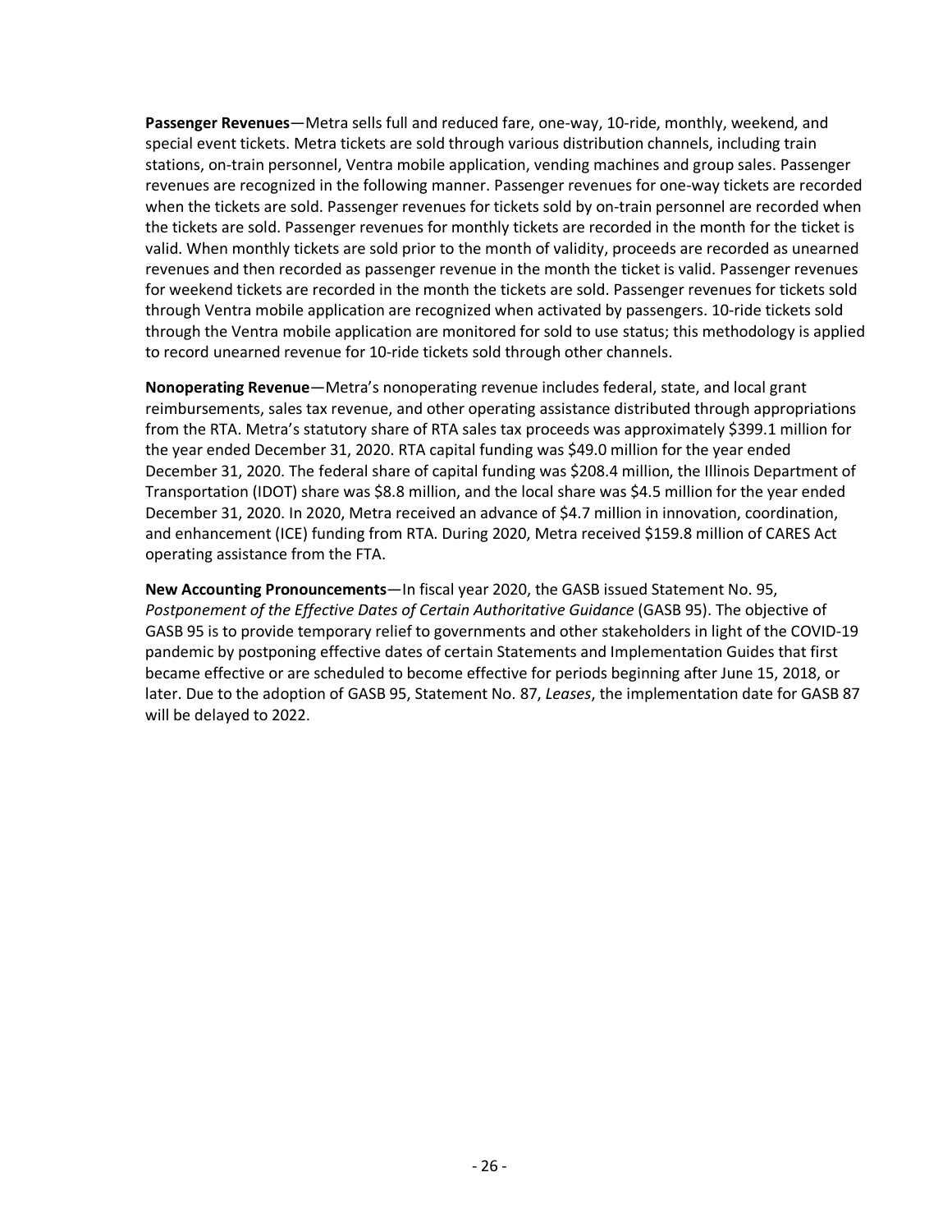**Passenger Revenues**—Metra sells full and reduced fare, one-way, 10-ride, monthly, weekend, and special event tickets. Metra tickets are sold through various distribution channels, including train stations, on-train personnel, Ventra mobile application, vending machines and group sales. Passenger revenues are recognized in the following manner. Passenger revenues for one-way tickets are recorded when the tickets are sold. Passenger revenues for tickets sold by on-train personnel are recorded when the tickets are sold. Passenger revenues for monthly tickets are recorded in the month for the ticket is valid. When monthly tickets are sold prior to the month of validity, proceeds are recorded as unearned revenues and then recorded as passenger revenue in the month the ticket is valid. Passenger revenues for weekend tickets are recorded in the month the tickets are sold. Passenger revenues for tickets sold through Ventra mobile application are recognized when activated by passengers. 10-ride tickets sold through the Ventra mobile application are monitored for sold to use status; this methodology is applied to record unearned revenue for 10-ride tickets sold through other channels.

**Nonoperating Revenue**—Metra's nonoperating revenue includes federal, state, and local grant reimbursements, sales tax revenue, and other operating assistance distributed through appropriations from the RTA. Metra's statutory share of RTA sales tax proceeds was approximately $399.1 million for the year ended December 31, 2020. RTA capital funding was $49.0 million for the year ended December 31, 2020. The federal share of capital funding was $208.4 million, the Illinois Department of Transportation (IDOT) share was $8.8 million, and the local share was $4.5 million for the year ended December 31, 2020. In 2020, Metra received an advance of $4.7 million in innovation, coordination, and enhancement (ICE) funding from RTA. During 2020, Metra received $159.8 million of CARES Act operating assistance from the FTA.

**New Accounting Pronouncements**—In fiscal year 2020, the GASB issued Statement No. 95, *Postponement of the Effective Dates of Certain Authoritative Guidance* (GASB 95). The objective of GASB 95 is to provide temporary relief to governments and other stakeholders in light of the COVID-19 pandemic by postponing effective dates of certain Statements and Implementation Guides that first became effective or are scheduled to become effective for periods beginning after June 15, 2018, or later. Due to the adoption of GASB 95, Statement No. 87, *Leases*, the implementation date for GASB 87 will be delayed to 2022.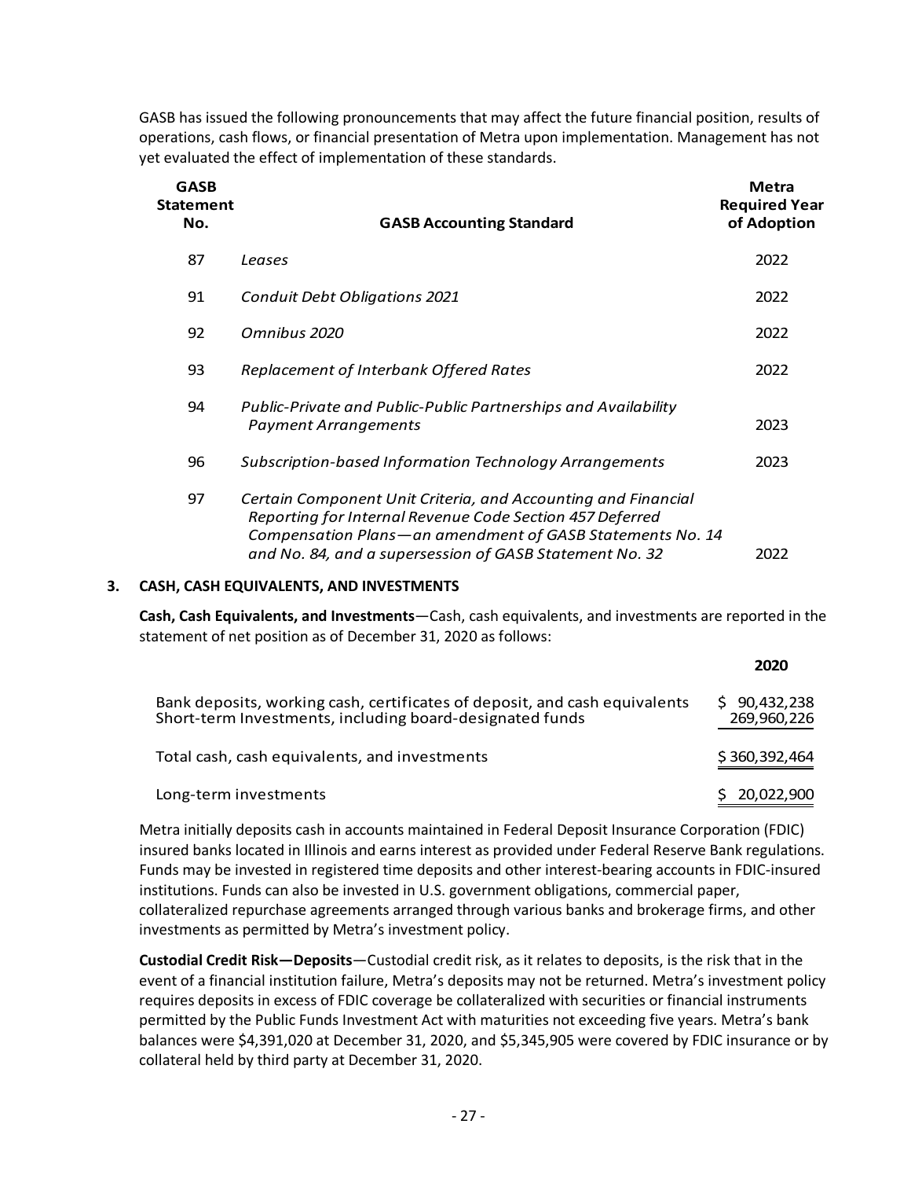GASB has issued the following pronouncements that may affect the future financial position, results of operations, cash flows, or financial presentation of Metra upon implementation. Management has not yet evaluated the effect of implementation of these standards.

| GASB Statement No. | GASB Accounting Standard | Metra Required Year of Adoption |
|---|---|---|
| 87 | *Leases* | 2022 |
| 91 | *Conduit Debt Obligations 2021* | 2022 |
| 92 | *Omnibus 2020* | 2022 |
| 93 | *Replacement of Interbank Offered Rates* | 2022 |
| 94 | *Public-Private and Public-Public Partnerships and Availability Payment Arrangements* | 2023 |
| 96 | *Subscription-based Information Technology Arrangements* | 2023 |
| 97 | *Certain Component Unit Criteria, and Accounting and Financial Reporting for Internal Revenue Code Section 457 Deferred Compensation Plans—an amendment of GASB Statements No. 14 and No. 84, and a supersession of GASB Statement No. 32* | 2022 |

## 3. CASH, CASH EQUIVALENTS, AND INVESTMENTS

**Cash, Cash Equivalents, and Investments**—Cash, cash equivalents, and investments are reported in the statement of net position as of December 31, 2020 as follows:

| | 2020 |
|---|---|
| Bank deposits, working cash, certificates of deposit, and cash equivalents | $ 90,432,238 |
| Short-term Investments, including board-designated funds | 269,960,226 |
| Total cash, cash equivalents, and investments | $ 360,392,464 |
| Long-term investments | $ 20,022,900 |

Metra initially deposits cash in accounts maintained in Federal Deposit Insurance Corporation (FDIC) insured banks located in Illinois and earns interest as provided under Federal Reserve Bank regulations. Funds may be invested in registered time deposits and other interest-bearing accounts in FDIC-insured institutions. Funds can also be invested in U.S. government obligations, commercial paper, collateralized repurchase agreements arranged through various banks and brokerage firms, and other investments as permitted by Metra's investment policy.

**Custodial Credit Risk—Deposits**—Custodial credit risk, as it relates to deposits, is the risk that in the event of a financial institution failure, Metra's deposits may not be returned. Metra's investment policy requires deposits in excess of FDIC coverage be collateralized with securities or financial instruments permitted by the Public Funds Investment Act with maturities not exceeding five years. Metra's bank balances were $4,391,020 at December 31, 2020, and $5,345,905 were covered by FDIC insurance or by collateral held by third party at December 31, 2020.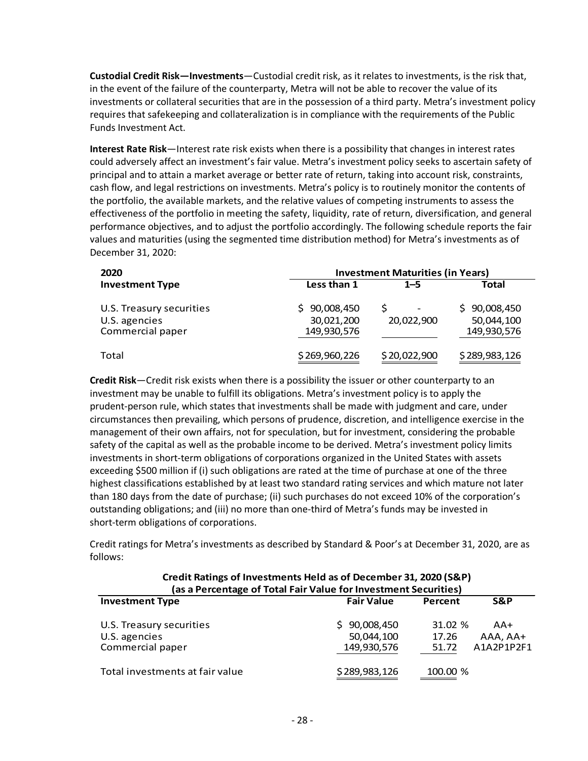**Custodial Credit Risk—Investments**—Custodial credit risk, as it relates to investments, is the risk that, in the event of the failure of the counterparty, Metra will not be able to recover the value of its investments or collateral securities that are in the possession of a third party. Metra's investment policy requires that safekeeping and collateralization is in compliance with the requirements of the Public Funds Investment Act.

**Interest Rate Risk**—Interest rate risk exists when there is a possibility that changes in interest rates could adversely affect an investment's fair value. Metra's investment policy seeks to ascertain safety of principal and to attain a market average or better rate of return, taking into account risk, constraints, cash flow, and legal restrictions on investments. Metra's policy is to routinely monitor the contents of the portfolio, the available markets, and the relative values of competing instruments to assess the effectiveness of the portfolio in meeting the safety, liquidity, rate of return, diversification, and general performance objectives, and to adjust the portfolio accordingly. The following schedule reports the fair values and maturities (using the segmented time distribution method) for Metra's investments as of December 31, 2020:

| 2020 | Investment Maturities (in Years) | | |
|---|---|---|---|
| **Investment Type** | **Less than 1** | **1–5** | **Total** |
| U.S. Treasury securities | $ 90,008,450 | $ - | $ 90,008,450 |
| U.S. agencies | 30,021,200 | 20,022,900 | 50,044,100 |
| Commercial paper | 149,930,576 | | 149,930,576 |
| Total | $ 269,960,226 | $ 20,022,900 | $ 289,983,126 |

**Credit Risk**—Credit risk exists when there is a possibility the issuer or other counterparty to an investment may be unable to fulfill its obligations. Metra's investment policy is to apply the prudent-person rule, which states that investments shall be made with judgment and care, under circumstances then prevailing, which persons of prudence, discretion, and intelligence exercise in the management of their own affairs, not for speculation, but for investment, considering the probable safety of the capital as well as the probable income to be derived. Metra's investment policy limits investments in short-term obligations of corporations organized in the United States with assets exceeding $500 million if (i) such obligations are rated at the time of purchase at one of the three highest classifications established by at least two standard rating services and which mature not later than 180 days from the date of purchase; (ii) such purchases do not exceed 10% of the corporation's outstanding obligations; and (iii) no more than one-third of Metra's funds may be invested in short-term obligations of corporations.

Credit ratings for Metra's investments as described by Standard & Poor's at December 31, 2020, are as follows:

**Credit Ratings of Investments Held as of December 31, 2020 (S&P)**
**(as a Percentage of Total Fair Value for Investment Securities)**

| Investment Type | Fair Value | Percent | S&P |
|---|---|---|---|
| U.S. Treasury securities | $ 90,008,450 | 31.02 % | AA+ |
| U.S. agencies | 50,044,100 | 17.26 | AAA, AA+ |
| Commercial paper | 149,930,576 | 51.72 | A1A2P1P2F1 |
| Total investments at fair value | $ 289,983,126 | 100.00 % | |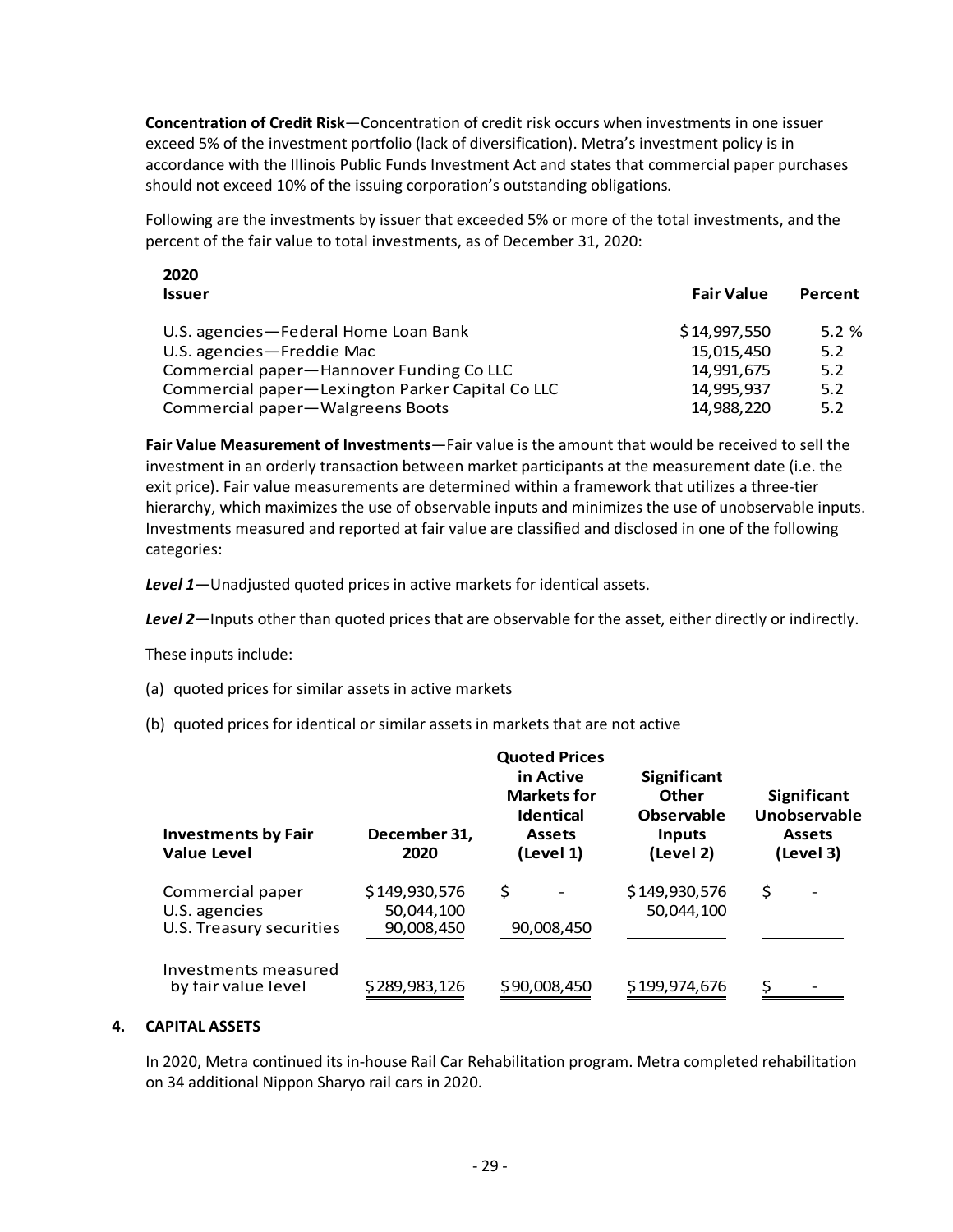**Concentration of Credit Risk**—Concentration of credit risk occurs when investments in one issuer exceed 5% of the investment portfolio (lack of diversification). Metra's investment policy is in accordance with the Illinois Public Funds Investment Act and states that commercial paper purchases should not exceed 10% of the issuing corporation's outstanding obligations.

Following are the investments by issuer that exceeded 5% or more of the total investments, and the percent of the fair value to total investments, as of December 31, 2020:

| 2020<br>Issuer | Fair Value | Percent |
|---|---|---|
| U.S. agencies—Federal Home Loan Bank | $14,997,550 | 5.2 % |
| U.S. agencies—Freddie Mac | 15,015,450 | 5.2 |
| Commercial paper—Hannover Funding Co LLC | 14,991,675 | 5.2 |
| Commercial paper—Lexington Parker Capital Co LLC | 14,995,937 | 5.2 |
| Commercial paper—Walgreens Boots | 14,988,220 | 5.2 |

**Fair Value Measurement of Investments**—Fair value is the amount that would be received to sell the investment in an orderly transaction between market participants at the measurement date (i.e. the exit price). Fair value measurements are determined within a framework that utilizes a three-tier hierarchy, which maximizes the use of observable inputs and minimizes the use of unobservable inputs. Investments measured and reported at fair value are classified and disclosed in one of the following categories:

***Level 1***—Unadjusted quoted prices in active markets for identical assets.

***Level 2***—Inputs other than quoted prices that are observable for the asset, either directly or indirectly.

These inputs include:

(a) quoted prices for similar assets in active markets

(b) quoted prices for identical or similar assets in markets that are not active

| Investments by Fair Value Level | December 31, 2020 | Quoted Prices in Active Markets for Identical Assets (Level 1) | Significant Other Observable Inputs (Level 2) | Significant Unobservable Assets (Level 3) |
|---|---|---|---|---|
| Commercial paper | $149,930,576 | $ - | $149,930,576 | $ - |
| U.S. agencies | 50,044,100 | | 50,044,100 | |
| U.S. Treasury securities | 90,008,450 | 90,008,450 | | |
| Investments measured by fair value level | $289,983,126 | $90,008,450 | $199,974,676 | $ - |

## 4. CAPITAL ASSETS

In 2020, Metra continued its in-house Rail Car Rehabilitation program. Metra completed rehabilitation on 34 additional Nippon Sharyo rail cars in 2020.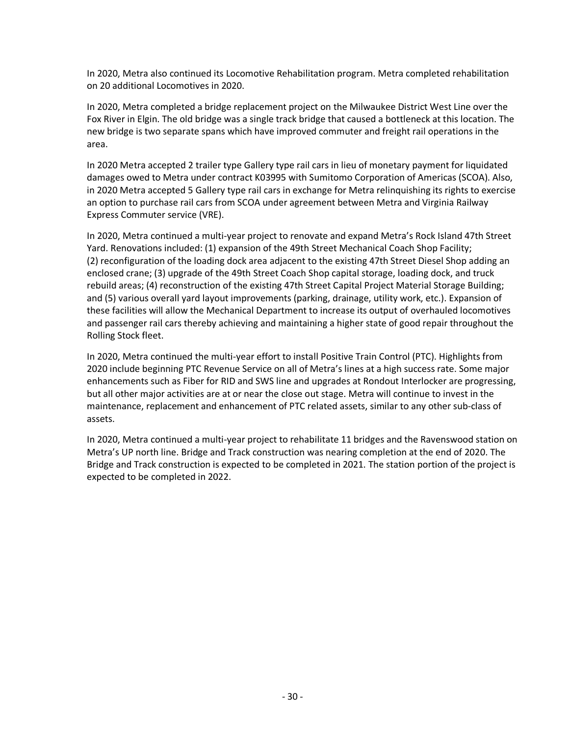In 2020, Metra also continued its Locomotive Rehabilitation program. Metra completed rehabilitation on 20 additional Locomotives in 2020.

In 2020, Metra completed a bridge replacement project on the Milwaukee District West Line over the Fox River in Elgin. The old bridge was a single track bridge that caused a bottleneck at this location. The new bridge is two separate spans which have improved commuter and freight rail operations in the area.

In 2020 Metra accepted 2 trailer type Gallery type rail cars in lieu of monetary payment for liquidated damages owed to Metra under contract K03995 with Sumitomo Corporation of Americas (SCOA). Also, in 2020 Metra accepted 5 Gallery type rail cars in exchange for Metra relinquishing its rights to exercise an option to purchase rail cars from SCOA under agreement between Metra and Virginia Railway Express Commuter service (VRE).

In 2020, Metra continued a multi-year project to renovate and expand Metra's Rock Island 47th Street Yard. Renovations included: (1) expansion of the 49th Street Mechanical Coach Shop Facility; (2) reconfiguration of the loading dock area adjacent to the existing 47th Street Diesel Shop adding an enclosed crane; (3) upgrade of the 49th Street Coach Shop capital storage, loading dock, and truck rebuild areas; (4) reconstruction of the existing 47th Street Capital Project Material Storage Building; and (5) various overall yard layout improvements (parking, drainage, utility work, etc.). Expansion of these facilities will allow the Mechanical Department to increase its output of overhauled locomotives and passenger rail cars thereby achieving and maintaining a higher state of good repair throughout the Rolling Stock fleet.

In 2020, Metra continued the multi-year effort to install Positive Train Control (PTC). Highlights from 2020 include beginning PTC Revenue Service on all of Metra's lines at a high success rate. Some major enhancements such as Fiber for RID and SWS line and upgrades at Rondout Interlocker are progressing, but all other major activities are at or near the close out stage. Metra will continue to invest in the maintenance, replacement and enhancement of PTC related assets, similar to any other sub-class of assets.

In 2020, Metra continued a multi-year project to rehabilitate 11 bridges and the Ravenswood station on Metra's UP north line. Bridge and Track construction was nearing completion at the end of 2020. The Bridge and Track construction is expected to be completed in 2021. The station portion of the project is expected to be completed in 2022.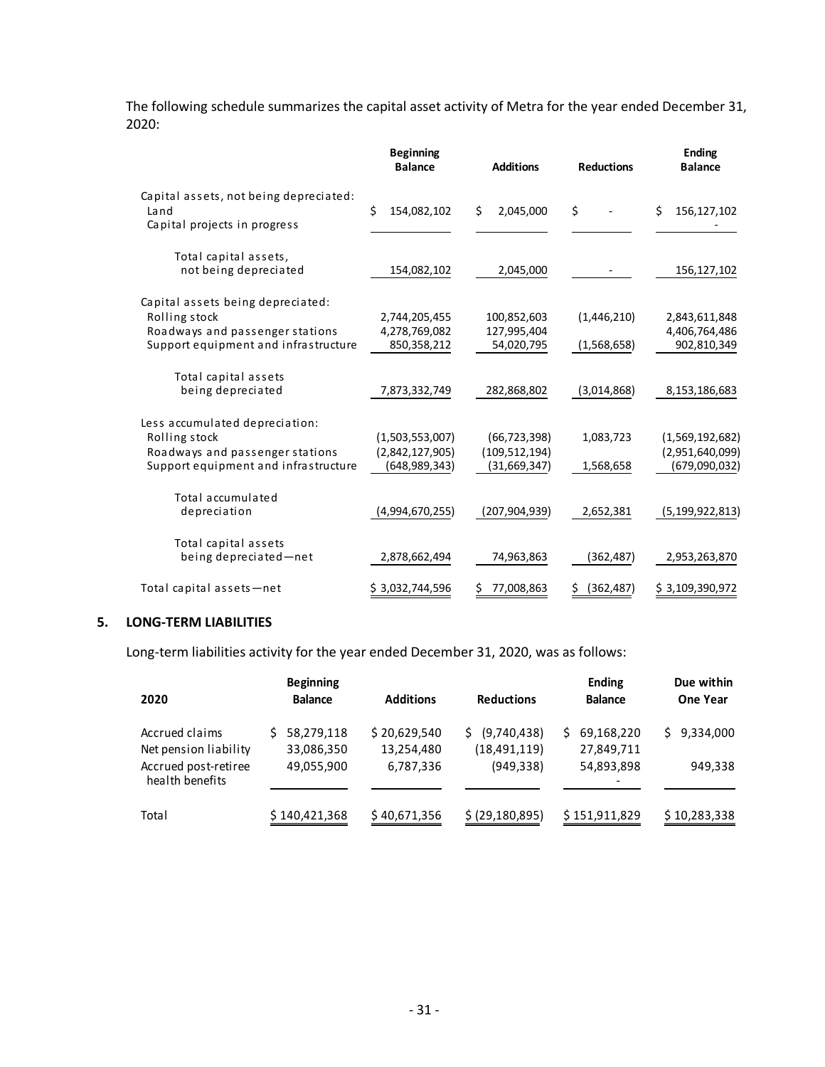The following schedule summarizes the capital asset activity of Metra for the year ended December 31, 2020:

| | Beginning Balance | Additions | Reductions | Ending Balance |
|---|---|---|---|---|
| Capital assets, not being depreciated: | | | | |
| Land | $ 154,082,102 | $ 2,045,000 | $ - | $ 156,127,102 |
| Capital projects in progress | | | | - |
| Total capital assets, not being depreciated | 154,082,102 | 2,045,000 | - | 156,127,102 |
| Capital assets being depreciated: | | | | |
| Rolling stock | 2,744,205,455 | 100,852,603 | (1,446,210) | 2,843,611,848 |
| Roadways and passenger stations | 4,278,769,082 | 127,995,404 | | 4,406,764,486 |
| Support equipment and infrastructure | 850,358,212 | 54,020,795 | (1,568,658) | 902,810,349 |
| Total capital assets being depreciated | 7,873,332,749 | 282,868,802 | (3,014,868) | 8,153,186,683 |
| Less accumulated depreciation: | | | | |
| Rolling stock | (1,503,553,007) | (66,723,398) | 1,083,723 | (1,569,192,682) |
| Roadways and passenger stations | (2,842,127,905) | (109,512,194) | | (2,951,640,099) |
| Support equipment and infrastructure | (648,989,343) | (31,669,347) | 1,568,658 | (679,090,032) |
| Total accumulated depreciation | (4,994,670,255) | (207,904,939) | 2,652,381 | (5,199,922,813) |
| Total capital assets being depreciated—net | 2,878,662,494 | 74,963,863 | (362,487) | 2,953,263,870 |
| Total capital assets—net | $ 3,032,744,596 | $ 77,008,863 | $ (362,487) | $ 3,109,390,972 |

## 5. LONG-TERM LIABILITIES

Long-term liabilities activity for the year ended December 31, 2020, was as follows:

| 2020 | Beginning Balance | Additions | Reductions | Ending Balance | Due within One Year |
|---|---|---|---|---|---|
| Accrued claims | $ 58,279,118 | $ 20,629,540 | $ (9,740,438) | $ 69,168,220 | $ 9,334,000 |
| Net pension liability | 33,086,350 | 13,254,480 | (18,491,119) | 27,849,711 | |
| Accrued post-retiree health benefits | 49,055,900 | 6,787,336 | (949,338) | 54,893,898 | 949,338 |
| | | | | - | |
| Total | $ 140,421,368 | $ 40,671,356 | $ (29,180,895) | $ 151,911,829 | $ 10,283,338 |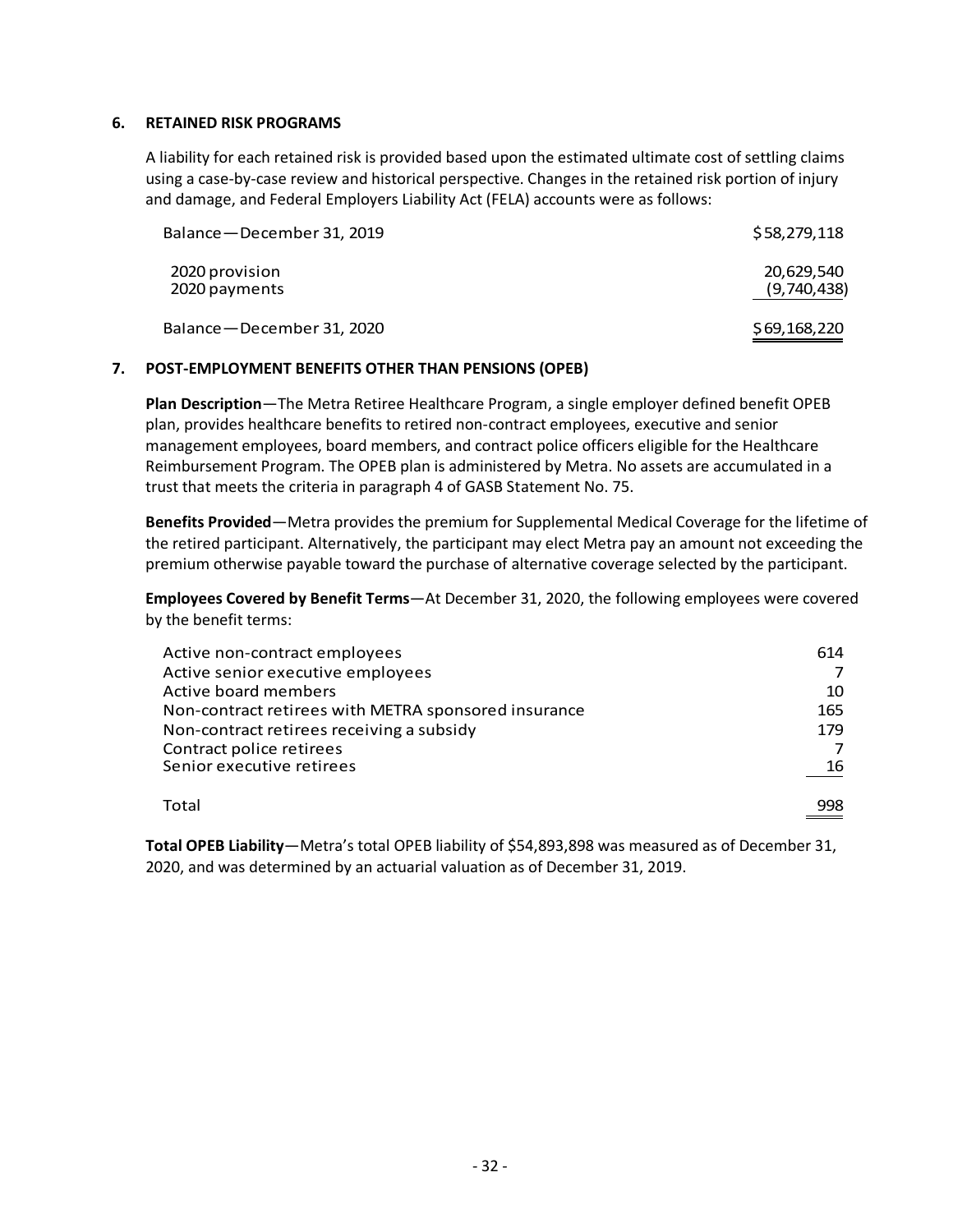## 6. RETAINED RISK PROGRAMS

A liability for each retained risk is provided based upon the estimated ultimate cost of settling claims using a case-by-case review and historical perspective. Changes in the retained risk portion of injury and damage, and Federal Employers Liability Act (FELA) accounts were as follows:

| | |
|---|---|
| Balance—December 31, 2019 | $58,279,118 |
| 2020 provision | 20,629,540 |
| 2020 payments | (9,740,438) |
| Balance—December 31, 2020 | $69,168,220 |

## 7. POST-EMPLOYMENT BENEFITS OTHER THAN PENSIONS (OPEB)

**Plan Description**—The Metra Retiree Healthcare Program, a single employer defined benefit OPEB plan, provides healthcare benefits to retired non-contract employees, executive and senior management employees, board members, and contract police officers eligible for the Healthcare Reimbursement Program. The OPEB plan is administered by Metra. No assets are accumulated in a trust that meets the criteria in paragraph 4 of GASB Statement No. 75.

**Benefits Provided**—Metra provides the premium for Supplemental Medical Coverage for the lifetime of the retired participant. Alternatively, the participant may elect Metra pay an amount not exceeding the premium otherwise payable toward the purchase of alternative coverage selected by the participant.

**Employees Covered by Benefit Terms**—At December 31, 2020, the following employees were covered by the benefit terms:

| | |
|---|---|
| Active non-contract employees | 614 |
| Active senior executive employees | 7 |
| Active board members | 10 |
| Non-contract retirees with METRA sponsored insurance | 165 |
| Non-contract retirees receiving a subsidy | 179 |
| Contract police retirees | 7 |
| Senior executive retirees | 16 |
| Total | 998 |

**Total OPEB Liability**—Metra's total OPEB liability of $54,893,898 was measured as of December 31, 2020, and was determined by an actuarial valuation as of December 31, 2019.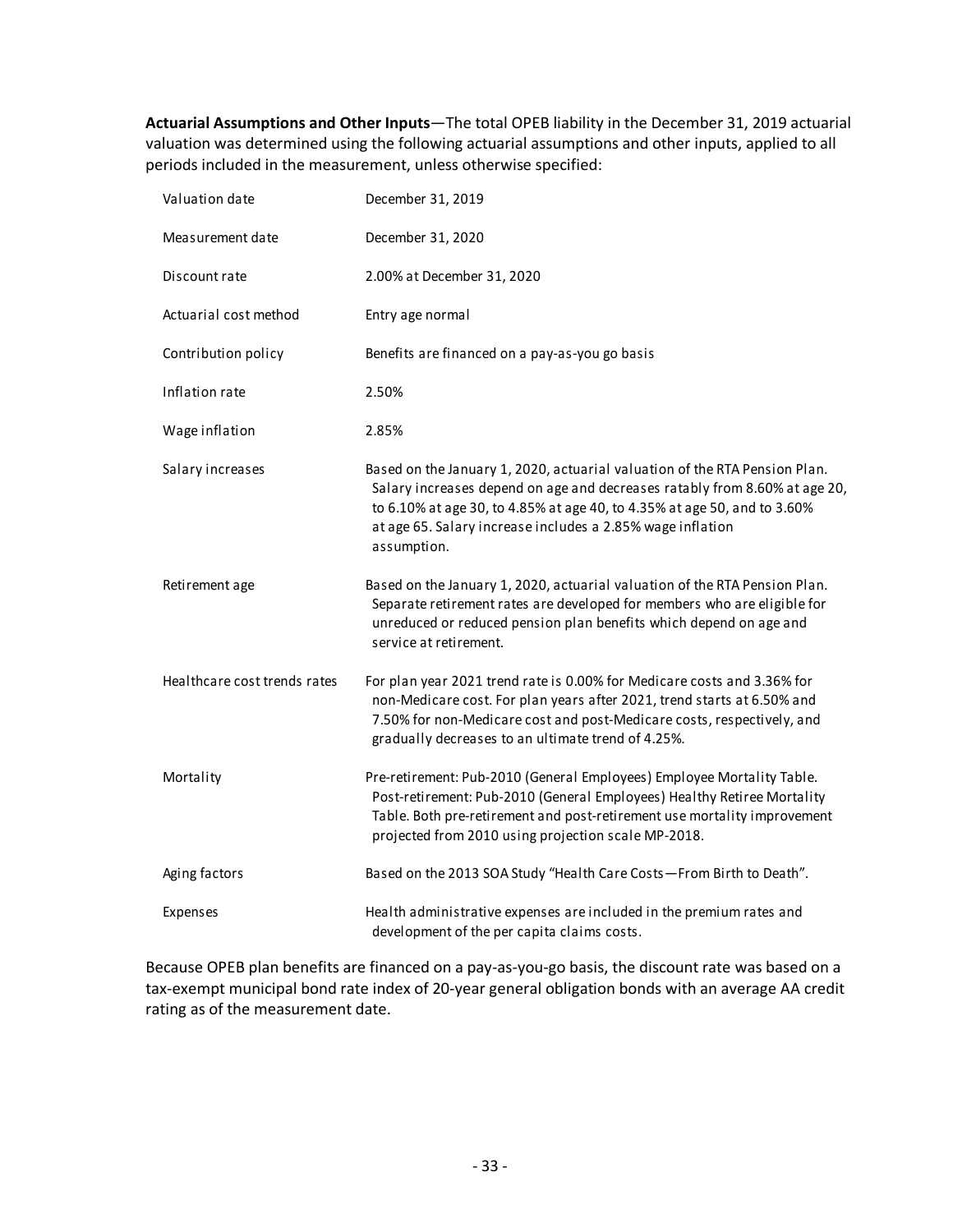**Actuarial Assumptions and Other Inputs**—The total OPEB liability in the December 31, 2019 actuarial valuation was determined using the following actuarial assumptions and other inputs, applied to all periods included in the measurement, unless otherwise specified:

| | |
|---|---|
| Valuation date | December 31, 2019 |
| Measurement date | December 31, 2020 |
| Discount rate | 2.00% at December 31, 2020 |
| Actuarial cost method | Entry age normal |
| Contribution policy | Benefits are financed on a pay-as-you go basis |
| Inflation rate | 2.50% |
| Wage inflation | 2.85% |
| Salary increases | Based on the January 1, 2020, actuarial valuation of the RTA Pension Plan. Salary increases depend on age and decreases ratably from 8.60% at age 20, to 6.10% at age 30, to 4.85% at age 40, to 4.35% at age 50, and to 3.60% at age 65. Salary increase includes a 2.85% wage inflation assumption. |
| Retirement age | Based on the January 1, 2020, actuarial valuation of the RTA Pension Plan. Separate retirement rates are developed for members who are eligible for unreduced or reduced pension plan benefits which depend on age and service at retirement. |
| Healthcare cost trends rates | For plan year 2021 trend rate is 0.00% for Medicare costs and 3.36% for non-Medicare cost. For plan years after 2021, trend starts at 6.50% and 7.50% for non-Medicare cost and post-Medicare costs, respectively, and gradually decreases to an ultimate trend of 4.25%. |
| Mortality | Pre-retirement: Pub-2010 (General Employees) Employee Mortality Table. Post-retirement: Pub-2010 (General Employees) Healthy Retiree Mortality Table. Both pre-retirement and post-retirement use mortality improvement projected from 2010 using projection scale MP-2018. |
| Aging factors | Based on the 2013 SOA Study "Health Care Costs—From Birth to Death". |
| Expenses | Health administrative expenses are included in the premium rates and development of the per capita claims costs. |

Because OPEB plan benefits are financed on a pay-as-you-go basis, the discount rate was based on a tax-exempt municipal bond rate index of 20-year general obligation bonds with an average AA credit rating as of the measurement date.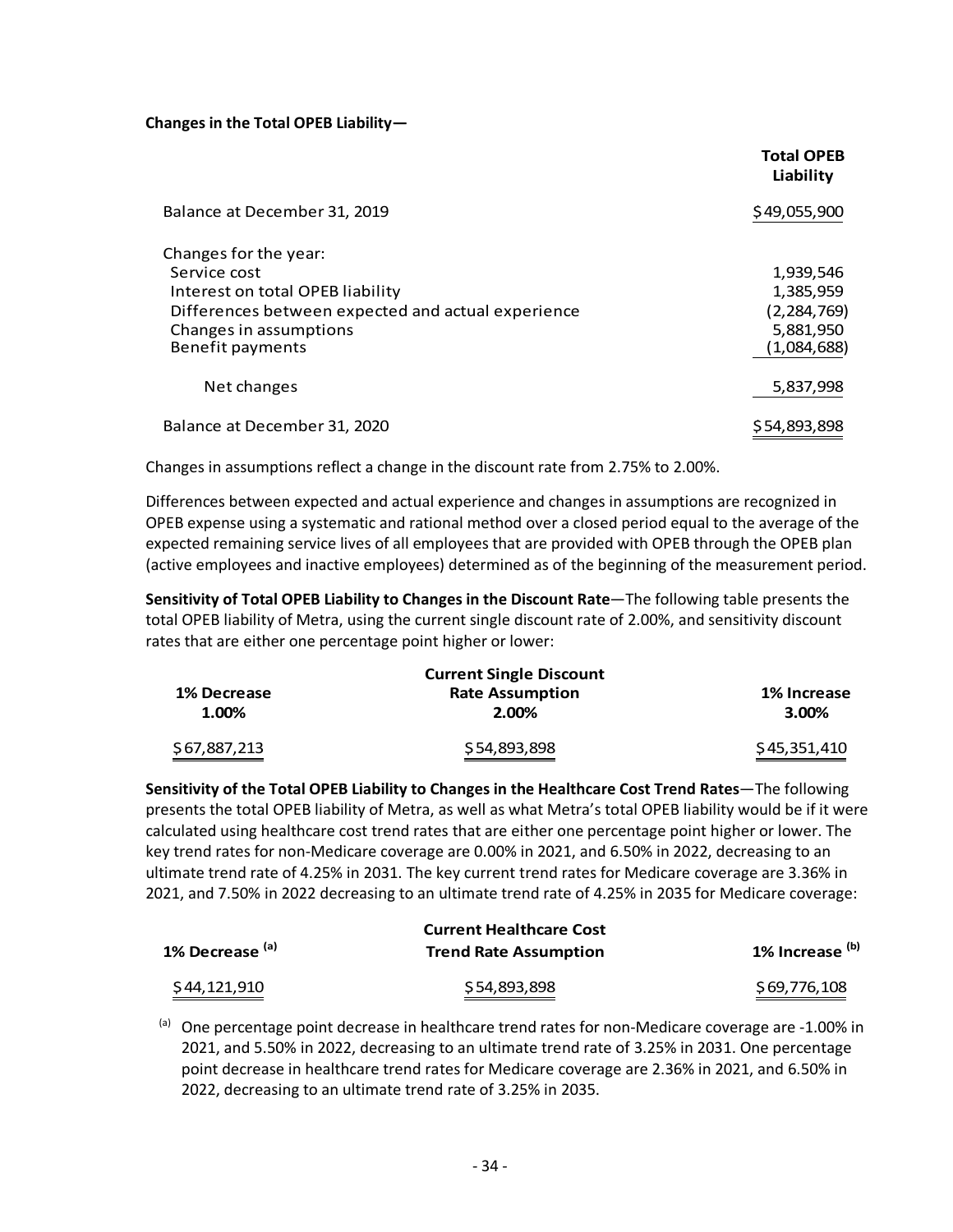**Changes in the Total OPEB Liability—**

| | Total OPEB Liability |
|---|---|
| Balance at December 31, 2019 | $49,055,900 |
| Changes for the year: | |
| Service cost | 1,939,546 |
| Interest on total OPEB liability | 1,385,959 |
| Differences between expected and actual experience | (2,284,769) |
| Changes in assumptions | 5,881,950 |
| Benefit payments | (1,084,688) |
| Net changes | 5,837,998 |
| Balance at December 31, 2020 | $54,893,898 |

Changes in assumptions reflect a change in the discount rate from 2.75% to 2.00%.

Differences between expected and actual experience and changes in assumptions are recognized in OPEB expense using a systematic and rational method over a closed period equal to the average of the expected remaining service lives of all employees that are provided with OPEB through the OPEB plan (active employees and inactive employees) determined as of the beginning of the measurement period.

**Sensitivity of Total OPEB Liability to Changes in the Discount Rate**—The following table presents the total OPEB liability of Metra, using the current single discount rate of 2.00%, and sensitivity discount rates that are either one percentage point higher or lower:

| 1% Decrease 1.00% | Current Single Discount Rate Assumption 2.00% | 1% Increase 3.00% |
|---|---|---|
| $67,887,213 | $54,893,898 | $45,351,410 |

**Sensitivity of the Total OPEB Liability to Changes in the Healthcare Cost Trend Rates**—The following presents the total OPEB liability of Metra, as well as what Metra's total OPEB liability would be if it were calculated using healthcare cost trend rates that are either one percentage point higher or lower. The key trend rates for non-Medicare coverage are 0.00% in 2021, and 6.50% in 2022, decreasing to an ultimate trend rate of 4.25% in 2031. The key current trend rates for Medicare coverage are 3.36% in 2021, and 7.50% in 2022 decreasing to an ultimate trend rate of 4.25% in 2035 for Medicare coverage:

| 1% Decrease [(a)] | Current Healthcare Cost Trend Rate Assumption | 1% Increase [(b)] |
|---|---|---|
| $44,121,910 | $54,893,898 | $69,776,108 |

[(a)] One percentage point decrease in healthcare trend rates for non-Medicare coverage are -1.00% in 2021, and 5.50% in 2022, decreasing to an ultimate trend rate of 3.25% in 2031. One percentage point decrease in healthcare trend rates for Medicare coverage are 2.36% in 2021, and 6.50% in 2022, decreasing to an ultimate trend rate of 3.25% in 2035.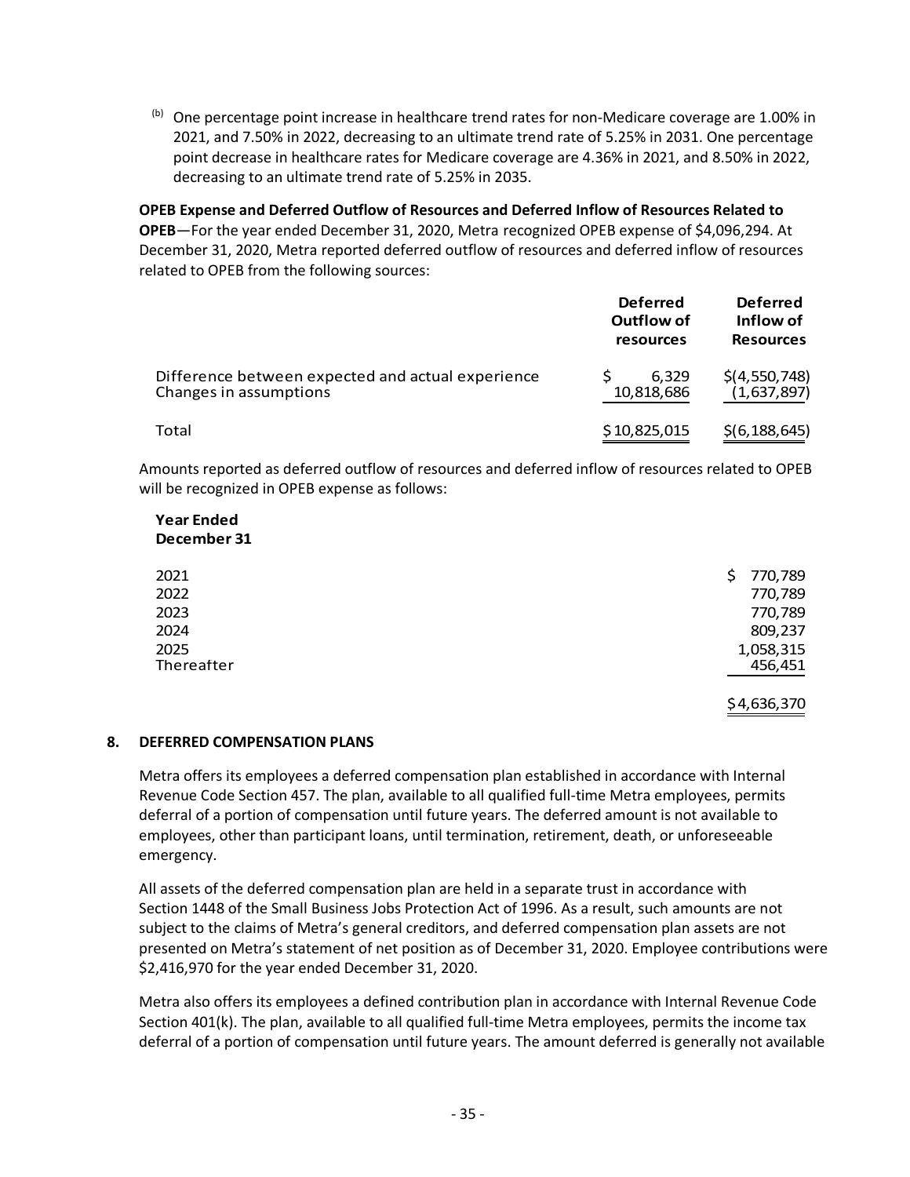(b) One percentage point increase in healthcare trend rates for non-Medicare coverage are 1.00% in 2021, and 7.50% in 2022, decreasing to an ultimate trend rate of 5.25% in 2031. One percentage point decrease in healthcare rates for Medicare coverage are 4.36% in 2021, and 8.50% in 2022, decreasing to an ultimate trend rate of 5.25% in 2035.

**OPEB Expense and Deferred Outflow of Resources and Deferred Inflow of Resources Related to OPEB**—For the year ended December 31, 2020, Metra recognized OPEB expense of $4,096,294. At December 31, 2020, Metra reported deferred outflow of resources and deferred inflow of resources related to OPEB from the following sources:

| | Deferred Outflow of resources | Deferred Inflow of Resources |
|---|---|---|
| Difference between expected and actual experience | $ 6,329 | $(4,550,748) |
| Changes in assumptions | 10,818,686 | (1,637,897) |
| Total | $ 10,825,015 | $(6,188,645) |

Amounts reported as deferred outflow of resources and deferred inflow of resources related to OPEB will be recognized in OPEB expense as follows:

| Year Ended December 31 | |
|---|---|
| 2021 | $ 770,789 |
| 2022 | 770,789 |
| 2023 | 770,789 |
| 2024 | 809,237 |
| 2025 | 1,058,315 |
| Thereafter | 456,451 |
| | $4,636,370 |

## 8. DEFERRED COMPENSATION PLANS

Metra offers its employees a deferred compensation plan established in accordance with Internal Revenue Code Section 457. The plan, available to all qualified full-time Metra employees, permits deferral of a portion of compensation until future years. The deferred amount is not available to employees, other than participant loans, until termination, retirement, death, or unforeseeable emergency.

All assets of the deferred compensation plan are held in a separate trust in accordance with Section 1448 of the Small Business Jobs Protection Act of 1996. As a result, such amounts are not subject to the claims of Metra's general creditors, and deferred compensation plan assets are not presented on Metra's statement of net position as of December 31, 2020. Employee contributions were $2,416,970 for the year ended December 31, 2020.

Metra also offers its employees a defined contribution plan in accordance with Internal Revenue Code Section 401(k). The plan, available to all qualified full-time Metra employees, permits the income tax deferral of a portion of compensation until future years. The amount deferred is generally not available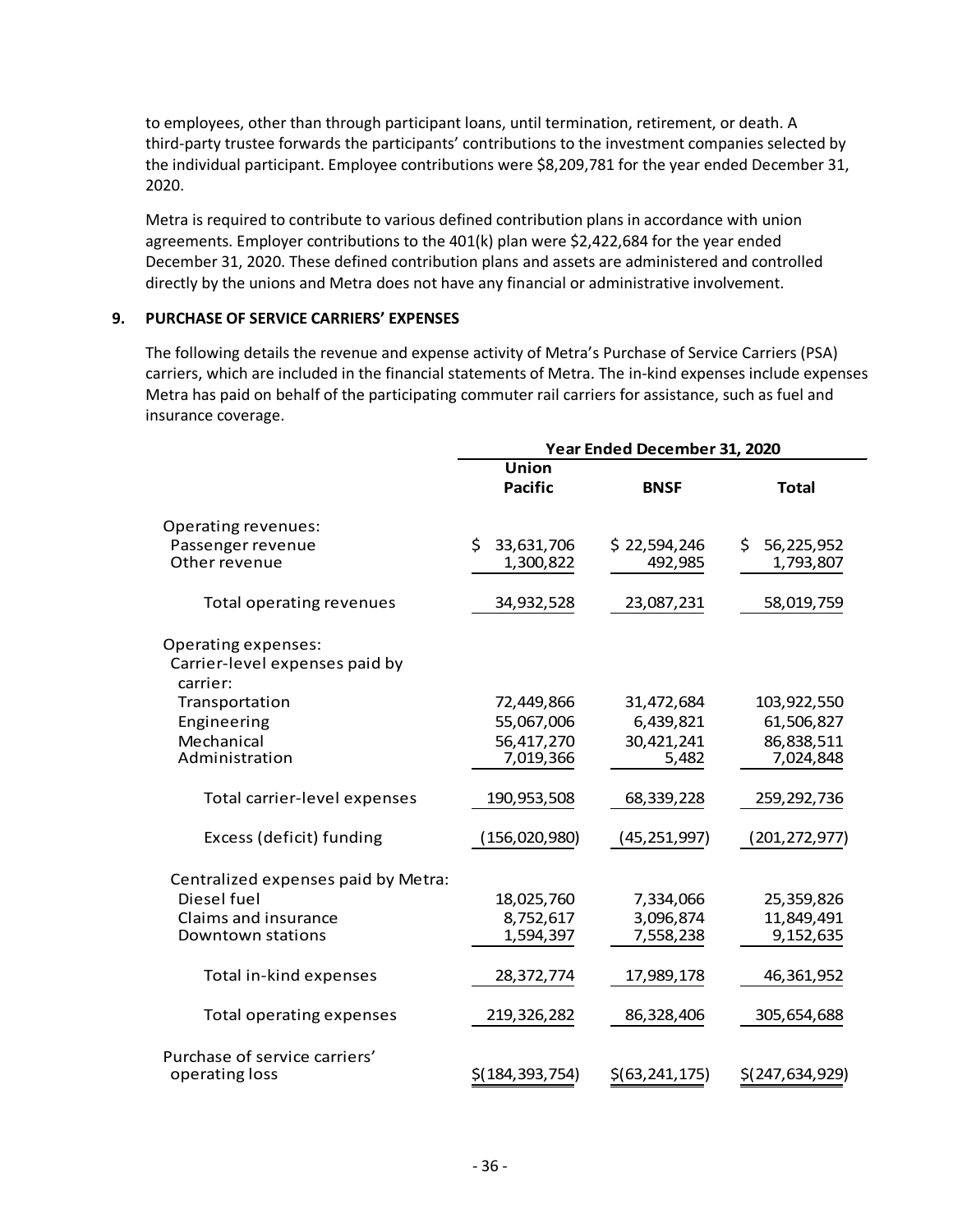to employees, other than through participant loans, until termination, retirement, or death. A third-party trustee forwards the participants' contributions to the investment companies selected by the individual participant. Employee contributions were $8,209,781 for the year ended December 31, 2020.

Metra is required to contribute to various defined contribution plans in accordance with union agreements. Employer contributions to the 401(k) plan were $2,422,684 for the year ended December 31, 2020. These defined contribution plans and assets are administered and controlled directly by the unions and Metra does not have any financial or administrative involvement.

## 9. PURCHASE OF SERVICE CARRIERS' EXPENSES

The following details the revenue and expense activity of Metra's Purchase of Service Carriers (PSA) carriers, which are included in the financial statements of Metra. The in-kind expenses include expenses Metra has paid on behalf of the participating commuter rail carriers for assistance, such as fuel and insurance coverage.

| | Year Ended December 31, 2020 | | |
|---|---|---|---|
| | Union Pacific | BNSF | Total |
| Operating revenues: | | | |
| Passenger revenue | $ 33,631,706 | $ 22,594,246 | $ 56,225,952 |
| Other revenue | 1,300,822 | 492,985 | 1,793,807 |
| Total operating revenues | 34,932,528 | 23,087,231 | 58,019,759 |
| Operating expenses: | | | |
| Carrier-level expenses paid by carrier: | | | |
| Transportation | 72,449,866 | 31,472,684 | 103,922,550 |
| Engineering | 55,067,006 | 6,439,821 | 61,506,827 |
| Mechanical | 56,417,270 | 30,421,241 | 86,838,511 |
| Administration | 7,019,366 | 5,482 | 7,024,848 |
| Total carrier-level expenses | 190,953,508 | 68,339,228 | 259,292,736 |
| Excess (deficit) funding | (156,020,980) | (45,251,997) | (201,272,977) |
| Centralized expenses paid by Metra: | | | |
| Diesel fuel | 18,025,760 | 7,334,066 | 25,359,826 |
| Claims and insurance | 8,752,617 | 3,096,874 | 11,849,491 |
| Downtown stations | 1,594,397 | 7,558,238 | 9,152,635 |
| Total in-kind expenses | 28,372,774 | 17,989,178 | 46,361,952 |
| Total operating expenses | 219,326,282 | 86,328,406 | 305,654,688 |
| Purchase of service carriers' operating loss | $(184,393,754) | $(63,241,175) | $(247,634,929) |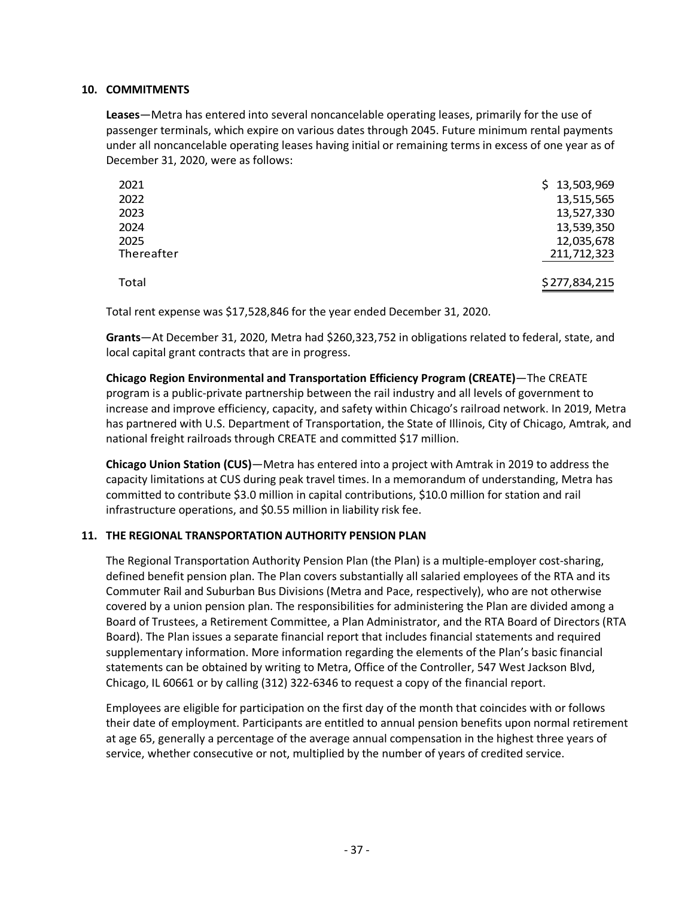## 10. COMMITMENTS

**Leases**—Metra has entered into several noncancelable operating leases, primarily for the use of passenger terminals, which expire on various dates through 2045. Future minimum rental payments under all noncancelable operating leases having initial or remaining terms in excess of one year as of December 31, 2020, were as follows:

| | |
|---|---:|
| 2021 | $ 13,503,969 |
| 2022 | 13,515,565 |
| 2023 | 13,527,330 |
| 2024 | 13,539,350 |
| 2025 | 12,035,678 |
| Thereafter | 211,712,323 |
| Total | $ 277,834,215 |

Total rent expense was $17,528,846 for the year ended December 31, 2020.

**Grants**—At December 31, 2020, Metra had $260,323,752 in obligations related to federal, state, and local capital grant contracts that are in progress.

**Chicago Region Environmental and Transportation Efficiency Program (CREATE)**—The CREATE program is a public-private partnership between the rail industry and all levels of government to increase and improve efficiency, capacity, and safety within Chicago's railroad network. In 2019, Metra has partnered with U.S. Department of Transportation, the State of Illinois, City of Chicago, Amtrak, and national freight railroads through CREATE and committed $17 million.

**Chicago Union Station (CUS)**—Metra has entered into a project with Amtrak in 2019 to address the capacity limitations at CUS during peak travel times. In a memorandum of understanding, Metra has committed to contribute $3.0 million in capital contributions, $10.0 million for station and rail infrastructure operations, and $0.55 million in liability risk fee.

## 11. THE REGIONAL TRANSPORTATION AUTHORITY PENSION PLAN

The Regional Transportation Authority Pension Plan (the Plan) is a multiple-employer cost-sharing, defined benefit pension plan. The Plan covers substantially all salaried employees of the RTA and its Commuter Rail and Suburban Bus Divisions (Metra and Pace, respectively), who are not otherwise covered by a union pension plan. The responsibilities for administering the Plan are divided among a Board of Trustees, a Retirement Committee, a Plan Administrator, and the RTA Board of Directors (RTA Board). The Plan issues a separate financial report that includes financial statements and required supplementary information. More information regarding the elements of the Plan's basic financial statements can be obtained by writing to Metra, Office of the Controller, 547 West Jackson Blvd, Chicago, IL 60661 or by calling (312) 322-6346 to request a copy of the financial report.

Employees are eligible for participation on the first day of the month that coincides with or follows their date of employment. Participants are entitled to annual pension benefits upon normal retirement at age 65, generally a percentage of the average annual compensation in the highest three years of service, whether consecutive or not, multiplied by the number of years of credited service.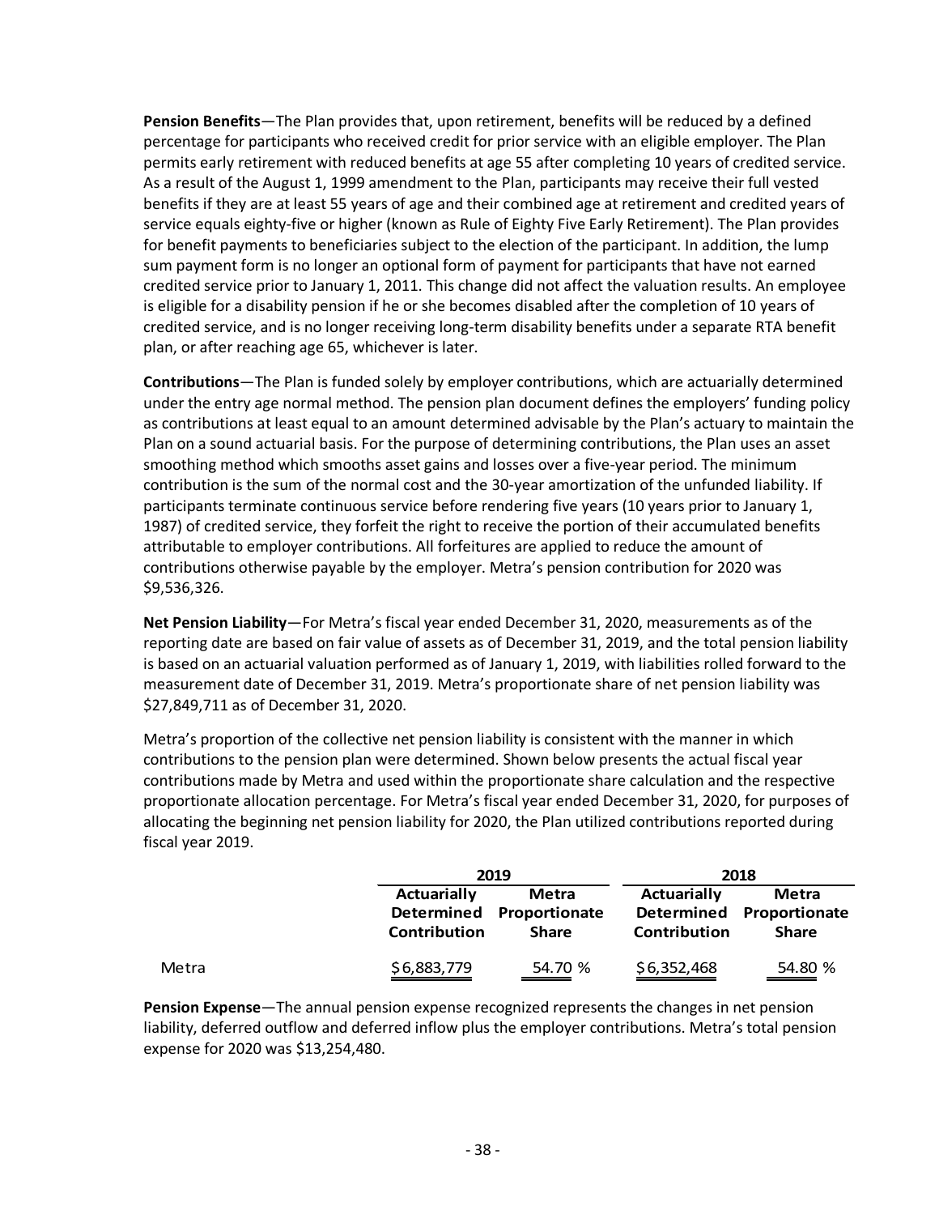**Pension Benefits**—The Plan provides that, upon retirement, benefits will be reduced by a defined percentage for participants who received credit for prior service with an eligible employer. The Plan permits early retirement with reduced benefits at age 55 after completing 10 years of credited service. As a result of the August 1, 1999 amendment to the Plan, participants may receive their full vested benefits if they are at least 55 years of age and their combined age at retirement and credited years of service equals eighty-five or higher (known as Rule of Eighty Five Early Retirement). The Plan provides for benefit payments to beneficiaries subject to the election of the participant. In addition, the lump sum payment form is no longer an optional form of payment for participants that have not earned credited service prior to January 1, 2011. This change did not affect the valuation results. An employee is eligible for a disability pension if he or she becomes disabled after the completion of 10 years of credited service, and is no longer receiving long-term disability benefits under a separate RTA benefit plan, or after reaching age 65, whichever is later.

**Contributions**—The Plan is funded solely by employer contributions, which are actuarially determined under the entry age normal method. The pension plan document defines the employers' funding policy as contributions at least equal to an amount determined advisable by the Plan's actuary to maintain the Plan on a sound actuarial basis. For the purpose of determining contributions, the Plan uses an asset smoothing method which smooths asset gains and losses over a five-year period. The minimum contribution is the sum of the normal cost and the 30-year amortization of the unfunded liability. If participants terminate continuous service before rendering five years (10 years prior to January 1, 1987) of credited service, they forfeit the right to receive the portion of their accumulated benefits attributable to employer contributions. All forfeitures are applied to reduce the amount of contributions otherwise payable by the employer. Metra's pension contribution for 2020 was $9,536,326.

**Net Pension Liability**—For Metra's fiscal year ended December 31, 2020, measurements as of the reporting date are based on fair value of assets as of December 31, 2019, and the total pension liability is based on an actuarial valuation performed as of January 1, 2019, with liabilities rolled forward to the measurement date of December 31, 2019. Metra's proportionate share of net pension liability was $27,849,711 as of December 31, 2020.

Metra's proportion of the collective net pension liability is consistent with the manner in which contributions to the pension plan were determined. Shown below presents the actual fiscal year contributions made by Metra and used within the proportionate share calculation and the respective proportionate allocation percentage. For Metra's fiscal year ended December 31, 2020, for purposes of allocating the beginning net pension liability for 2020, the Plan utilized contributions reported during fiscal year 2019.

| | 2019 | | 2018 | |
|---|---|---|---|---|
| | **Actuarially Determined Contribution** | **Metra Proportionate Share** | **Actuarially Determined Contribution** | **Metra Proportionate Share** |
| Metra | $6,883,779 | 54.70 % | $6,352,468 | 54.80 % |

**Pension Expense**—The annual pension expense recognized represents the changes in net pension liability, deferred outflow and deferred inflow plus the employer contributions. Metra's total pension expense for 2020 was $13,254,480.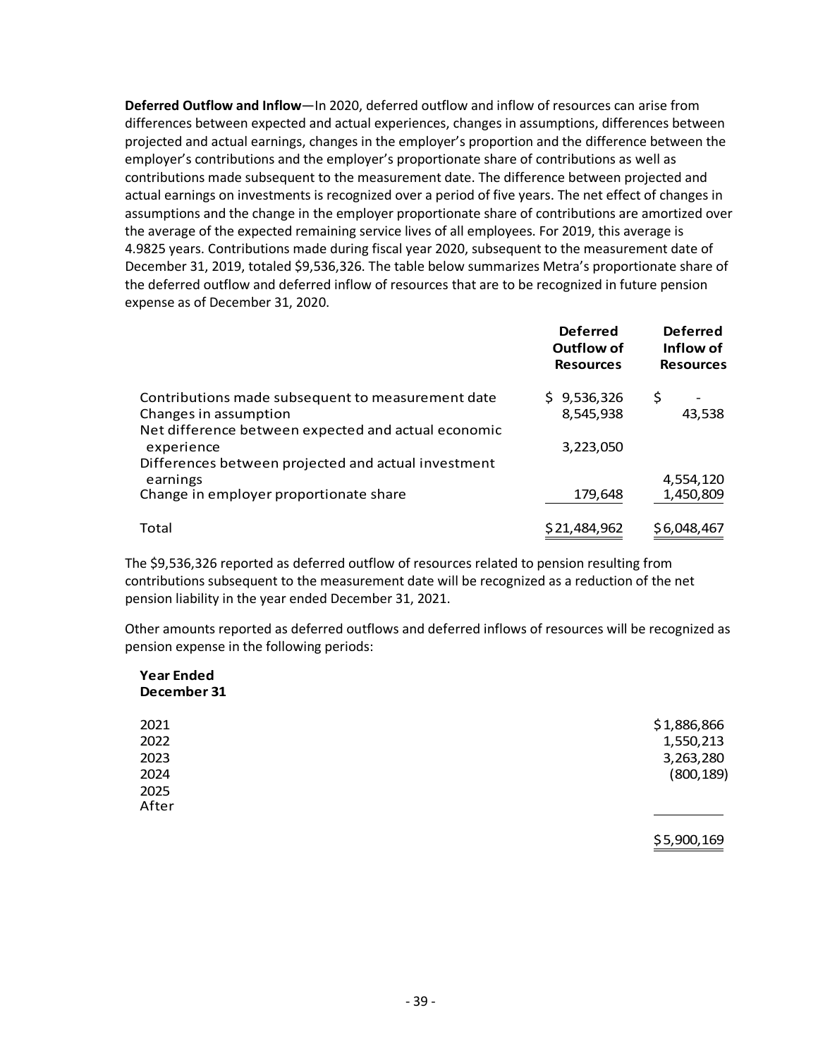**Deferred Outflow and Inflow**—In 2020, deferred outflow and inflow of resources can arise from differences between expected and actual experiences, changes in assumptions, differences between projected and actual earnings, changes in the employer's proportion and the difference between the employer's contributions and the employer's proportionate share of contributions as well as contributions made subsequent to the measurement date. The difference between projected and actual earnings on investments is recognized over a period of five years. The net effect of changes in assumptions and the change in the employer proportionate share of contributions are amortized over the average of the expected remaining service lives of all employees. For 2019, this average is 4.9825 years. Contributions made during fiscal year 2020, subsequent to the measurement date of December 31, 2019, totaled $9,536,326. The table below summarizes Metra's proportionate share of the deferred outflow and deferred inflow of resources that are to be recognized in future pension expense as of December 31, 2020.

| | Deferred Outflow of Resources | Deferred Inflow of Resources |
|---|---|---|
| Contributions made subsequent to measurement date | $ 9,536,326 | $ - |
| Changes in assumption | 8,545,938 | 43,538 |
| Net difference between expected and actual economic experience | 3,223,050 | |
| Differences between projected and actual investment earnings | | 4,554,120 |
| Change in employer proportionate share | 179,648 | 1,450,809 |
| Total | $21,484,962 | $6,048,467 |

The $9,536,326 reported as deferred outflow of resources related to pension resulting from contributions subsequent to the measurement date will be recognized as a reduction of the net pension liability in the year ended December 31, 2021.

Other amounts reported as deferred outflows and deferred inflows of resources will be recognized as pension expense in the following periods:

| Year Ended December 31 | |
|---|---|
| 2021 | $1,886,866 |
| 2022 | 1,550,213 |
| 2023 | 3,263,280 |
| 2024 | (800,189) |
| 2025 | |
| After | |
| | $5,900,169 |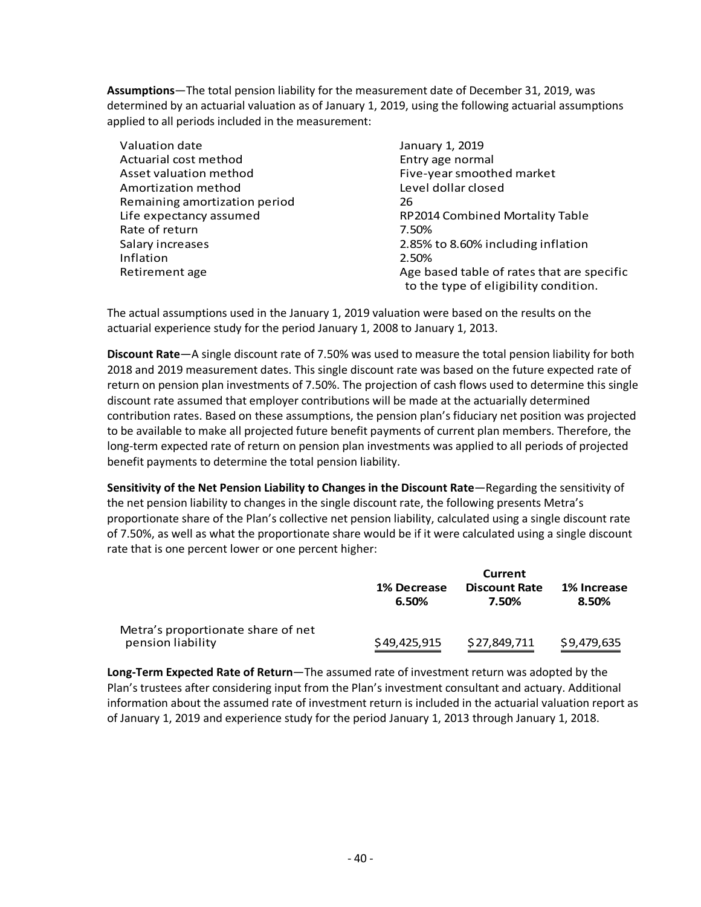**Assumptions**—The total pension liability for the measurement date of December 31, 2019, was determined by an actuarial valuation as of January 1, 2019, using the following actuarial assumptions applied to all periods included in the measurement:

| | |
|---|---|
| Valuation date | January 1, 2019 |
| Actuarial cost method | Entry age normal |
| Asset valuation method | Five-year smoothed market |
| Amortization method | Level dollar closed |
| Remaining amortization period | 26 |
| Life expectancy assumed | RP2014 Combined Mortality Table |
| Rate of return | 7.50% |
| Salary increases | 2.85% to 8.60% including inflation |
| Inflation | 2.50% |
| Retirement age | Age based table of rates that are specific to the type of eligibility condition. |

The actual assumptions used in the January 1, 2019 valuation were based on the results on the actuarial experience study for the period January 1, 2008 to January 1, 2013.

**Discount Rate**—A single discount rate of 7.50% was used to measure the total pension liability for both 2018 and 2019 measurement dates. This single discount rate was based on the future expected rate of return on pension plan investments of 7.50%. The projection of cash flows used to determine this single discount rate assumed that employer contributions will be made at the actuarially determined contribution rates. Based on these assumptions, the pension plan's fiduciary net position was projected to be available to make all projected future benefit payments of current plan members. Therefore, the long-term expected rate of return on pension plan investments was applied to all periods of projected benefit payments to determine the total pension liability.

**Sensitivity of the Net Pension Liability to Changes in the Discount Rate**—Regarding the sensitivity of the net pension liability to changes in the single discount rate, the following presents Metra's proportionate share of the Plan's collective net pension liability, calculated using a single discount rate of 7.50%, as well as what the proportionate share would be if it were calculated using a single discount rate that is one percent lower or one percent higher:

| | 1% Decrease 6.50% | Current Discount Rate 7.50% | 1% Increase 8.50% |
|---|---|---|---|
| Metra's proportionate share of net pension liability | $49,425,915 | $27,849,711 | $9,479,635 |

**Long-Term Expected Rate of Return**—The assumed rate of investment return was adopted by the Plan's trustees after considering input from the Plan's investment consultant and actuary. Additional information about the assumed rate of investment return is included in the actuarial valuation report as of January 1, 2019 and experience study for the period January 1, 2013 through January 1, 2018.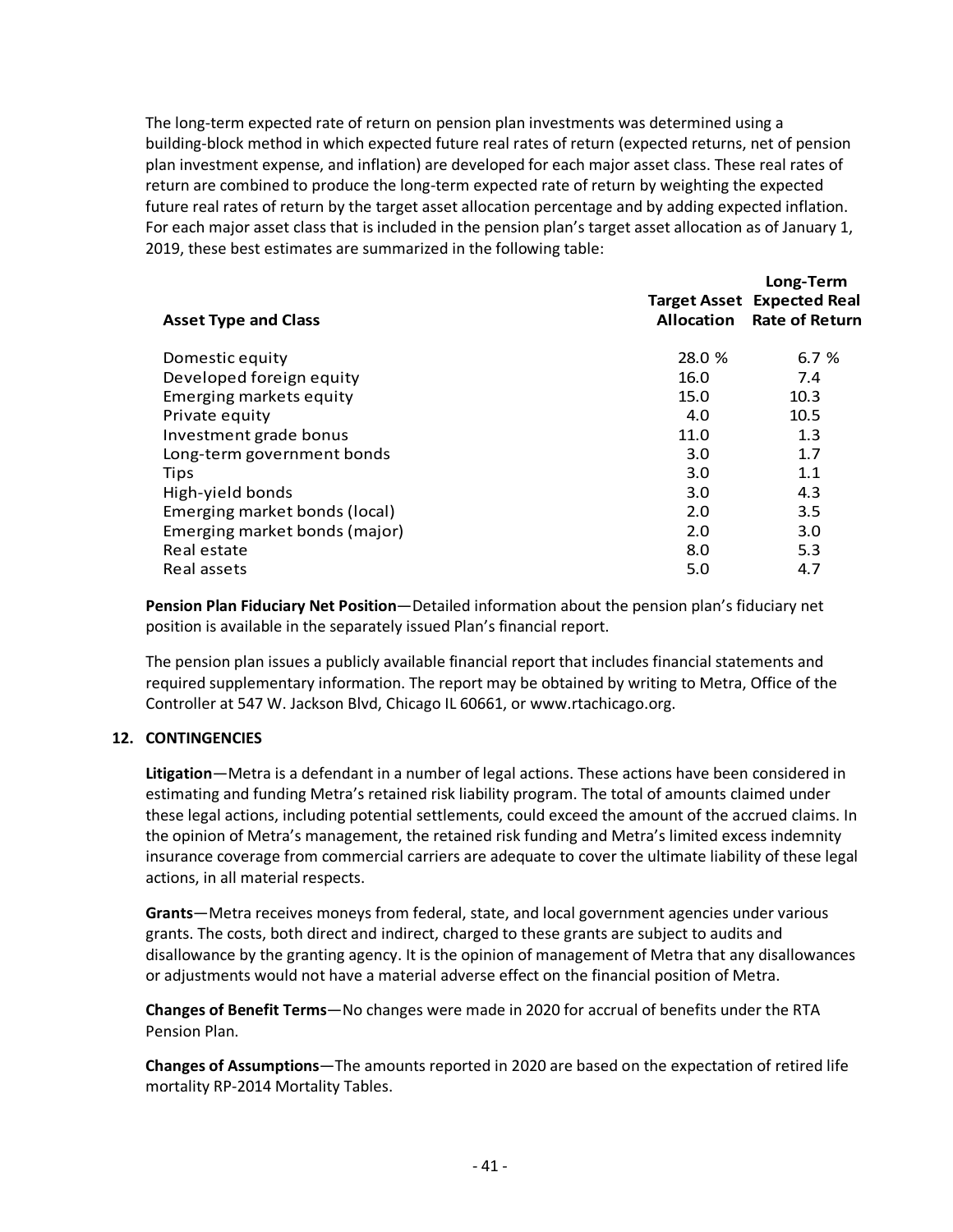The long-term expected rate of return on pension plan investments was determined using a building-block method in which expected future real rates of return (expected returns, net of pension plan investment expense, and inflation) are developed for each major asset class. These real rates of return are combined to produce the long-term expected rate of return by weighting the expected future real rates of return by the target asset allocation percentage and by adding expected inflation. For each major asset class that is included in the pension plan's target asset allocation as of January 1, 2019, these best estimates are summarized in the following table:

| Asset Type and Class | Target Asset Allocation | Long-Term Expected Real Rate of Return |
|---|---|---|
| Domestic equity | 28.0 % | 6.7 % |
| Developed foreign equity | 16.0 | 7.4 |
| Emerging markets equity | 15.0 | 10.3 |
| Private equity | 4.0 | 10.5 |
| Investment grade bonus | 11.0 | 1.3 |
| Long-term government bonds | 3.0 | 1.7 |
| Tips | 3.0 | 1.1 |
| High-yield bonds | 3.0 | 4.3 |
| Emerging market bonds (local) | 2.0 | 3.5 |
| Emerging market bonds (major) | 2.0 | 3.0 |
| Real estate | 8.0 | 5.3 |
| Real assets | 5.0 | 4.7 |

**Pension Plan Fiduciary Net Position**—Detailed information about the pension plan's fiduciary net position is available in the separately issued Plan's financial report.

The pension plan issues a publicly available financial report that includes financial statements and required supplementary information. The report may be obtained by writing to Metra, Office of the Controller at 547 W. Jackson Blvd, Chicago IL 60661, or www.rtachicago.org.

## 12. CONTINGENCIES

**Litigation**—Metra is a defendant in a number of legal actions. These actions have been considered in estimating and funding Metra's retained risk liability program. The total of amounts claimed under these legal actions, including potential settlements, could exceed the amount of the accrued claims. In the opinion of Metra's management, the retained risk funding and Metra's limited excess indemnity insurance coverage from commercial carriers are adequate to cover the ultimate liability of these legal actions, in all material respects.

**Grants**—Metra receives moneys from federal, state, and local government agencies under various grants. The costs, both direct and indirect, charged to these grants are subject to audits and disallowance by the granting agency. It is the opinion of management of Metra that any disallowances or adjustments would not have a material adverse effect on the financial position of Metra.

**Changes of Benefit Terms**—No changes were made in 2020 for accrual of benefits under the RTA Pension Plan.

**Changes of Assumptions**—The amounts reported in 2020 are based on the expectation of retired life mortality RP-2014 Mortality Tables.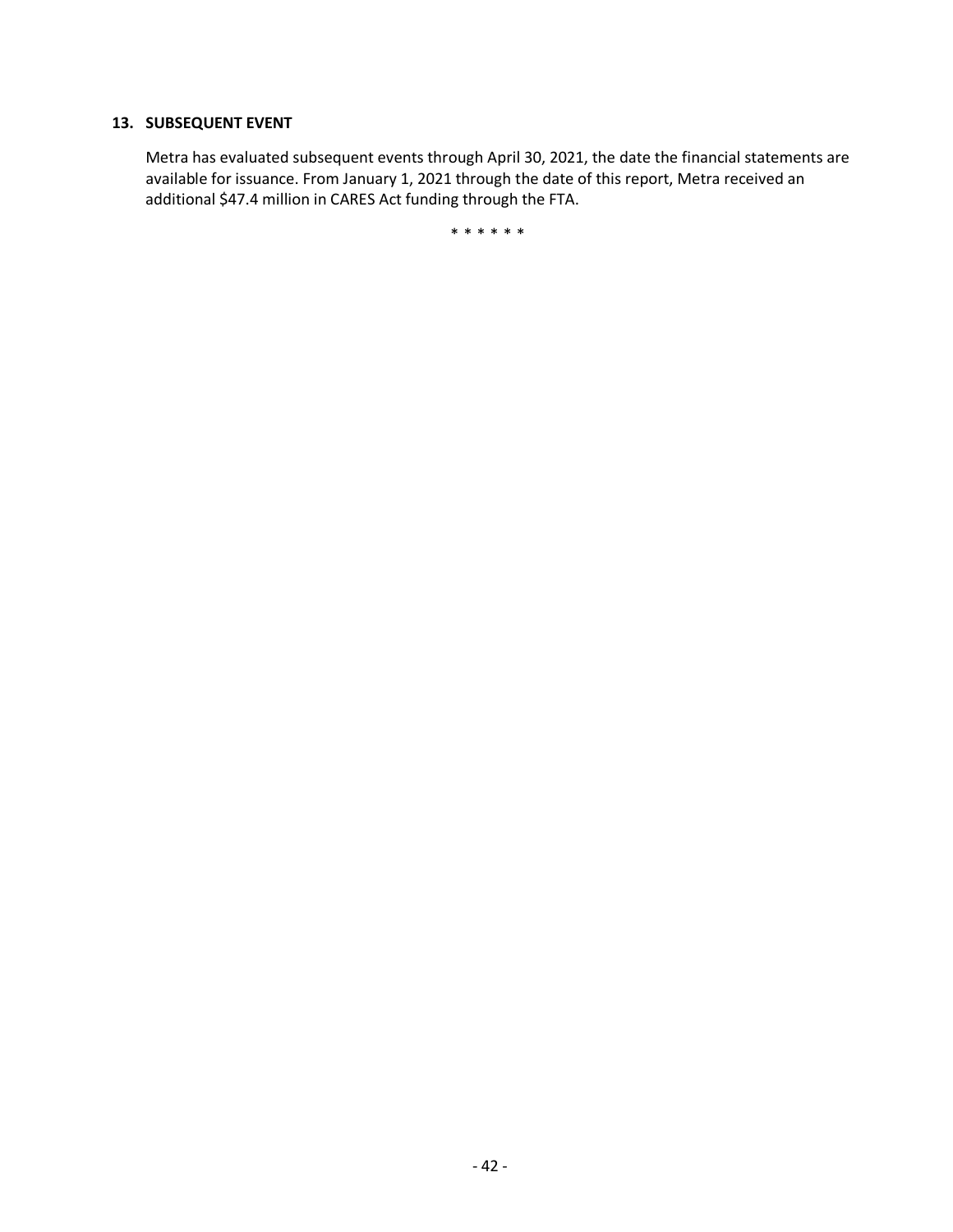## 13. SUBSEQUENT EVENT

Metra has evaluated subsequent events through April 30, 2021, the date the financial statements are available for issuance. From January 1, 2021 through the date of this report, Metra received an additional $47.4 million in CARES Act funding through the FTA.

* * * * * *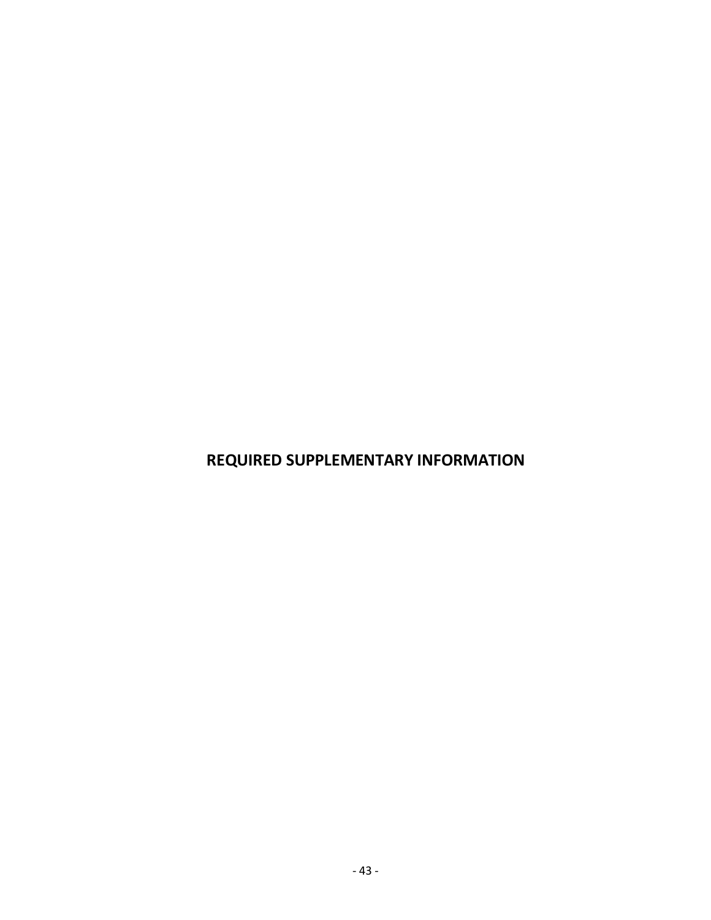# REQUIRED SUPPLEMENTARY INFORMATION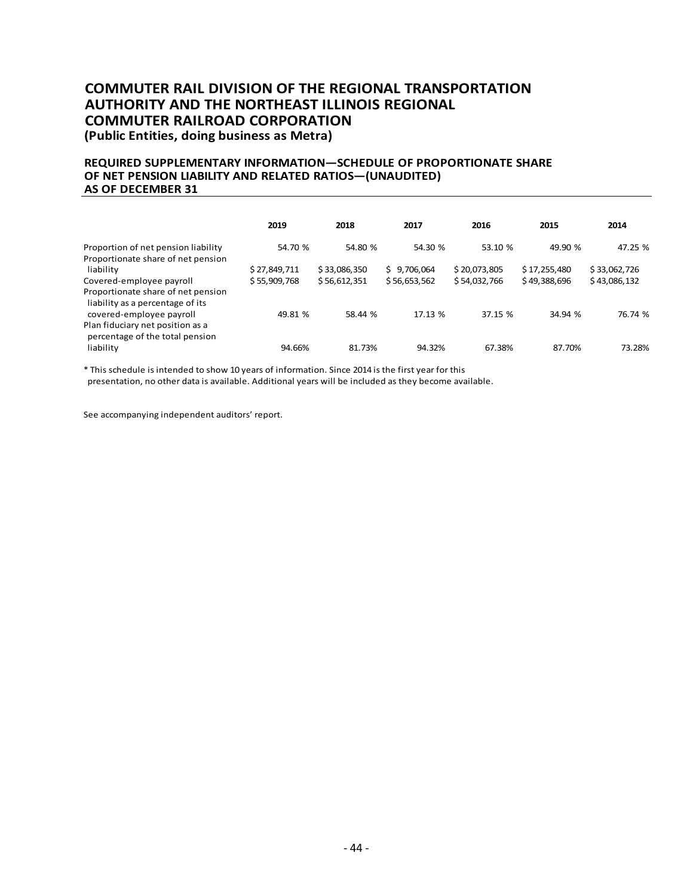# COMMUTER RAIL DIVISION OF THE REGIONAL TRANSPORTATION AUTHORITY AND THE NORTHEAST ILLINOIS REGIONAL COMMUTER RAILROAD CORPORATION

**(Public Entities, doing business as Metra)**

## REQUIRED SUPPLEMENTARY INFORMATION—SCHEDULE OF PROPORTIONATE SHARE OF NET PENSION LIABILITY AND RELATED RATIOS—(UNAUDITED) AS OF DECEMBER 31

| | 2019 | 2018 | 2017 | 2016 | 2015 | 2014 |
|---|---|---|---|---|---|---|
| Proportion of net pension liability | 54.70 % | 54.80 % | 54.30 % | 53.10 % | 49.90 % | 47.25 % |
| Proportionate share of net pension liability | $ 27,849,711 | $ 33,086,350 | $ 9,706,064 | $ 20,073,805 | $ 17,255,480 | $ 33,062,726 |
| Covered-employee payroll | $ 55,909,768 | $ 56,612,351 | $ 56,653,562 | $ 54,032,766 | $ 49,388,696 | $ 43,086,132 |
| Proportionate share of net pension liability as a percentage of its covered-employee payroll | 49.81 % | 58.44 % | 17.13 % | 37.15 % | 34.94 % | 76.74 % |
| Plan fiduciary net position as a percentage of the total pension liability | 94.66% | 81.73% | 94.32% | 67.38% | 87.70% | 73.28% |

* This schedule is intended to show 10 years of information. Since 2014 is the first year for this presentation, no other data is available. Additional years will be included as they become available.

See accompanying independent auditors' report.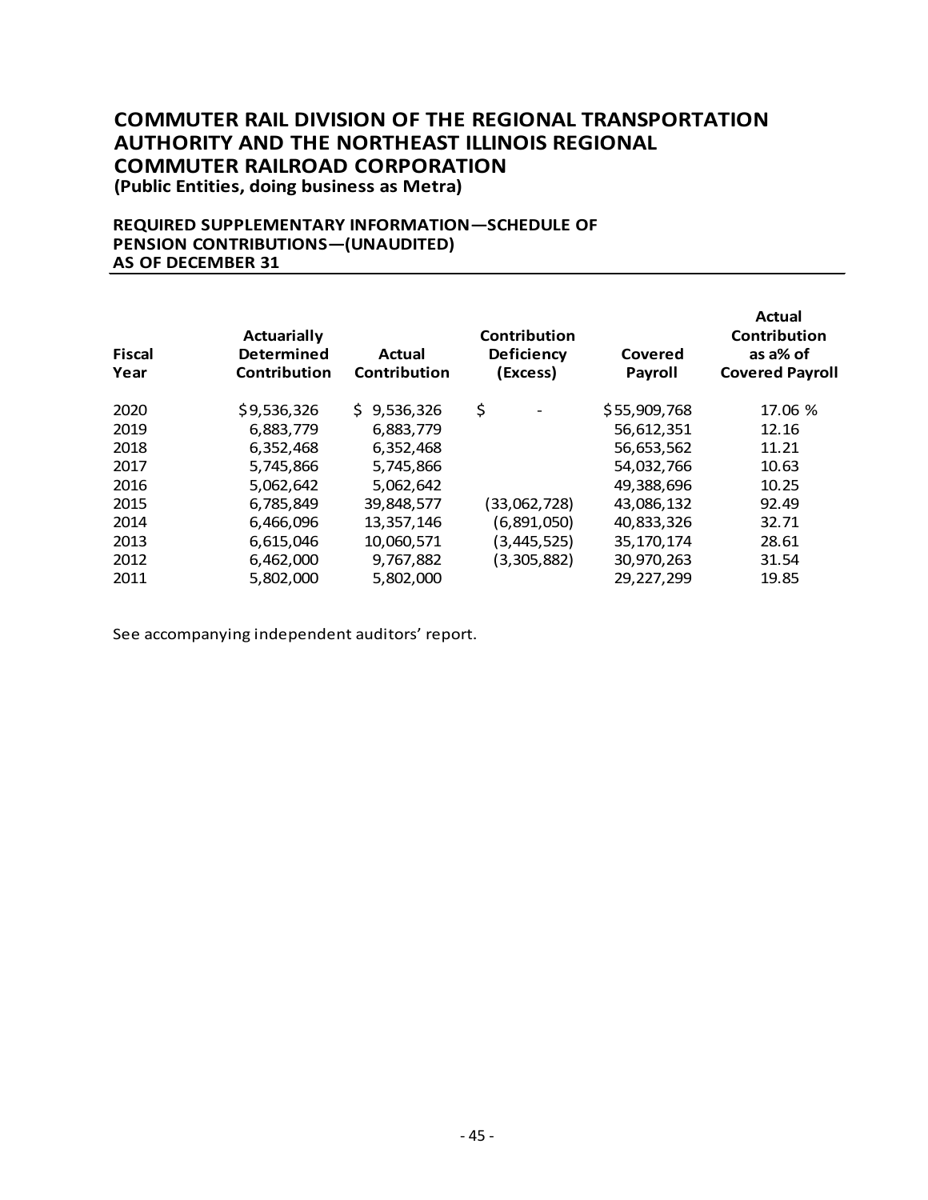# COMMUTER RAIL DIVISION OF THE REGIONAL TRANSPORTATION AUTHORITY AND THE NORTHEAST ILLINOIS REGIONAL COMMUTER RAILROAD CORPORATION

**(Public Entities, doing business as Metra)**

## REQUIRED SUPPLEMENTARY INFORMATION—SCHEDULE OF PENSION CONTRIBUTIONS—(UNAUDITED) AS OF DECEMBER 31

| Fiscal Year | Actuarially Determined Contribution | Actual Contribution | Contribution Deficiency (Excess) | Covered Payroll | Actual Contribution as a% of Covered Payroll |
|---|---|---|---|---|---|
| 2020 | $9,536,326 | $ 9,536,326 | $ - | $55,909,768 | 17.06 % |
| 2019 | 6,883,779 | 6,883,779 | | 56,612,351 | 12.16 |
| 2018 | 6,352,468 | 6,352,468 | | 56,653,562 | 11.21 |
| 2017 | 5,745,866 | 5,745,866 | | 54,032,766 | 10.63 |
| 2016 | 5,062,642 | 5,062,642 | | 49,388,696 | 10.25 |
| 2015 | 6,785,849 | 39,848,577 | (33,062,728) | 43,086,132 | 92.49 |
| 2014 | 6,466,096 | 13,357,146 | (6,891,050) | 40,833,326 | 32.71 |
| 2013 | 6,615,046 | 10,060,571 | (3,445,525) | 35,170,174 | 28.61 |
| 2012 | 6,462,000 | 9,767,882 | (3,305,882) | 30,970,263 | 31.54 |
| 2011 | 5,802,000 | 5,802,000 | | 29,227,299 | 19.85 |

See accompanying independent auditors' report.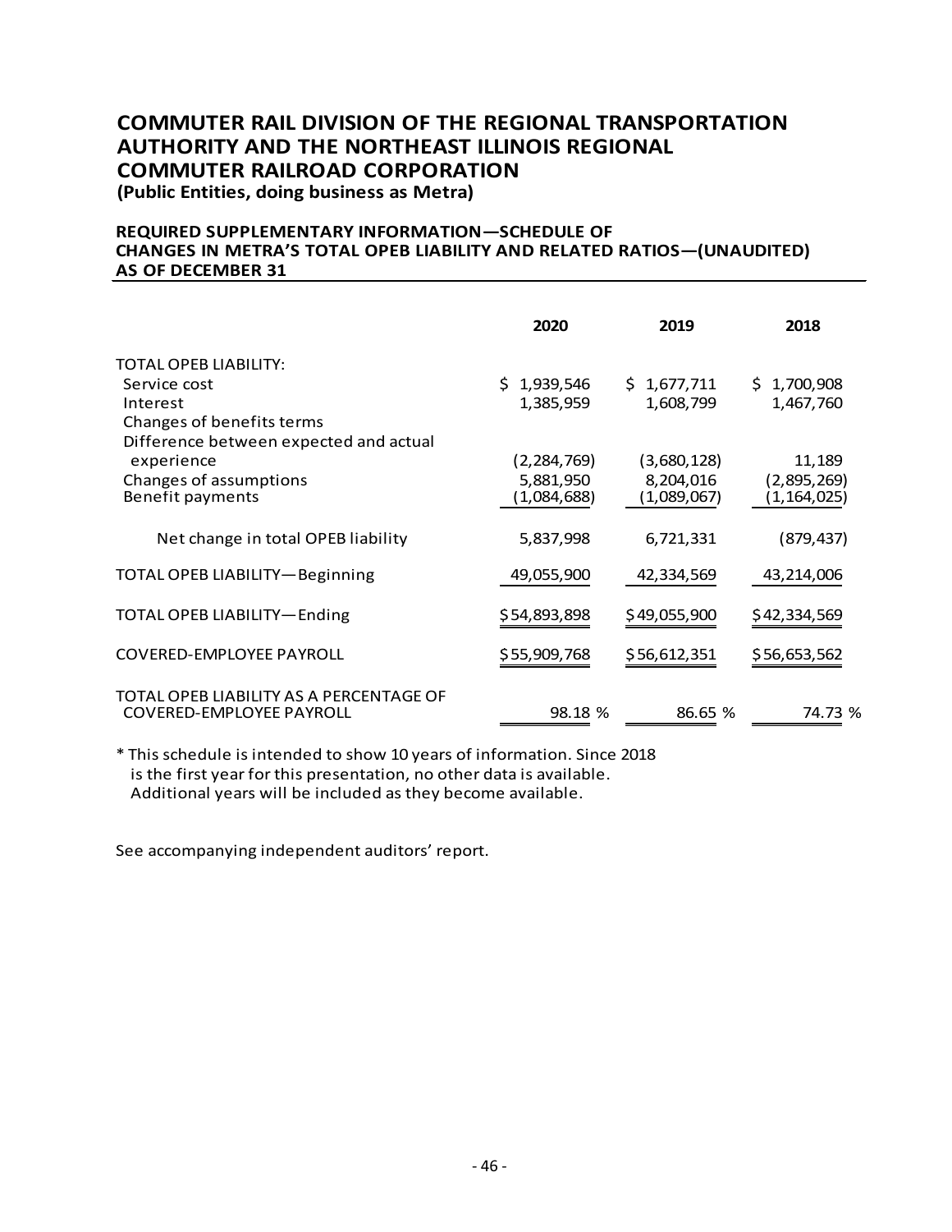# COMMUTER RAIL DIVISION OF THE REGIONAL TRANSPORTATION AUTHORITY AND THE NORTHEAST ILLINOIS REGIONAL COMMUTER RAILROAD CORPORATION

**(Public Entities, doing business as Metra)**

## REQUIRED SUPPLEMENTARY INFORMATION—SCHEDULE OF CHANGES IN METRA'S TOTAL OPEB LIABILITY AND RELATED RATIOS—(UNAUDITED) AS OF DECEMBER 31

| | 2020 | 2019 | 2018 |
|---|---|---|---|
| TOTAL OPEB LIABILITY: | | | |
| Service cost | $ 1,939,546 | $ 1,677,711 | $ 1,700,908 |
| Interest | 1,385,959 | 1,608,799 | 1,467,760 |
| Changes of benefits terms | | | |
| Difference between expected and actual experience | (2,284,769) | (3,680,128) | 11,189 |
| Changes of assumptions | 5,881,950 | 8,204,016 | (2,895,269) |
| Benefit payments | (1,084,688) | (1,089,067) | (1,164,025) |
| Net change in total OPEB liability | 5,837,998 | 6,721,331 | (879,437) |
| TOTAL OPEB LIABILITY—Beginning | 49,055,900 | 42,334,569 | 43,214,006 |
| TOTAL OPEB LIABILITY—Ending | $54,893,898 | $49,055,900 | $42,334,569 |
| COVERED-EMPLOYEE PAYROLL | $55,909,768 | $56,612,351 | $56,653,562 |
| TOTAL OPEB LIABILITY AS A PERCENTAGE OF COVERED-EMPLOYEE PAYROLL | 98.18 % | 86.65 % | 74.73 % |

* This schedule is intended to show 10 years of information. Since 2018 is the first year for this presentation, no other data is available. Additional years will be included as they become available.

See accompanying independent auditors' report.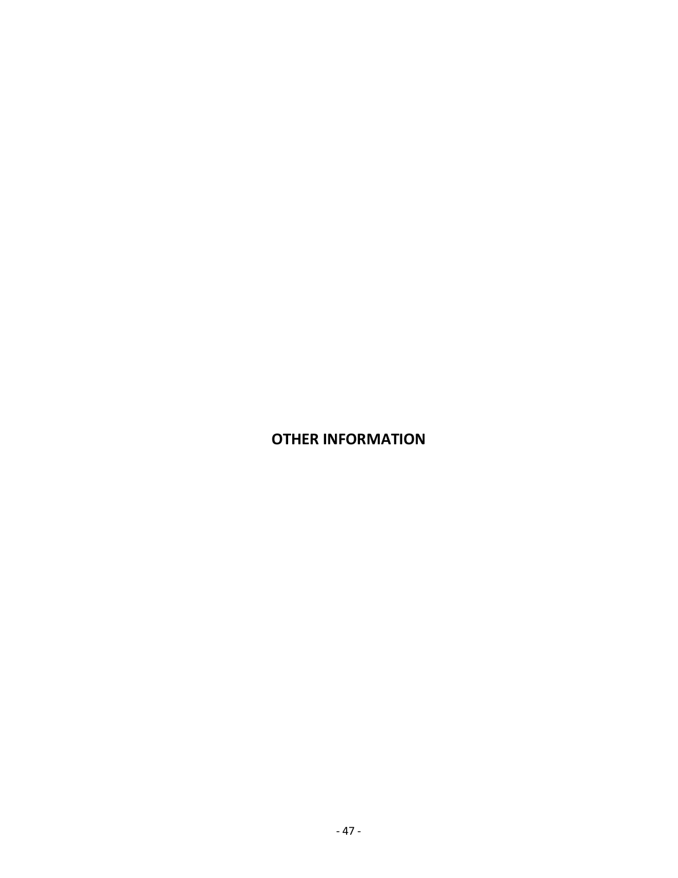# OTHER INFORMATION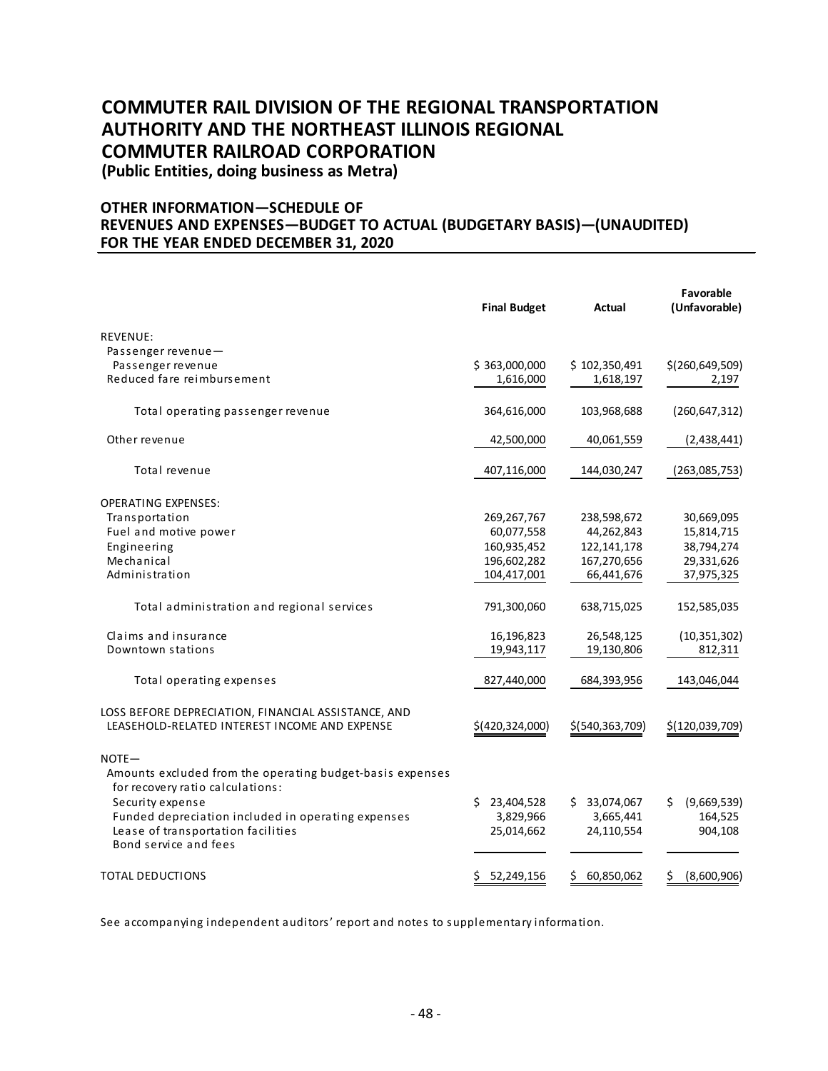# COMMUTER RAIL DIVISION OF THE REGIONAL TRANSPORTATION AUTHORITY AND THE NORTHEAST ILLINOIS REGIONAL COMMUTER RAILROAD CORPORATION

**(Public Entities, doing business as Metra)**

## OTHER INFORMATION—SCHEDULE OF REVENUES AND EXPENSES—BUDGET TO ACTUAL (BUDGETARY BASIS)—(UNAUDITED) FOR THE YEAR ENDED DECEMBER 31, 2020

| | Final Budget | Actual | Favorable (Unfavorable) |
|---|---|---|---|
| REVENUE: | | | |
| Passenger revenue— | | | |
| Passenger revenue | $ 363,000,000 | $ 102,350,491 | $(260,649,509) |
| Reduced fare reimbursement | 1,616,000 | 1,618,197 | 2,197 |
| Total operating passenger revenue | 364,616,000 | 103,968,688 | (260,647,312) |
| Other revenue | 42,500,000 | 40,061,559 | (2,438,441) |
| Total revenue | 407,116,000 | 144,030,247 | (263,085,753) |
| OPERATING EXPENSES: | | | |
| Transportation | 269,267,767 | 238,598,672 | 30,669,095 |
| Fuel and motive power | 60,077,558 | 44,262,843 | 15,814,715 |
| Engineering | 160,935,452 | 122,141,178 | 38,794,274 |
| Mechanical | 196,602,282 | 167,270,656 | 29,331,626 |
| Administration | 104,417,001 | 66,441,676 | 37,975,325 |
| Total administration and regional services | 791,300,060 | 638,715,025 | 152,585,035 |
| Claims and insurance | 16,196,823 | 26,548,125 | (10,351,302) |
| Downtown stations | 19,943,117 | 19,130,806 | 812,311 |
| Total operating expenses | 827,440,000 | 684,393,956 | 143,046,044 |
| LOSS BEFORE DEPRECIATION, FINANCIAL ASSISTANCE, AND LEASEHOLD-RELATED INTEREST INCOME AND EXPENSE | $(420,324,000) | $(540,363,709) | $(120,039,709) |
| NOTE— | | | |
| Amounts excluded from the operating budget-basis expenses for recovery ratio calculations: | | | |
| Security expense | $ 23,404,528 | $ 33,074,067 | $ (9,669,539) |
| Funded depreciation included in operating expenses | 3,829,966 | 3,665,441 | 164,525 |
| Lease of transportation facilities | 25,014,662 | 24,110,554 | 904,108 |
| Bond service and fees | | | |
| TOTAL DEDUCTIONS | $ 52,249,156 | $ 60,850,062 | $ (8,600,906) |

See accompanying independent auditors' report and notes to supplementary information.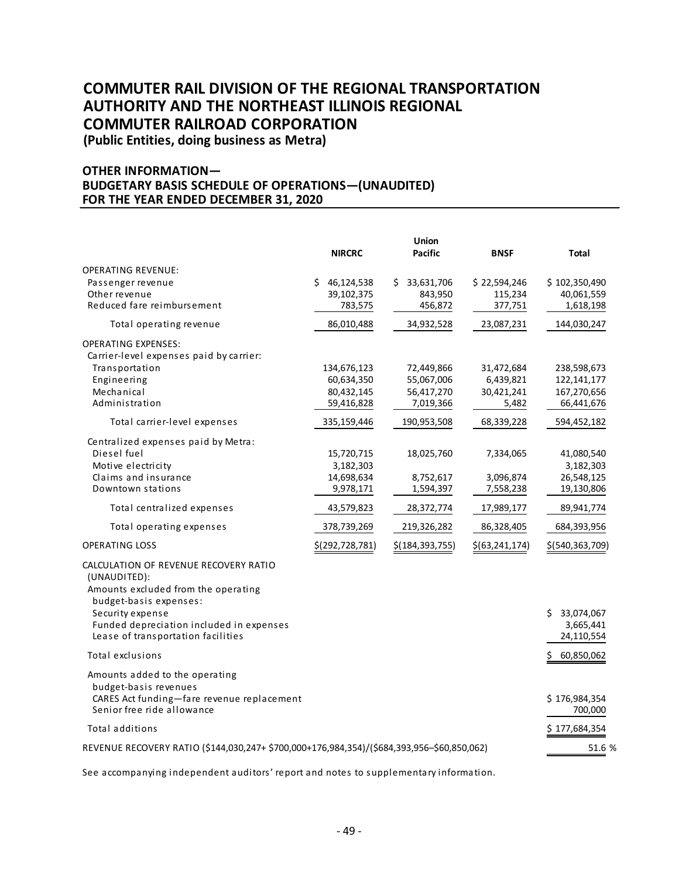# COMMUTER RAIL DIVISION OF THE REGIONAL TRANSPORTATION AUTHORITY AND THE NORTHEAST ILLINOIS REGIONAL COMMUTER RAILROAD CORPORATION

**(Public Entities, doing business as Metra)**

## OTHER INFORMATION— BUDGETARY BASIS SCHEDULE OF OPERATIONS—(UNAUDITED) FOR THE YEAR ENDED DECEMBER 31, 2020

| | NIRCRC | Union Pacific | BNSF | Total |
|---|---|---|---|---|
| OPERATING REVENUE: | | | | |
| Passenger revenue | $ 46,124,538 | $ 33,631,706 | $ 22,594,246 | $ 102,350,490 |
| Other revenue | 39,102,375 | 843,950 | 115,234 | 40,061,559 |
| Reduced fare reimbursement | 783,575 | 456,872 | 377,751 | 1,618,198 |
| Total operating revenue | 86,010,488 | 34,932,528 | 23,087,231 | 144,030,247 |
| OPERATING EXPENSES: | | | | |
| Carrier-level expenses paid by carrier: | | | | |
| Transportation | 134,676,123 | 72,449,866 | 31,472,684 | 238,598,673 |
| Engineering | 60,634,350 | 55,067,006 | 6,439,821 | 122,141,177 |
| Mechanical | 80,432,145 | 56,417,270 | 30,421,241 | 167,270,656 |
| Administration | 59,416,828 | 7,019,366 | 5,482 | 66,441,676 |
| Total carrier-level expenses | 335,159,446 | 190,953,508 | 68,339,228 | 594,452,182 |
| Centralized expenses paid by Metra: | | | | |
| Diesel fuel | 15,720,715 | 18,025,760 | 7,334,065 | 41,080,540 |
| Motive electricity | 3,182,303 | | | 3,182,303 |
| Claims and insurance | 14,698,634 | 8,752,617 | 3,096,874 | 26,548,125 |
| Downtown stations | 9,978,171 | 1,594,397 | 7,558,238 | 19,130,806 |
| Total centralized expenses | 43,579,823 | 28,372,774 | 17,989,177 | 89,941,774 |
| Total operating expenses | 378,739,269 | 219,326,282 | 86,328,405 | 684,393,956 |
| OPERATING LOSS | $(292,728,781) | $(184,393,755) | $(63,241,174) | $(540,363,709) |
| CALCULATION OF REVENUE RECOVERY RATIO (UNAUDITED): | | | | |
| Amounts excluded from the operating budget-basis expenses: | | | | |
| Security expense | | | | $ 33,074,067 |
| Funded depreciation included in expenses | | | | 3,665,441 |
| Lease of transportation facilities | | | | 24,110,554 |
| Total exclusions | | | | $ 60,850,062 |
| Amounts added to the operating budget-basis revenues | | | | |
| CARES Act funding—fare revenue replacement | | | | $ 176,984,354 |
| Senior free ride allowance | | | | 700,000 |
| Total additions | | | | $ 177,684,354 |
| REVENUE RECOVERY RATIO ($144,030,247+ $700,000+176,984,354)/($684,393,956–$60,850,062) | | | | 51.6 % |

See accompanying independent auditors' report and notes to supplementary information.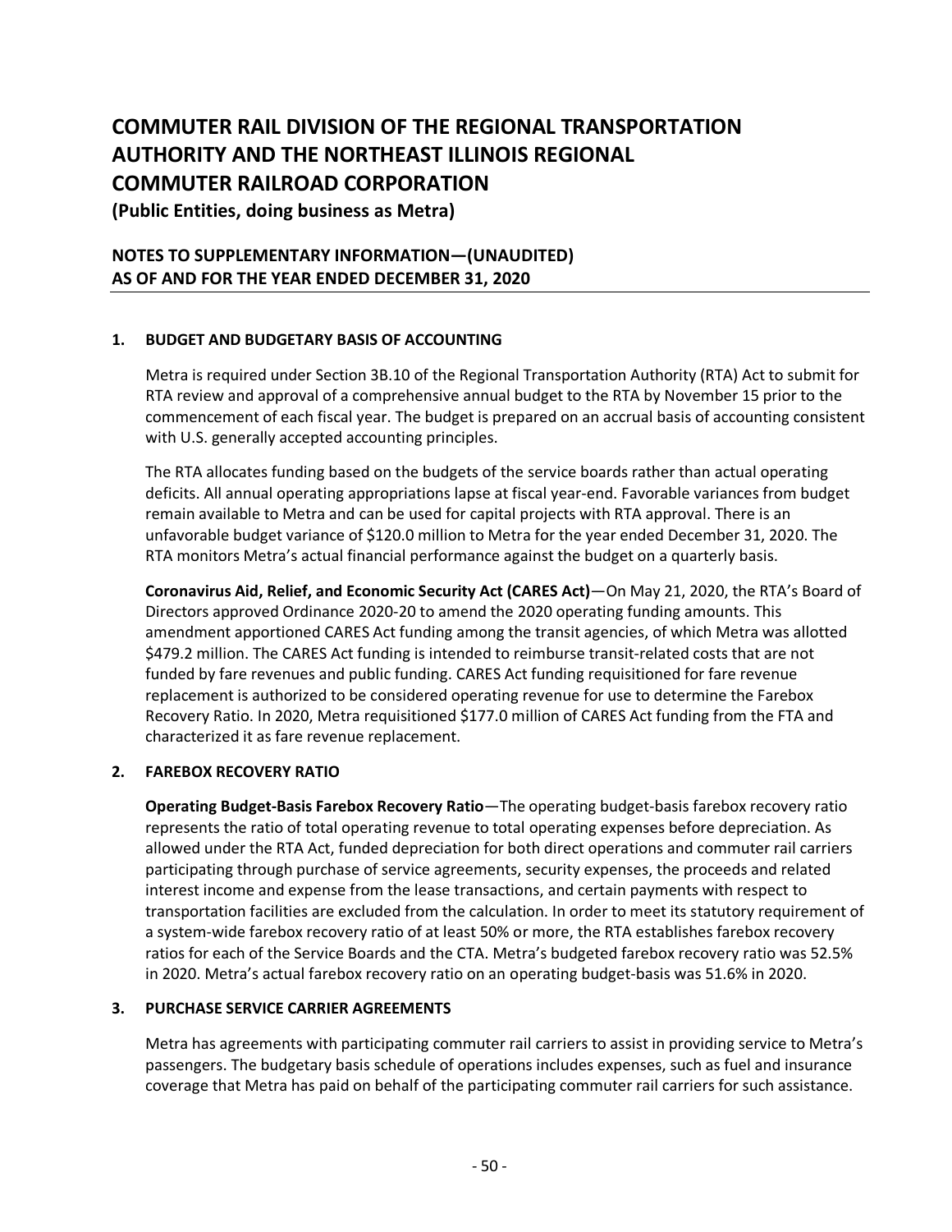# COMMUTER RAIL DIVISION OF THE REGIONAL TRANSPORTATION AUTHORITY AND THE NORTHEAST ILLINOIS REGIONAL COMMUTER RAILROAD CORPORATION

**(Public Entities, doing business as Metra)**

## NOTES TO SUPPLEMENTARY INFORMATION—(UNAUDITED) AS OF AND FOR THE YEAR ENDED DECEMBER 31, 2020

### 1. BUDGET AND BUDGETARY BASIS OF ACCOUNTING

Metra is required under Section 3B.10 of the Regional Transportation Authority (RTA) Act to submit for RTA review and approval of a comprehensive annual budget to the RTA by November 15 prior to the commencement of each fiscal year. The budget is prepared on an accrual basis of accounting consistent with U.S. generally accepted accounting principles.

The RTA allocates funding based on the budgets of the service boards rather than actual operating deficits. All annual operating appropriations lapse at fiscal year-end. Favorable variances from budget remain available to Metra and can be used for capital projects with RTA approval. There is an unfavorable budget variance of $120.0 million to Metra for the year ended December 31, 2020. The RTA monitors Metra's actual financial performance against the budget on a quarterly basis.

**Coronavirus Aid, Relief, and Economic Security Act (CARES Act)**—On May 21, 2020, the RTA's Board of Directors approved Ordinance 2020-20 to amend the 2020 operating funding amounts. This amendment apportioned CARES Act funding among the transit agencies, of which Metra was allotted $479.2 million. The CARES Act funding is intended to reimburse transit-related costs that are not funded by fare revenues and public funding. CARES Act funding requisitioned for fare revenue replacement is authorized to be considered operating revenue for use to determine the Farebox Recovery Ratio. In 2020, Metra requisitioned $177.0 million of CARES Act funding from the FTA and characterized it as fare revenue replacement.

### 2. FAREBOX RECOVERY RATIO

**Operating Budget-Basis Farebox Recovery Ratio**—The operating budget-basis farebox recovery ratio represents the ratio of total operating revenue to total operating expenses before depreciation. As allowed under the RTA Act, funded depreciation for both direct operations and commuter rail carriers participating through purchase of service agreements, security expenses, the proceeds and related interest income and expense from the lease transactions, and certain payments with respect to transportation facilities are excluded from the calculation. In order to meet its statutory requirement of a system-wide farebox recovery ratio of at least 50% or more, the RTA establishes farebox recovery ratios for each of the Service Boards and the CTA. Metra's budgeted farebox recovery ratio was 52.5% in 2020. Metra's actual farebox recovery ratio on an operating budget-basis was 51.6% in 2020.

### 3. PURCHASE SERVICE CARRIER AGREEMENTS

Metra has agreements with participating commuter rail carriers to assist in providing service to Metra's passengers. The budgetary basis schedule of operations includes expenses, such as fuel and insurance coverage that Metra has paid on behalf of the participating commuter rail carriers for such assistance.